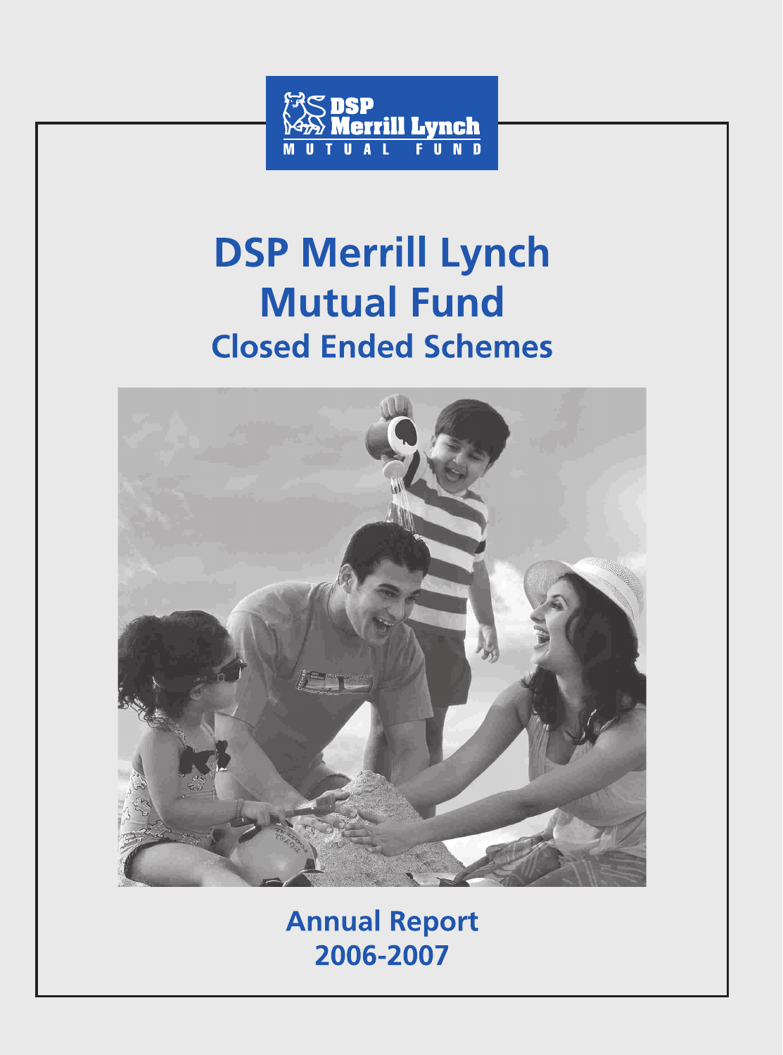DSP Merrill Lynch
MUTUAL FUND

# DSP Merrill Lynch Mutual Fund

## Closed Ended Schemes

## Annual Report 2006-2007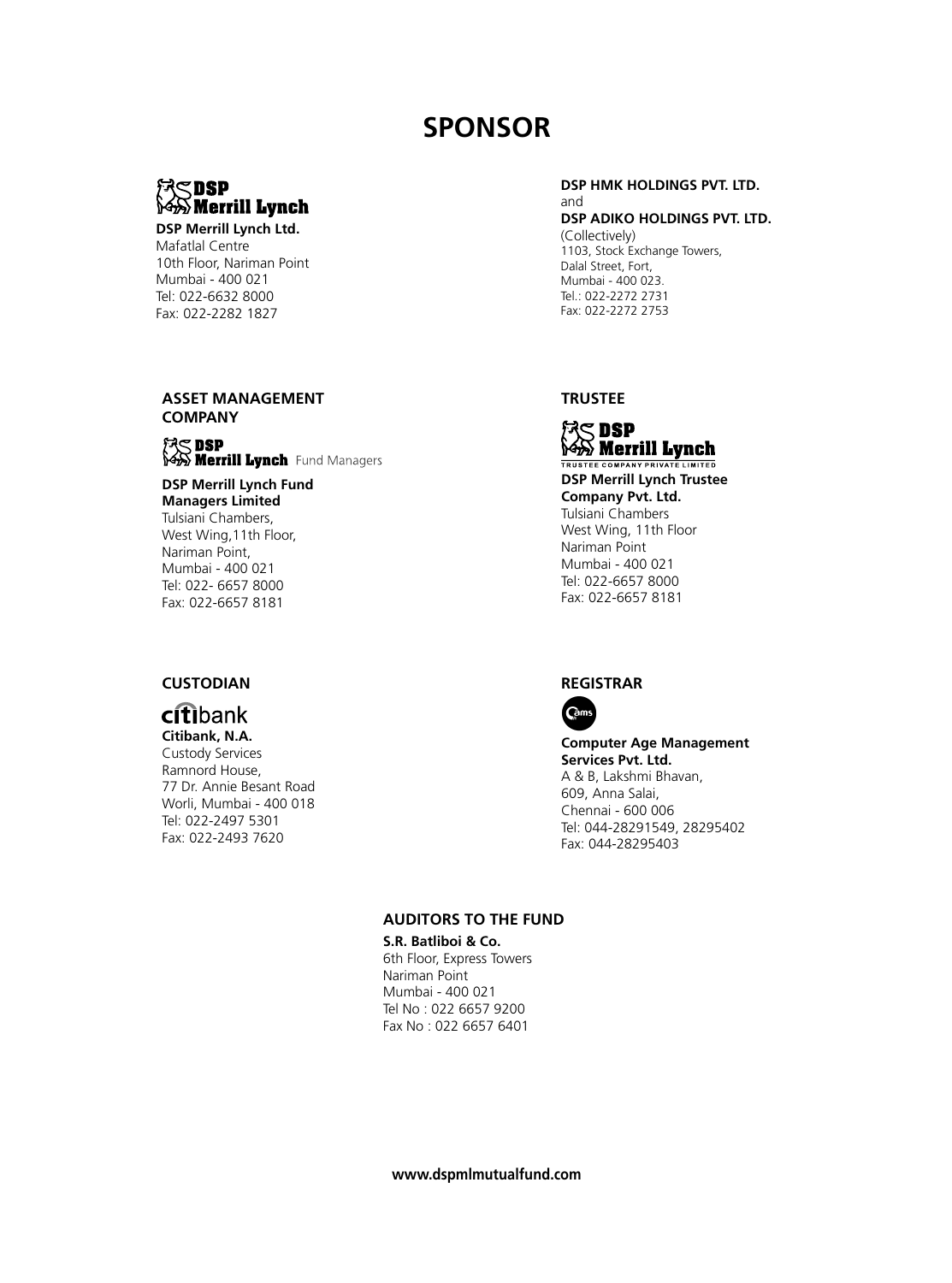# SPONSOR

**DSP Merrill Lynch Ltd.**
Mafatlal Centre
10th Floor, Nariman Point
Mumbai - 400 021
Tel: 022-6632 8000
Fax: 022-2282 1827

**DSP HMK HOLDINGS PVT. LTD.**
and
**DSP ADIKO HOLDINGS PVT. LTD.**
(Collectively)
1103, Stock Exchange Towers,
Dalal Street, Fort,
Mumbai - 400 023.
Tel.: 022-2272 2731
Fax: 022-2272 2753

## ASSET MANAGEMENT COMPANY

**DSP Merrill Lynch Fund Managers Limited**
Tulsiani Chambers,
West Wing,11th Floor,
Nariman Point,
Mumbai - 400 021
Tel: 022- 6657 8000
Fax: 022-6657 8181

## TRUSTEE

**DSP Merrill Lynch Trustee Company Pvt. Ltd.**
Tulsiani Chambers
West Wing, 11th Floor
Nariman Point
Mumbai - 400 021
Tel: 022-6657 8000
Fax: 022-6657 8181

## CUSTODIAN

**Citibank, N.A.**
Custody Services
Ramnord House,
77 Dr. Annie Besant Road
Worli, Mumbai - 400 018
Tel: 022-2497 5301
Fax: 022-2493 7620

## REGISTRAR

**Computer Age Management Services Pvt. Ltd.**
A & B, Lakshmi Bhavan,
609, Anna Salai,
Chennai - 600 006
Tel: 044-28291549, 28295402
Fax: 044-28295403

## AUDITORS TO THE FUND

**S.R. Batliboi & Co.**
6th Floor, Express Towers
Nariman Point
Mumbai - 400 021
Tel No : 022 6657 9200
Fax No : 022 6657 6401

**www.dspmlmutualfund.com**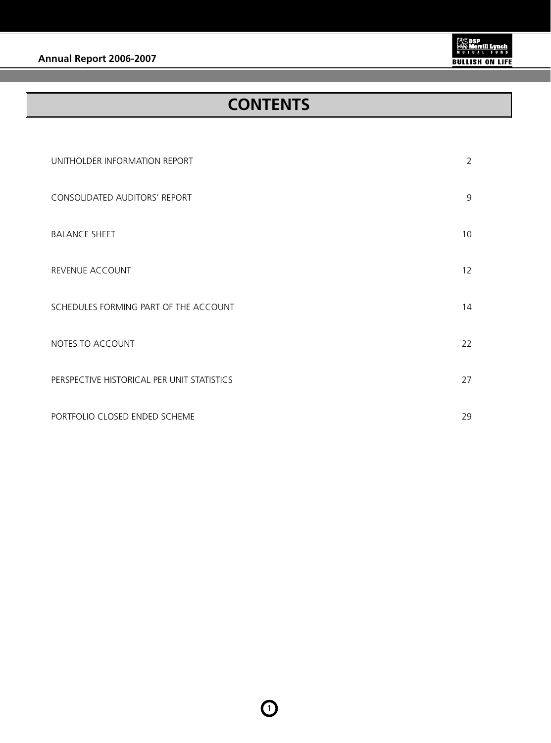# CONTENTS

| | |
|---|---|
| UNITHOLDER INFORMATION REPORT | 2 |
| CONSOLIDATED AUDITORS' REPORT | 9 |
| BALANCE SHEET | 10 |
| REVENUE ACCOUNT | 12 |
| SCHEDULES FORMING PART OF THE ACCOUNT | 14 |
| NOTES TO ACCOUNT | 22 |
| PERSPECTIVE HISTORICAL PER UNIT STATISTICS | 27 |
| PORTFOLIO CLOSED ENDED SCHEME | 29 |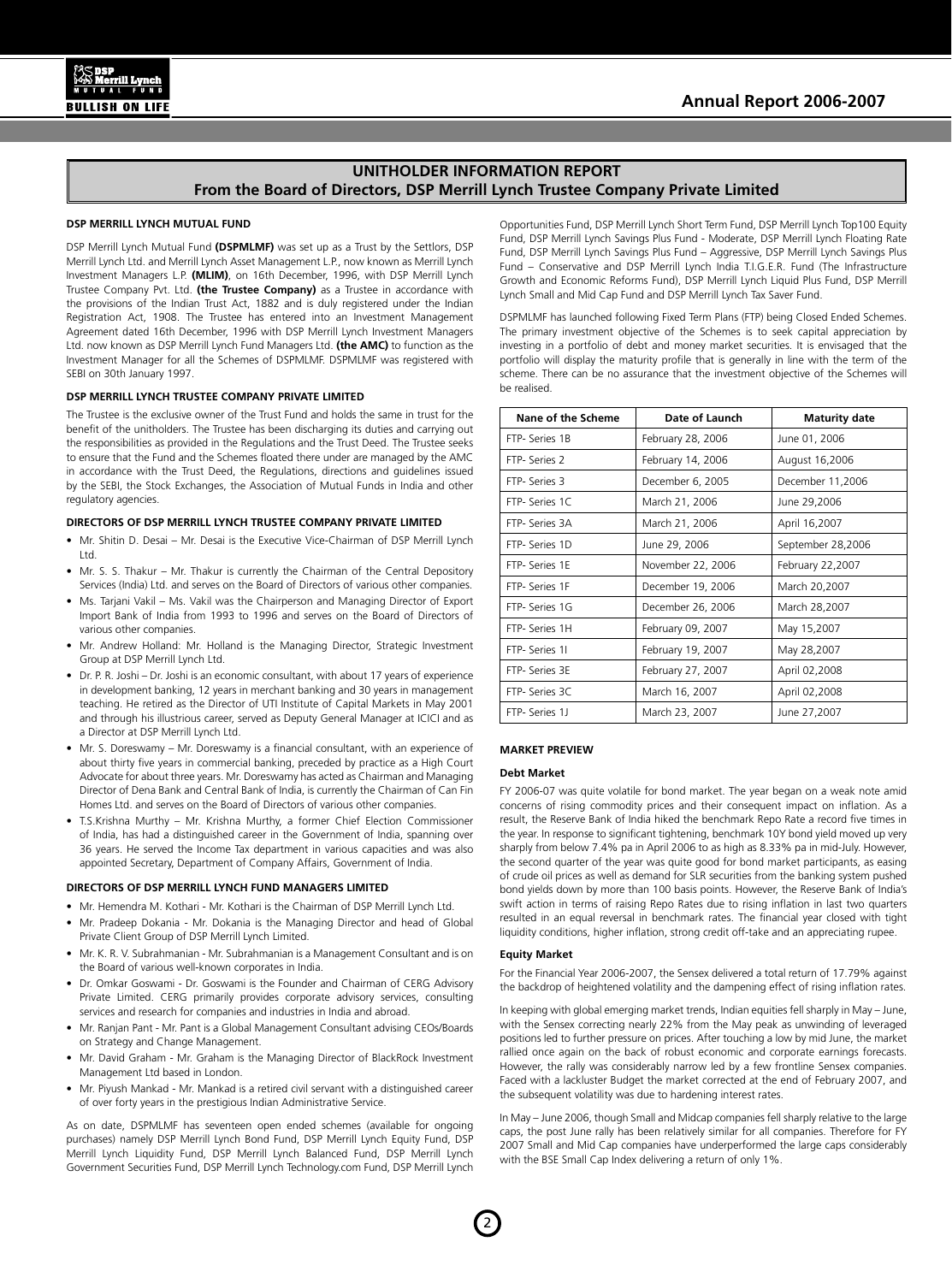## UNITHOLDER INFORMATION REPORT
## From the Board of Directors, DSP Merrill Lynch Trustee Company Private Limited

### DSP MERRILL LYNCH MUTUAL FUND

DSP Merrill Lynch Mutual Fund **(DSPMLMF)** was set up as a Trust by the Settlors, DSP Merrill Lynch Ltd. and Merrill Lynch Asset Management L.P., now known as Merrill Lynch Investment Managers L.P. **(MLIM)**, on 16th December, 1996, with DSP Merrill Lynch Trustee Company Pvt. Ltd. **(the Trustee Company)** as a Trustee in accordance with the provisions of the Indian Trust Act, 1882 and is duly registered under the Indian Registration Act, 1908. The Trustee has entered into an Investment Management Agreement dated 16th December, 1996 with DSP Merrill Lynch Investment Managers Ltd. now known as DSP Merrill Lynch Fund Managers Ltd. **(the AMC)** to function as the Investment Manager for all the Schemes of DSPMLMF. DSPMLMF was registered with SEBI on 30th January 1997.

### DSP MERRILL LYNCH TRUSTEE COMPANY PRIVATE LIMITED

The Trustee is the exclusive owner of the Trust Fund and holds the same in trust for the benefit of the unitholders. The Trustee has been discharging its duties and carrying out the responsibilities as provided in the Regulations and the Trust Deed. The Trustee seeks to ensure that the Fund and the Schemes floated there under are managed by the AMC in accordance with the Trust Deed, the Regulations, directions and guidelines issued by the SEBI, the Stock Exchanges, the Association of Mutual Funds in India and other regulatory agencies.

### DIRECTORS OF DSP MERRILL LYNCH TRUSTEE COMPANY PRIVATE LIMITED

- Mr. Shitin D. Desai – Mr. Desai is the Executive Vice-Chairman of DSP Merrill Lynch Ltd.
- Mr. S. S. Thakur – Mr. Thakur is currently the Chairman of the Central Depository Services (India) Ltd. and serves on the Board of Directors of various other companies.
- Ms. Tarjani Vakil – Ms. Vakil was the Chairperson and Managing Director of Export Import Bank of India from 1993 to 1996 and serves on the Board of Directors of various other companies.
- Mr. Andrew Holland: Mr. Holland is the Managing Director, Strategic Investment Group at DSP Merrill Lynch Ltd.
- Dr. P. R. Joshi – Dr. Joshi is an economic consultant, with about 17 years of experience in development banking, 12 years in merchant banking and 30 years in management teaching. He retired as the Director of UTI Institute of Capital Markets in May 2001 and through his illustrious career, served as Deputy General Manager at ICICI and as a Director at DSP Merrill Lynch Ltd.
- Mr. S. Doreswamy – Mr. Doreswamy is a financial consultant, with an experience of about thirty five years in commercial banking, preceded by practice as a High Court Advocate for about three years. Mr. Doreswamy has acted as Chairman and Managing Director of Dena Bank and Central Bank of India, is currently the Chairman of Can Fin Homes Ltd. and serves on the Board of Directors of various other companies.
- T.S.Krishna Murthy – Mr. Krishna Murthy, a former Chief Election Commissioner of India, has had a distinguished career in the Government of India, spanning over 36 years. He served the Income Tax department in various capacities and was also appointed Secretary, Department of Company Affairs, Government of India.

### DIRECTORS OF DSP MERRILL LYNCH FUND MANAGERS LIMITED

- Mr. Hemendra M. Kothari - Mr. Kothari is the Chairman of DSP Merrill Lynch Ltd.
- Mr. Pradeep Dokania - Mr. Dokania is the Managing Director and head of Global Private Client Group of DSP Merrill Lynch Limited.
- Mr. K. R. V. Subrahmanian - Mr. Subrahmanian is a Management Consultant and is on the Board of various well-known corporates in India.
- Dr. Omkar Goswami - Dr. Goswami is the Founder and Chairman of CERG Advisory Private Limited. CERG primarily provides corporate advisory services, consulting services and research for companies and industries in India and abroad.
- Mr. Ranjan Pant - Mr. Pant is a Global Management Consultant advising CEOs/Boards on Strategy and Change Management.
- Mr. David Graham - Mr. Graham is the Managing Director of BlackRock Investment Management Ltd based in London.
- Mr. Piyush Mankad - Mr. Mankad is a retired civil servant with a distinguished career of over forty years in the prestigious Indian Administrative Service.

As on date, DSPMLMF has seventeen open ended schemes (available for ongoing purchases) namely DSP Merrill Lynch Bond Fund, DSP Merrill Lynch Equity Fund, DSP Merrill Lynch Liquidity Fund, DSP Merrill Lynch Balanced Fund, DSP Merrill Lynch Government Securities Fund, DSP Merrill Lynch Technology.com Fund, DSP Merrill Lynch Opportunities Fund, DSP Merrill Lynch Short Term Fund, DSP Merrill Lynch Top100 Equity Fund, DSP Merrill Lynch Savings Plus Fund - Moderate, DSP Merrill Lynch Floating Rate Fund, DSP Merrill Lynch Savings Plus Fund – Aggressive, DSP Merrill Lynch Savings Plus Fund – Conservative and DSP Merrill Lynch India T.I.G.E.R. Fund (The Infrastructure Growth and Economic Reforms Fund), DSP Merrill Lynch Liquid Plus Fund, DSP Merrill Lynch Small and Mid Cap Fund and DSP Merrill Lynch Tax Saver Fund.

DSPMLMF has launched following Fixed Term Plans (FTP) being Closed Ended Schemes. The primary investment objective of the Schemes is to seek capital appreciation by investing in a portfolio of debt and money market securities. It is envisaged that the portfolio will display the maturity profile that is generally in line with the term of the scheme. There can be no assurance that the investment objective of the Schemes will be realised.

| Nane of the Scheme | Date of Launch | Maturity date |
|---|---|---|
| FTP- Series 1B | February 28, 2006 | June 01, 2006 |
| FTP- Series 2 | February 14, 2006 | August 16,2006 |
| FTP- Series 3 | December 6, 2005 | December 11,2006 |
| FTP- Series 1C | March 21, 2006 | June 29,2006 |
| FTP- Series 3A | March 21, 2006 | April 16,2007 |
| FTP- Series 1D | June 29, 2006 | September 28,2006 |
| FTP- Series 1E | November 22, 2006 | February 22,2007 |
| FTP- Series 1F | December 19, 2006 | March 20,2007 |
| FTP- Series 1G | December 26, 2006 | March 28,2007 |
| FTP- Series 1H | February 09, 2007 | May 15,2007 |
| FTP- Series 1I | February 19, 2007 | May 28,2007 |
| FTP- Series 3E | February 27, 2007 | April 02,2008 |
| FTP- Series 3C | March 16, 2007 | April 02,2008 |
| FTP- Series 1J | March 23, 2007 | June 27,2007 |

### MARKET PREVIEW

#### Debt Market

FY 2006-07 was quite volatile for bond market. The year began on a weak note amid concerns of rising commodity prices and their consequent impact on inflation. As a result, the Reserve Bank of India hiked the benchmark Repo Rate a record five times in the year. In response to significant tightening, benchmark 10Y bond yield moved up very sharply from below 7.4% pa in April 2006 to as high as 8.33% pa in mid-July. However, the second quarter of the year was quite good for bond market participants, as easing of crude oil prices as well as demand for SLR securities from the banking system pushed bond yields down by more than 100 basis points. However, the Reserve Bank of India's swift action in terms of raising Repo Rates due to rising inflation in last two quarters resulted in an equal reversal in benchmark rates. The financial year closed with tight liquidity conditions, higher inflation, strong credit off-take and an appreciating rupee.

#### Equity Market

For the Financial Year 2006-2007, the Sensex delivered a total return of 17.79% against the backdrop of heightened volatility and the dampening effect of rising inflation rates.

In keeping with global emerging market trends, Indian equities fell sharply in May – June, with the Sensex correcting nearly 22% from the May peak as unwinding of leveraged positions led to further pressure on prices. After touching a low by mid June, the market rallied once again on the back of robust economic and corporate earnings forecasts. However, the rally was considerably narrow led by a few frontline Sensex companies. Faced with a lackluster Budget the market corrected at the end of February 2007, and the subsequent volatility was due to hardening interest rates.

In May – June 2006, though Small and Midcap companies fell sharply relative to the large caps, the post June rally has been relatively similar for all companies. Therefore for FY 2007 Small and Mid Cap companies have underperformed the large caps considerably with the BSE Small Cap Index delivering a return of only 1%.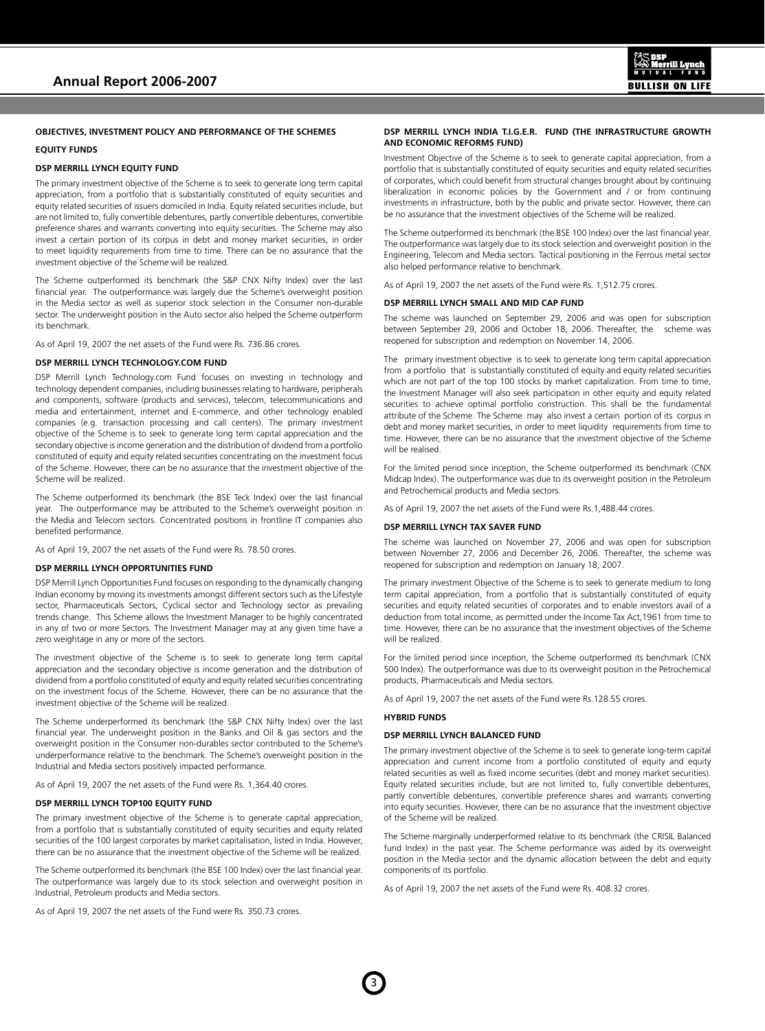## OBJECTIVES, INVESTMENT POLICY AND PERFORMANCE OF THE SCHEMES

### EQUITY FUNDS

#### DSP MERRILL LYNCH EQUITY FUND

The primary investment objective of the Scheme is to seek to generate long term capital appreciation, from a portfolio that is substantially constituted of equity securities and equity related securities of issuers domiciled in India. Equity related securities include, but are not limited to, fully convertible debentures, partly convertible debentures, convertible preference shares and warrants converting into equity securities. The Scheme may also invest a certain portion of its corpus in debt and money market securities, in order to meet liquidity requirements from time to time. There can be no assurance that the investment objective of the Scheme will be realized.

The Scheme outperformed its benchmark (the S&P CNX Nifty Index) over the last financial year. The outperformance was largely due the Scheme's overweight position in the Media sector as well as superior stock selection in the Consumer non-durable sector. The underweight position in the Auto sector also helped the Scheme outperform its benchmark.

As of April 19, 2007 the net assets of the Fund were Rs. 736.86 crores.

#### DSP MERRILL LYNCH TECHNOLOGY.COM FUND

DSP Merrill Lynch Technology.com Fund focuses on investing in technology and technology dependent companies, including businesses relating to hardware, peripherals and components, software (products and services), telecom, telecommunications and media and entertainment, internet and E-commerce, and other technology enabled companies (e.g. transaction processing and call centers). The primary investment objective of the Scheme is to seek to generate long term capital appreciation and the secondary objective is income generation and the distribution of dividend from a portfolio constituted of equity and equity related securities concentrating on the investment focus of the Scheme. However, there can be no assurance that the investment objective of the Scheme will be realized.

The Scheme outperformed its benchmark (the BSE Teck Index) over the last financial year. The outperformance may be attributed to the Scheme's overweight position in the Media and Telecom sectors. Concentrated positions in frontline IT companies also benefited performance.

As of April 19, 2007 the net assets of the Fund were Rs. 78.50 crores.

#### DSP MERRILL LYNCH OPPORTUNITIES FUND

DSP Merrill Lynch Opportunities Fund focuses on responding to the dynamically changing Indian economy by moving its investments amongst different sectors such as the Lifestyle sector, Pharmaceuticals Sectors, Cyclical sector and Technology sector as prevailing trends change. This Scheme allows the Investment Manager to be highly concentrated in any of two or more Sectors. The Investment Manager may at any given time have a zero weightage in any or more of the sectors.

The investment objective of the Scheme is to seek to generate long term capital appreciation and the secondary objective is income generation and the distribution of dividend from a portfolio constituted of equity and equity related securities concentrating on the investment focus of the Scheme. However, there can be no assurance that the investment objective of the Scheme will be realized.

The Scheme underperformed its benchmark (the S&P CNX Nifty Index) over the last financial year. The underweight position in the Banks and Oil & gas sectors and the overweight position in the Consumer non-durables sector contributed to the Scheme's underperformance relative to the benchmark. The Scheme's overweight position in the Industrial and Media sectors positively impacted performance.

As of April 19, 2007 the net assets of the Fund were Rs. 1,364.40 crores.

#### DSP MERRILL LYNCH TOP100 EQUITY FUND

The primary investment objective of the Scheme is to generate capital appreciation, from a portfolio that is substantially constituted of equity securities and equity related securities of the 100 largest corporates by market capitalisation, listed in India. However, there can be no assurance that the investment objective of the Scheme will be realized.

The Scheme outperformed its benchmark (the BSE 100 Index) over the last financial year. The outperformance was largely due to its stock selection and overweight position in Industrial, Petroleum products and Media sectors.

As of April 19, 2007 the net assets of the Fund were Rs. 350.73 crores.

#### DSP MERRILL LYNCH INDIA T.I.G.E.R. FUND (THE INFRASTRUCTURE GROWTH AND ECONOMIC REFORMS FUND)

Investment Objective of the Scheme is to seek to generate capital appreciation, from a portfolio that is substantially constituted of equity securities and equity related securities of corporates, which could benefit from structural changes brought about by continuing liberalization in economic policies by the Government and / or from continuing investments in infrastructure, both by the public and private sector. However, there can be no assurance that the investment objectives of the Scheme will be realized.

The Scheme outperformed its benchmark (the BSE 100 Index) over the last financial year. The outperformance was largely due to its stock selection and overweight position in the Engineering, Telecom and Media sectors. Tactical positioning in the Ferrous metal sector also helped performance relative to benchmark.

As of April 19, 2007 the net assets of the Fund were Rs. 1,512.75 crores.

#### DSP MERRILL LYNCH SMALL AND MID CAP FUND

The scheme was launched on September 29, 2006 and was open for subscription between September 29, 2006 and October 18, 2006. Thereafter, the scheme was reopened for subscription and redemption on November 14, 2006.

The primary investment objective is to seek to generate long term capital appreciation from a portfolio that is substantially constituted of equity and equity related securities which are not part of the top 100 stocks by market capitalization. From time to time, the Investment Manager will also seek participation in other equity and equity related securities to achieve optimal portfolio construction. This shall be the fundamental attribute of the Scheme. The Scheme may also invest a certain portion of its corpus in debt and money market securities, in order to meet liquidity requirements from time to time. However, there can be no assurance that the investment objective of the Scheme will be realised.

For the limited period since inception, the Scheme outperformed its benchmark (CNX Midcap Index). The outperformance was due to its overweight position in the Petroleum and Petrochemical products and Media sectors.

As of April 19, 2007 the net assets of the Fund were Rs.1,488.44 crores.

#### DSP MERRILL LYNCH TAX SAVER FUND

The scheme was launched on November 27, 2006 and was open for subscription between November 27, 2006 and December 26, 2006. Thereafter, the scheme was reopened for subscription and redemption on January 18, 2007.

The primary investment Objective of the Scheme is to seek to generate medium to long term capital appreciation, from a portfolio that is substantially constituted of equity securities and equity related securities of corporates and to enable investors avail of a deduction from total income, as permitted under the Income Tax Act,1961 from time to time. However, there can be no assurance that the investment objectives of the Scheme will be realized.

For the limited period since inception, the Scheme outperformed its benchmark (CNX 500 Index). The outperformance was due to its overweight position in the Petrochemical products, Pharmaceuticals and Media sectors.

As of April 19, 2007 the net assets of the Fund were Rs.128.55 crores.

### HYBRID FUNDS

#### DSP MERRILL LYNCH BALANCED FUND

The primary investment objective of the Scheme is to seek to generate long-term capital appreciation and current income from a portfolio constituted of equity and equity related securities as well as fixed income securities (debt and money market securities). Equity related securities include, but are not limited to, fully convertible debentures, partly convertible debentures, convertible preference shares and warrants converting into equity securities. However, there can be no assurance that the investment objective of the Scheme will be realized.

The Scheme marginally underperformed relative to its benchmark (the CRISIL Balanced fund Index) in the past year. The Scheme performance was aided by its overweight position in the Media sector and the dynamic allocation between the debt and equity components of its portfolio.

As of April 19, 2007 the net assets of the Fund were Rs. 408.32 crores.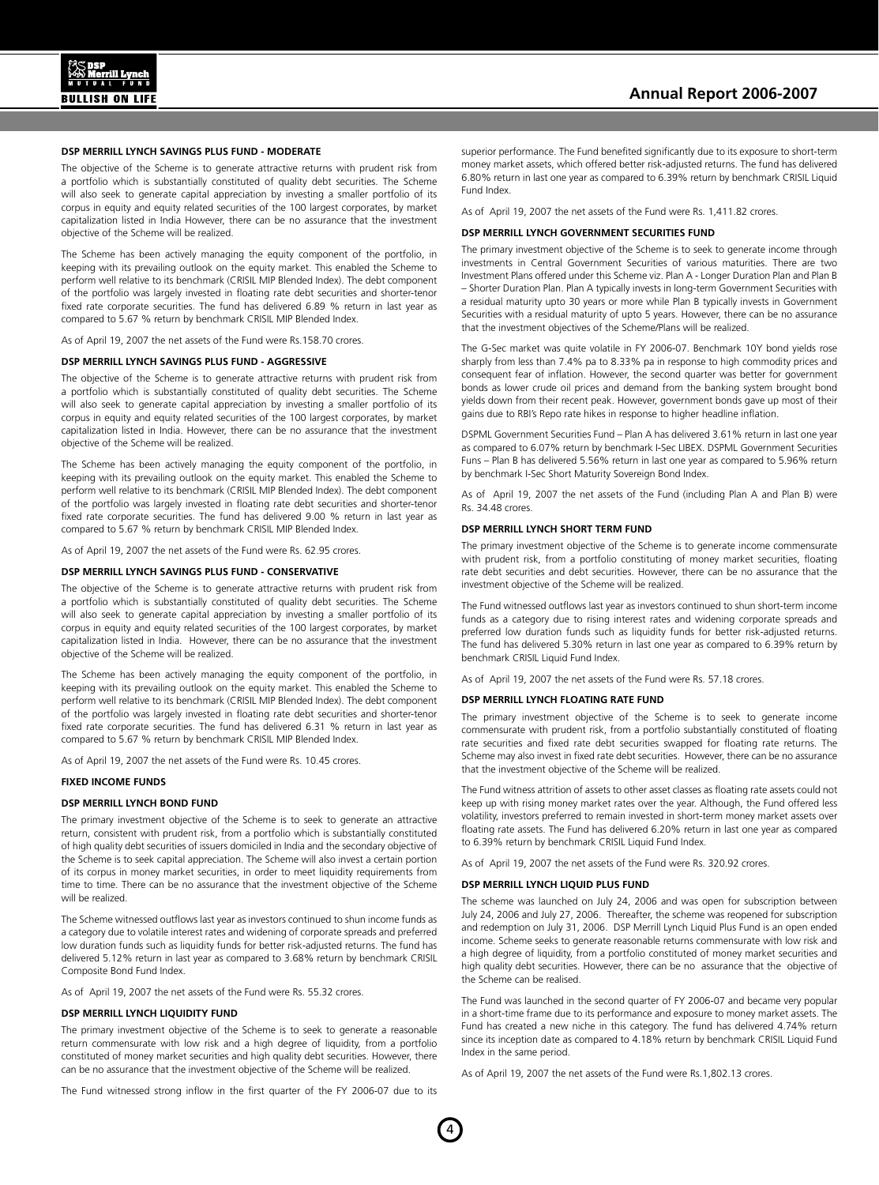### DSP MERRILL LYNCH SAVINGS PLUS FUND - MODERATE

The objective of the Scheme is to generate attractive returns with prudent risk from a portfolio which is substantially constituted of quality debt securities. The Scheme will also seek to generate capital appreciation by investing a smaller portfolio of its corpus in equity and equity related securities of the 100 largest corporates, by market capitalization listed in India However, there can be no assurance that the investment objective of the Scheme will be realized.

The Scheme has been actively managing the equity component of the portfolio, in keeping with its prevailing outlook on the equity market. This enabled the Scheme to perform well relative to its benchmark (CRISIL MIP Blended Index). The debt component of the portfolio was largely invested in floating rate debt securities and shorter-tenor fixed rate corporate securities. The fund has delivered 6.89 % return in last year as compared to 5.67 % return by benchmark CRISIL MIP Blended Index.

As of April 19, 2007 the net assets of the Fund were Rs.158.70 crores.

### DSP MERRILL LYNCH SAVINGS PLUS FUND - AGGRESSIVE

The objective of the Scheme is to generate attractive returns with prudent risk from a portfolio which is substantially constituted of quality debt securities. The Scheme will also seek to generate capital appreciation by investing a smaller portfolio of its corpus in equity and equity related securities of the 100 largest corporates, by market capitalization listed in India. However, there can be no assurance that the investment objective of the Scheme will be realized.

The Scheme has been actively managing the equity component of the portfolio, in keeping with its prevailing outlook on the equity market. This enabled the Scheme to perform well relative to its benchmark (CRISIL MIP Blended Index). The debt component of the portfolio was largely invested in floating rate debt securities and shorter-tenor fixed rate corporate securities. The fund has delivered 9.00 % return in last year as compared to 5.67 % return by benchmark CRISIL MIP Blended Index.

As of April 19, 2007 the net assets of the Fund were Rs. 62.95 crores.

### DSP MERRILL LYNCH SAVINGS PLUS FUND - CONSERVATIVE

The objective of the Scheme is to generate attractive returns with prudent risk from a portfolio which is substantially constituted of quality debt securities. The Scheme will also seek to generate capital appreciation by investing a smaller portfolio of its corpus in equity and equity related securities of the 100 largest corporates, by market capitalization listed in India. However, there can be no assurance that the investment objective of the Scheme will be realized.

The Scheme has been actively managing the equity component of the portfolio, in keeping with its prevailing outlook on the equity market. This enabled the Scheme to perform well relative to its benchmark (CRISIL MIP Blended Index). The debt component of the portfolio was largely invested in floating rate debt securities and shorter-tenor fixed rate corporate securities. The fund has delivered 6.31 % return in last year as compared to 5.67 % return by benchmark CRISIL MIP Blended Index.

As of April 19, 2007 the net assets of the Fund were Rs. 10.45 crores.

## FIXED INCOME FUNDS

### DSP MERRILL LYNCH BOND FUND

The primary investment objective of the Scheme is to seek to generate an attractive return, consistent with prudent risk, from a portfolio which is substantially constituted of high quality debt securities of issuers domiciled in India and the secondary objective of the Scheme is to seek capital appreciation. The Scheme will also invest a certain portion of its corpus in money market securities, in order to meet liquidity requirements from time to time. There can be no assurance that the investment objective of the Scheme will be realized.

The Scheme witnessed outflows last year as investors continued to shun income funds as a category due to volatile interest rates and widening of corporate spreads and preferred low duration funds such as liquidity funds for better risk-adjusted returns. The fund has delivered 5.12% return in last year as compared to 3.68% return by benchmark CRISIL Composite Bond Fund Index.

As of April 19, 2007 the net assets of the Fund were Rs. 55.32 crores.

### DSP MERRILL LYNCH LIQUIDITY FUND

The primary investment objective of the Scheme is to seek to generate a reasonable return commensurate with low risk and a high degree of liquidity, from a portfolio constituted of money market securities and high quality debt securities. However, there can be no assurance that the investment objective of the Scheme will be realized.

The Fund witnessed strong inflow in the first quarter of the FY 2006-07 due to its superior performance. The Fund benefited significantly due to its exposure to short-term money market assets, which offered better risk-adjusted returns. The fund has delivered 6.80% return in last one year as compared to 6.39% return by benchmark CRISIL Liquid Fund Index.

As of April 19, 2007 the net assets of the Fund were Rs. 1,411.82 crores.

### DSP MERRILL LYNCH GOVERNMENT SECURITIES FUND

The primary investment objective of the Scheme is to seek to generate income through investments in Central Government Securities of various maturities. There are two Investment Plans offered under this Scheme viz. Plan A - Longer Duration Plan and Plan B – Shorter Duration Plan. Plan A typically invests in long-term Government Securities with a residual maturity upto 30 years or more while Plan B typically invests in Government Securities with a residual maturity of upto 5 years. However, there can be no assurance that the investment objectives of the Scheme/Plans will be realized.

The G-Sec market was quite volatile in FY 2006-07. Benchmark 10Y bond yields rose sharply from less than 7.4% pa to 8.33% pa in response to high commodity prices and consequent fear of inflation. However, the second quarter was better for government bonds as lower crude oil prices and demand from the banking system brought bond yields down from their recent peak. However, government bonds gave up most of their gains due to RBI's Repo rate hikes in response to higher headline inflation.

DSPML Government Securities Fund – Plan A has delivered 3.61% return in last one year as compared to 6.07% return by benchmark I-Sec LIBEX. DSPML Government Securities Funs – Plan B has delivered 5.56% return in last one year as compared to 5.96% return by benchmark I-Sec Short Maturity Sovereign Bond Index.

As of April 19, 2007 the net assets of the Fund (including Plan A and Plan B) were Rs. 34.48 crores.

### DSP MERRILL LYNCH SHORT TERM FUND

The primary investment objective of the Scheme is to generate income commensurate with prudent risk, from a portfolio constituting of money market securities, floating rate debt securities and debt securities. However, there can be no assurance that the investment objective of the Scheme will be realized.

The Fund witnessed outflows last year as investors continued to shun short-term income funds as a category due to rising interest rates and widening corporate spreads and preferred low duration funds such as liquidity funds for better risk-adjusted returns. The fund has delivered 5.30% return in last one year as compared to 6.39% return by benchmark CRISIL Liquid Fund Index.

As of April 19, 2007 the net assets of the Fund were Rs. 57.18 crores.

### DSP MERRILL LYNCH FLOATING RATE FUND

The primary investment objective of the Scheme is to seek to generate income commensurate with prudent risk, from a portfolio substantially constituted of floating rate securities and fixed rate debt securities swapped for floating rate returns. The Scheme may also invest in fixed rate debt securities. However, there can be no assurance that the investment objective of the Scheme will be realized.

The Fund witness attrition of assets to other asset classes as floating rate assets could not keep up with rising money market rates over the year. Although, the Fund offered less volatility, investors preferred to remain invested in short-term money market assets over floating rate assets. The Fund has delivered 6.20% return in last one year as compared to 6.39% return by benchmark CRISIL Liquid Fund Index.

As of April 19, 2007 the net assets of the Fund were Rs. 320.92 crores.

### DSP MERRILL LYNCH LIQUID PLUS FUND

The scheme was launched on July 24, 2006 and was open for subscription between July 24, 2006 and July 27, 2006. Thereafter, the scheme was reopened for subscription and redemption on July 31, 2006. DSP Merrill Lynch Liquid Plus Fund is an open ended income. Scheme seeks to generate reasonable returns commensurate with low risk and a high degree of liquidity, from a portfolio constituted of money market securities and high quality debt securities. However, there can be no assurance that the objective of the Scheme can be realised.

The Fund was launched in the second quarter of FY 2006-07 and became very popular in a short-time frame due to its performance and exposure to money market assets. The Fund has created a new niche in this category. The fund has delivered 4.74% return since its inception date as compared to 4.18% return by benchmark CRISIL Liquid Fund Index in the same period.

As of April 19, 2007 the net assets of the Fund were Rs.1,802.13 crores.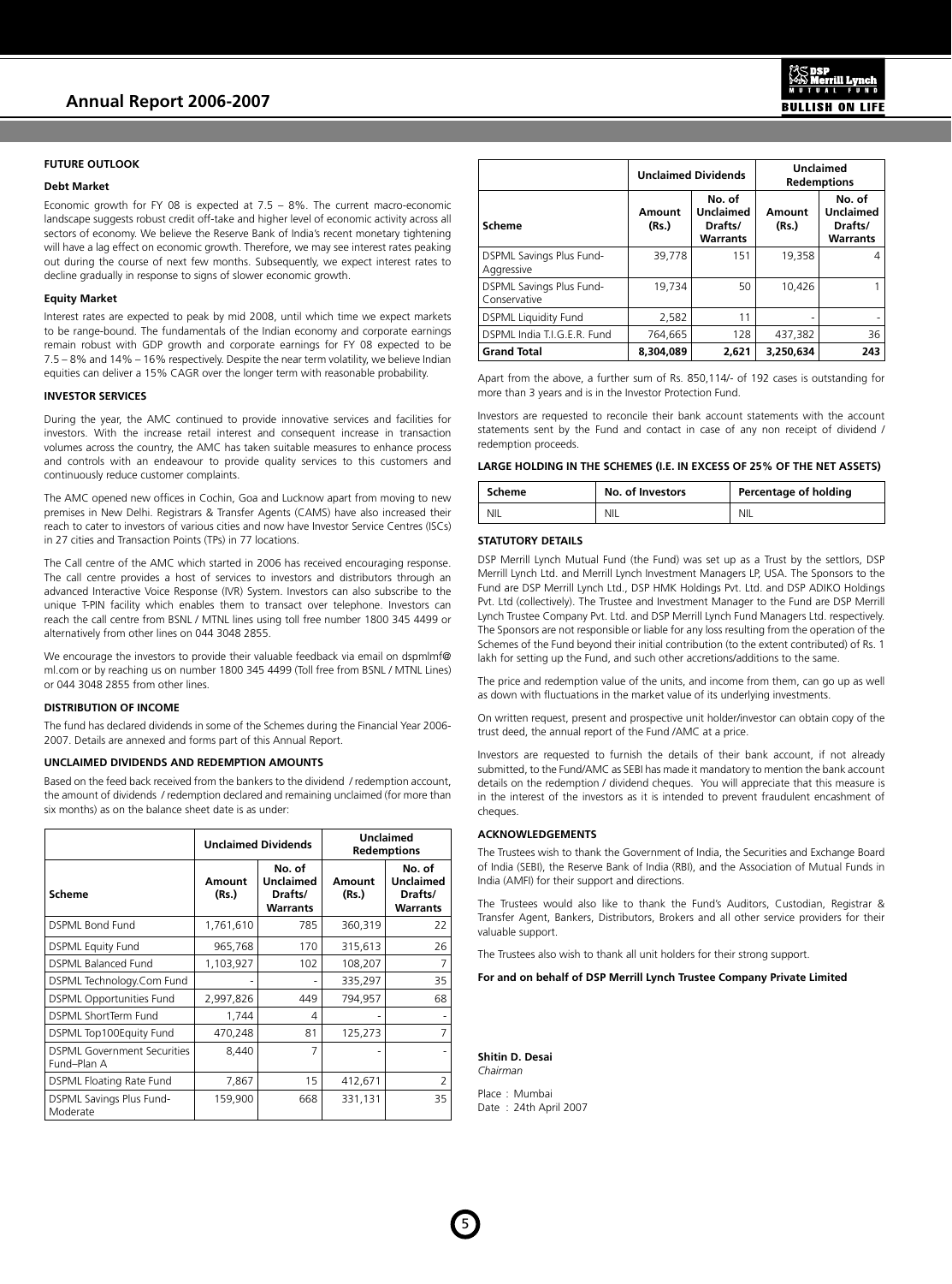## FUTURE OUTLOOK

### Debt Market

Economic growth for FY 08 is expected at 7.5 – 8%. The current macro-economic landscape suggests robust credit off-take and higher level of economic activity across all sectors of economy. We believe the Reserve Bank of India's recent monetary tightening will have a lag effect on economic growth. Therefore, we may see interest rates peaking out during the course of next few months. Subsequently, we expect interest rates to decline gradually in response to signs of slower economic growth.

### Equity Market

Interest rates are expected to peak by mid 2008, until which time we expect markets to be range-bound. The fundamentals of the Indian economy and corporate earnings remain robust with GDP growth and corporate earnings for FY 08 expected to be 7.5 – 8% and 14% – 16% respectively. Despite the near term volatility, we believe Indian equities can deliver a 15% CAGR over the longer term with reasonable probability.

## INVESTOR SERVICES

During the year, the AMC continued to provide innovative services and facilities for investors. With the increase retail interest and consequent increase in transaction volumes across the country, the AMC has taken suitable measures to enhance process and controls with an endeavour to provide quality services to this customers and continuously reduce customer complaints.

The AMC opened new offices in Cochin, Goa and Lucknow apart from moving to new premises in New Delhi. Registrars & Transfer Agents (CAMS) have also increased their reach to cater to investors of various cities and now have Investor Service Centres (ISCs) in 27 cities and Transaction Points (TPs) in 77 locations.

The Call centre of the AMC which started in 2006 has received encouraging response. The call centre provides a host of services to investors and distributors through an advanced Interactive Voice Response (IVR) System. Investors can also subscribe to the unique T-PIN facility which enables them to transact over telephone. Investors can reach the call centre from BSNL / MTNL lines using toll free number 1800 345 4499 or alternatively from other lines on 044 3048 2855.

We encourage the investors to provide their valuable feedback via email on dspmlmf@ml.com or by reaching us on number 1800 345 4499 (Toll free from BSNL / MTNL Lines) or 044 3048 2855 from other lines.

## DISTRIBUTION OF INCOME

The fund has declared dividends in some of the Schemes during the Financial Year 2006-2007. Details are annexed and forms part of this Annual Report.

## UNCLAIMED DIVIDENDS AND REDEMPTION AMOUNTS

Based on the feed back received from the bankers to the dividend / redemption account, the amount of dividends / redemption declared and remaining unclaimed (for more than six months) as on the balance sheet date is as under:

| | Unclaimed Dividends | | Unclaimed Redemptions | |
|---|---|---|---|---|
| Scheme | Amount (Rs.) | No. of Unclaimed Drafts/ Warrants | Amount (Rs.) | No. of Unclaimed Drafts/ Warrants |
| DSPML Bond Fund | 1,761,610 | 785 | 360,319 | 22 |
| DSPML Equity Fund | 965,768 | 170 | 315,613 | 26 |
| DSPML Balanced Fund | 1,103,927 | 102 | 108,207 | 7 |
| DSPML Technology.Com Fund | - | - | 335,297 | 35 |
| DSPML Opportunities Fund | 2,997,826 | 449 | 794,957 | 68 |
| DSPML ShortTerm Fund | 1,744 | 4 | - | - |
| DSPML Top100Equity Fund | 470,248 | 81 | 125,273 | 7 |
| DSPML Government Securities Fund–Plan A | 8,440 | 7 | - | - |
| DSPML Floating Rate Fund | 7,867 | 15 | 412,671 | 2 |
| DSPML Savings Plus Fund-Moderate | 159,900 | 668 | 331,131 | 35 |
| DSPML Savings Plus Fund-Aggressive | 39,778 | 151 | 19,358 | 4 |
| DSPML Savings Plus Fund-Conservative | 19,734 | 50 | 10,426 | 1 |
| DSPML Liquidity Fund | 2,582 | 11 | - | - |
| DSPML India T.I.G.E.R. Fund | 764,665 | 128 | 437,382 | 36 |
| **Grand Total** | **8,304,089** | **2,621** | **3,250,634** | **243** |

Apart from the above, a further sum of Rs. 850,114/- of 192 cases is outstanding for more than 3 years and is in the Investor Protection Fund.

Investors are requested to reconcile their bank account statements with the account statements sent by the Fund and contact in case of any non receipt of dividend / redemption proceeds.

## LARGE HOLDING IN THE SCHEMES (I.E. IN EXCESS OF 25% OF THE NET ASSETS)

| Scheme | No. of Investors | Percentage of holding |
|---|---|---|
| NIL | NIL | NIL |

## STATUTORY DETAILS

DSP Merrill Lynch Mutual Fund (the Fund) was set up as a Trust by the settlors, DSP Merrill Lynch Ltd. and Merrill Lynch Investment Managers LP, USA. The Sponsors to the Fund are DSP Merrill Lynch Ltd., DSP HMK Holdings Pvt. Ltd. and DSP ADIKO Holdings Pvt. Ltd (collectively). The Trustee and Investment Manager to the Fund are DSP Merrill Lynch Trustee Company Pvt. Ltd. and DSP Merrill Lynch Fund Managers Ltd. respectively. The Sponsors are not responsible or liable for any loss resulting from the operation of the Schemes of the Fund beyond their initial contribution (to the extent contributed) of Rs. 1 lakh for setting up the Fund, and such other accretions/additions to the same.

The price and redemption value of the units, and income from them, can go up as well as down with fluctuations in the market value of its underlying investments.

On written request, present and prospective unit holder/investor can obtain copy of the trust deed, the annual report of the Fund /AMC at a price.

Investors are requested to furnish the details of their bank account, if not already submitted, to the Fund/AMC as SEBI has made it mandatory to mention the bank account details on the redemption / dividend cheques. You will appreciate that this measure is in the interest of the investors as it is intended to prevent fraudulent encashment of cheques.

## ACKNOWLEDGEMENTS

The Trustees wish to thank the Government of India, the Securities and Exchange Board of India (SEBI), the Reserve Bank of India (RBI), and the Association of Mutual Funds in India (AMFI) for their support and directions.

The Trustees would also like to thank the Fund's Auditors, Custodian, Registrar & Transfer Agent, Bankers, Distributors, Brokers and all other service providers for their valuable support.

The Trustees also wish to thank all unit holders for their strong support.

**For and on behalf of DSP Merrill Lynch Trustee Company Private Limited**

**Shitin D. Desai**
*Chairman*

Place : Mumbai
Date : 24th April 2007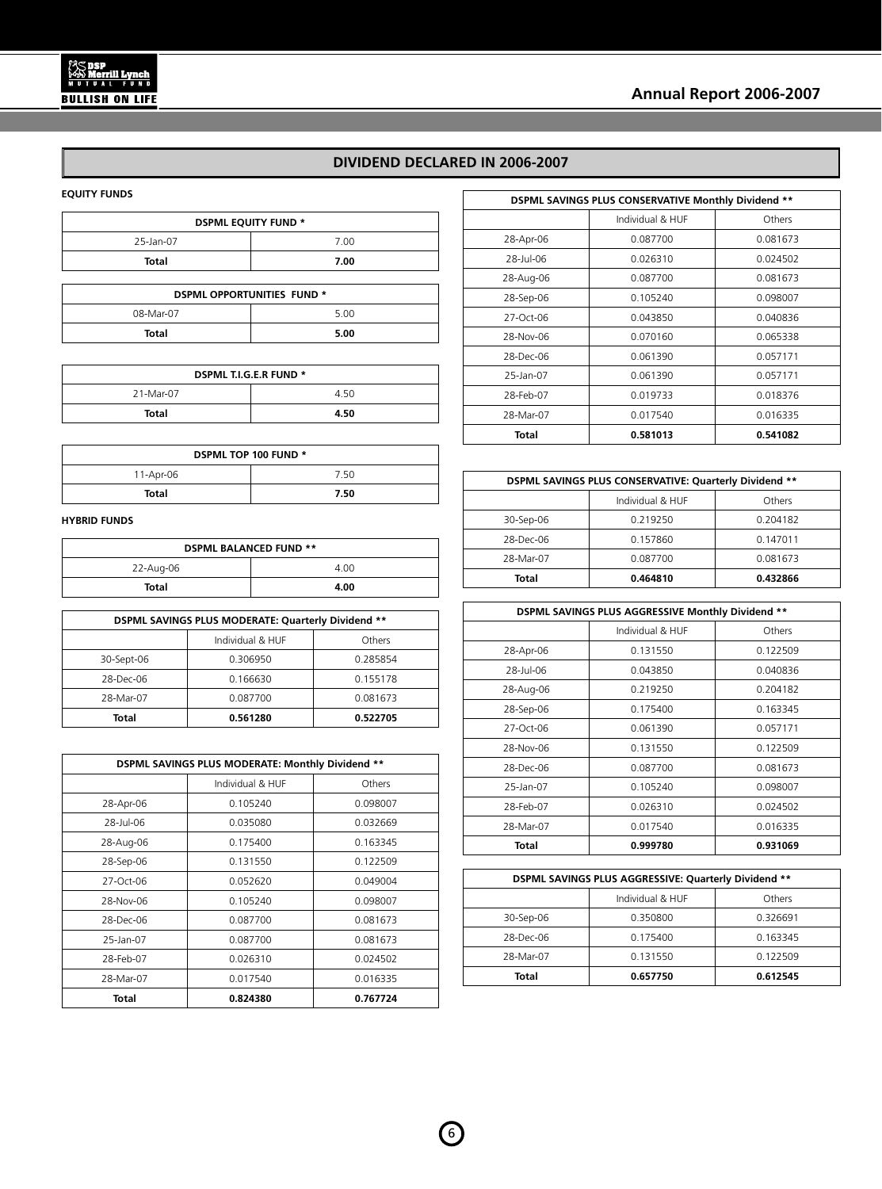# DIVIDEND DECLARED IN 2006-2007

## EQUITY FUNDS

| DSPML EQUITY FUND * | |
|---|---|
| 25-Jan-07 | 7.00 |
| **Total** | **7.00** |

| DSPML OPPORTUNITIES FUND * | |
|---|---|
| 08-Mar-07 | 5.00 |
| **Total** | **5.00** |

| DSPML T.I.G.E.R FUND * | |
|---|---|
| 21-Mar-07 | 4.50 |
| **Total** | **4.50** |

| DSPML TOP 100 FUND * | |
|---|---|
| 11-Apr-06 | 7.50 |
| **Total** | **7.50** |

## HYBRID FUNDS

| DSPML BALANCED FUND ** | |
|---|---|
| 22-Aug-06 | 4.00 |
| **Total** | **4.00** |

| DSPML SAVINGS PLUS MODERATE: Quarterly Dividend ** | | |
|---|---|---|
| | Individual & HUF | Others |
| 30-Sept-06 | 0.306950 | 0.285854 |
| 28-Dec-06 | 0.166630 | 0.155178 |
| 28-Mar-07 | 0.087700 | 0.081673 |
| **Total** | **0.561280** | **0.522705** |

| DSPML SAVINGS PLUS MODERATE: Monthly Dividend ** | | |
|---|---|---|
| | Individual & HUF | Others |
| 28-Apr-06 | 0.105240 | 0.098007 |
| 28-Jul-06 | 0.035080 | 0.032669 |
| 28-Aug-06 | 0.175400 | 0.163345 |
| 28-Sep-06 | 0.131550 | 0.122509 |
| 27-Oct-06 | 0.052620 | 0.049004 |
| 28-Nov-06 | 0.105240 | 0.098007 |
| 28-Dec-06 | 0.087700 | 0.081673 |
| 25-Jan-07 | 0.087700 | 0.081673 |
| 28-Feb-07 | 0.026310 | 0.024502 |
| 28-Mar-07 | 0.017540 | 0.016335 |
| **Total** | **0.824380** | **0.767724** |

| DSPML SAVINGS PLUS CONSERVATIVE Monthly Dividend ** | | |
|---|---|---|
| | Individual & HUF | Others |
| 28-Apr-06 | 0.087700 | 0.081673 |
| 28-Jul-06 | 0.026310 | 0.024502 |
| 28-Aug-06 | 0.087700 | 0.081673 |
| 28-Sep-06 | 0.105240 | 0.098007 |
| 27-Oct-06 | 0.043850 | 0.040836 |
| 28-Nov-06 | 0.070160 | 0.065338 |
| 28-Dec-06 | 0.061390 | 0.057171 |
| 25-Jan-07 | 0.061390 | 0.057171 |
| 28-Feb-07 | 0.019733 | 0.018376 |
| 28-Mar-07 | 0.017540 | 0.016335 |
| **Total** | **0.581013** | **0.541082** |

| DSPML SAVINGS PLUS CONSERVATIVE: Quarterly Dividend ** | | |
|---|---|---|
| | Individual & HUF | Others |
| 30-Sep-06 | 0.219250 | 0.204182 |
| 28-Dec-06 | 0.157860 | 0.147011 |
| 28-Mar-07 | 0.087700 | 0.081673 |
| **Total** | **0.464810** | **0.432866** |

| DSPML SAVINGS PLUS AGGRESSIVE Monthly Dividend ** | | |
|---|---|---|
| | Individual & HUF | Others |
| 28-Apr-06 | 0.131550 | 0.122509 |
| 28-Jul-06 | 0.043850 | 0.040836 |
| 28-Aug-06 | 0.219250 | 0.204182 |
| 28-Sep-06 | 0.175400 | 0.163345 |
| 27-Oct-06 | 0.061390 | 0.057171 |
| 28-Nov-06 | 0.131550 | 0.122509 |
| 28-Dec-06 | 0.087700 | 0.081673 |
| 25-Jan-07 | 0.105240 | 0.098007 |
| 28-Feb-07 | 0.026310 | 0.024502 |
| 28-Mar-07 | 0.017540 | 0.016335 |
| **Total** | **0.999780** | **0.931069** |

| DSPML SAVINGS PLUS AGGRESSIVE: Quarterly Dividend ** | | |
|---|---|---|
| | Individual & HUF | Others |
| 30-Sep-06 | 0.350800 | 0.326691 |
| 28-Dec-06 | 0.175400 | 0.163345 |
| 28-Mar-07 | 0.131550 | 0.122509 |
| **Total** | **0.657750** | **0.612545** |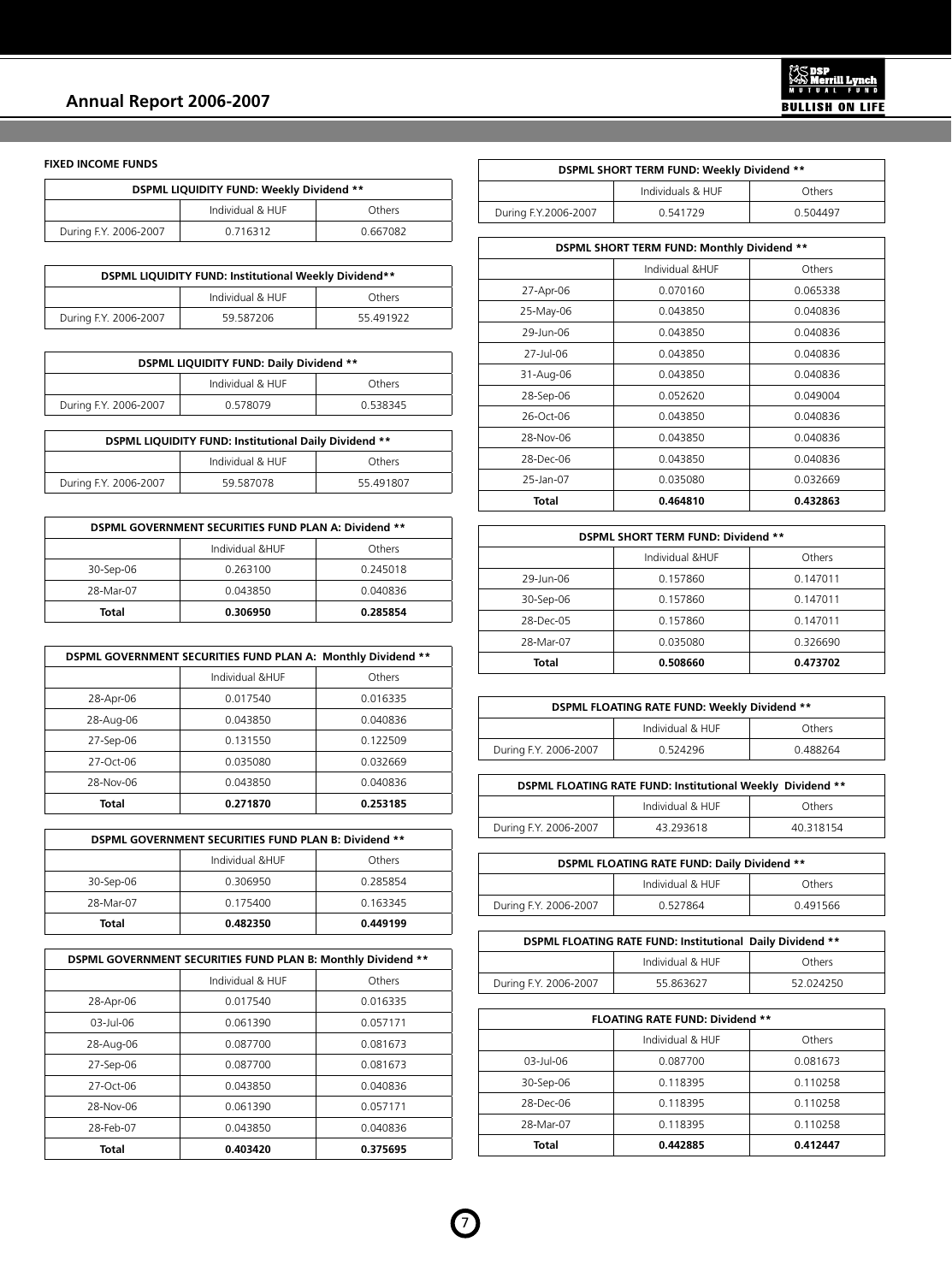**FIXED INCOME FUNDS**

| DSPML LIQUIDITY FUND: Weekly Dividend ** | | |
|---|---|---|
| | Individual & HUF | Others |
| During F.Y. 2006-2007 | 0.716312 | 0.667082 |

| DSPML LIQUIDITY FUND: Institutional Weekly Dividend** | | |
|---|---|---|
| | Individual & HUF | Others |
| During F.Y. 2006-2007 | 59.587206 | 55.491922 |

| DSPML LIQUIDITY FUND: Daily Dividend ** | | |
|---|---|---|
| | Individual & HUF | Others |
| During F.Y. 2006-2007 | 0.578079 | 0.538345 |

| DSPML LIQUIDITY FUND: Institutional Daily Dividend ** | | |
|---|---|---|
| | Individual & HUF | Others |
| During F.Y. 2006-2007 | 59.587078 | 55.491807 |

| DSPML GOVERNMENT SECURITIES FUND PLAN A: Dividend ** | | |
|---|---|---|
| | Individual &HUF | Others |
| 30-Sep-06 | 0.263100 | 0.245018 |
| 28-Mar-07 | 0.043850 | 0.040836 |
| **Total** | **0.306950** | **0.285854** |

| DSPML GOVERNMENT SECURITIES FUND PLAN A: Monthly Dividend ** | | |
|---|---|---|
| | Individual &HUF | Others |
| 28-Apr-06 | 0.017540 | 0.016335 |
| 28-Aug-06 | 0.043850 | 0.040836 |
| 27-Sep-06 | 0.131550 | 0.122509 |
| 27-Oct-06 | 0.035080 | 0.032669 |
| 28-Nov-06 | 0.043850 | 0.040836 |
| **Total** | **0.271870** | **0.253185** |

| DSPML GOVERNMENT SECURITIES FUND PLAN B: Dividend ** | | |
|---|---|---|
| | Individual &HUF | Others |
| 30-Sep-06 | 0.306950 | 0.285854 |
| 28-Mar-07 | 0.175400 | 0.163345 |
| **Total** | **0.482350** | **0.449199** |

| DSPML GOVERNMENT SECURITIES FUND PLAN B: Monthly Dividend ** | | |
|---|---|---|
| | Individual & HUF | Others |
| 28-Apr-06 | 0.017540 | 0.016335 |
| 03-Jul-06 | 0.061390 | 0.057171 |
| 28-Aug-06 | 0.087700 | 0.081673 |
| 27-Sep-06 | 0.087700 | 0.081673 |
| 27-Oct-06 | 0.043850 | 0.040836 |
| 28-Nov-06 | 0.061390 | 0.057171 |
| 28-Feb-07 | 0.043850 | 0.040836 |
| **Total** | **0.403420** | **0.375695** |

| DSPML SHORT TERM FUND: Weekly Dividend ** | | |
|---|---|---|
| | Individuals & HUF | Others |
| During F.Y.2006-2007 | 0.541729 | 0.504497 |

| DSPML SHORT TERM FUND: Monthly Dividend ** | | |
|---|---|---|
| | Individual &HUF | Others |
| 27-Apr-06 | 0.070160 | 0.065338 |
| 25-May-06 | 0.043850 | 0.040836 |
| 29-Jun-06 | 0.043850 | 0.040836 |
| 27-Jul-06 | 0.043850 | 0.040836 |
| 31-Aug-06 | 0.043850 | 0.040836 |
| 28-Sep-06 | 0.052620 | 0.049004 |
| 26-Oct-06 | 0.043850 | 0.040836 |
| 28-Nov-06 | 0.043850 | 0.040836 |
| 28-Dec-06 | 0.043850 | 0.040836 |
| 25-Jan-07 | 0.035080 | 0.032669 |
| **Total** | **0.464810** | **0.432863** |

| DSPML SHORT TERM FUND: Dividend ** | | |
|---|---|---|
| | Individual &HUF | Others |
| 29-Jun-06 | 0.157860 | 0.147011 |
| 30-Sep-06 | 0.157860 | 0.147011 |
| 28-Dec-05 | 0.157860 | 0.147011 |
| 28-Mar-07 | 0.035080 | 0.326690 |
| **Total** | **0.508660** | **0.473702** |

| DSPML FLOATING RATE FUND: Weekly Dividend ** | | |
|---|---|---|
| | Individual & HUF | Others |
| During F.Y. 2006-2007 | 0.524296 | 0.488264 |

| DSPML FLOATING RATE FUND: Institutional Weekly Dividend ** | | |
|---|---|---|
| | Individual & HUF | Others |
| During F.Y. 2006-2007 | 43.293618 | 40.318154 |

| DSPML FLOATING RATE FUND: Daily Dividend ** | | |
|---|---|---|
| | Individual & HUF | Others |
| During F.Y. 2006-2007 | 0.527864 | 0.491566 |

| DSPML FLOATING RATE FUND: Institutional Daily Dividend ** | | |
|---|---|---|
| | Individual & HUF | Others |
| During F.Y. 2006-2007 | 55.863627 | 52.024250 |

| FLOATING RATE FUND: Dividend ** | | |
|---|---|---|
| | Individual & HUF | Others |
| 03-Jul-06 | 0.087700 | 0.081673 |
| 30-Sep-06 | 0.118395 | 0.110258 |
| 28-Dec-06 | 0.118395 | 0.110258 |
| 28-Mar-07 | 0.118395 | 0.110258 |
| **Total** | **0.442885** | **0.412447** |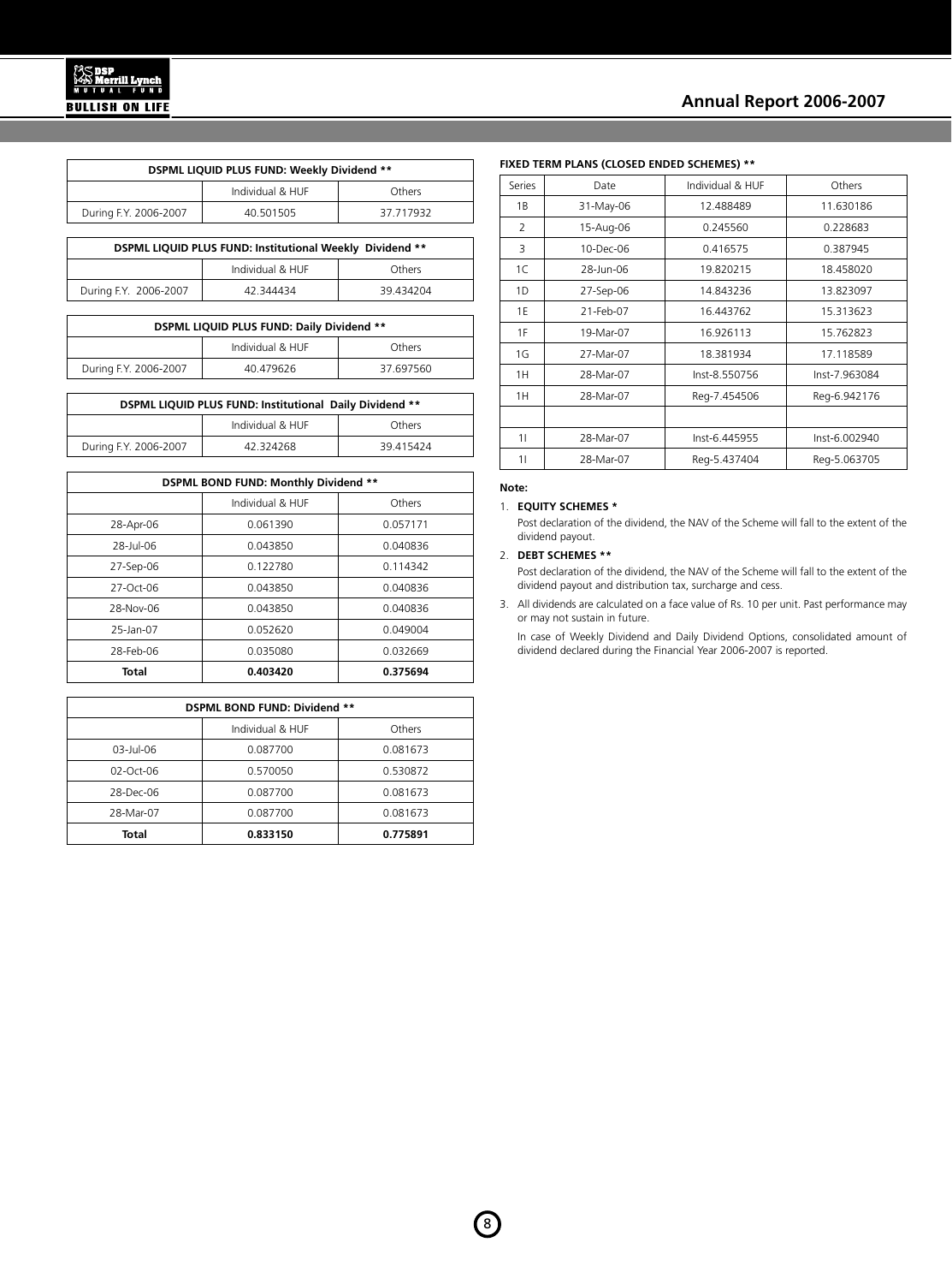| DSPML LIQUID PLUS FUND: Weekly Dividend ** | | |
|---|---|---|
| | Individual & HUF | Others |
| During F.Y. 2006-2007 | 40.501505 | 37.717932 |

| DSPML LIQUID PLUS FUND: Institutional Weekly Dividend ** | | |
|---|---|---|
| | Individual & HUF | Others |
| During F.Y. 2006-2007 | 42.344434 | 39.434204 |

| DSPML LIQUID PLUS FUND: Daily Dividend ** | | |
|---|---|---|
| | Individual & HUF | Others |
| During F.Y. 2006-2007 | 40.479626 | 37.697560 |

| DSPML LIQUID PLUS FUND: Institutional Daily Dividend ** | | |
|---|---|---|
| | Individual & HUF | Others |
| During F.Y. 2006-2007 | 42.324268 | 39.415424 |

| DSPML BOND FUND: Monthly Dividend ** | | |
|---|---|---|
| | Individual & HUF | Others |
| 28-Apr-06 | 0.061390 | 0.057171 |
| 28-Jul-06 | 0.043850 | 0.040836 |
| 27-Sep-06 | 0.122780 | 0.114342 |
| 27-Oct-06 | 0.043850 | 0.040836 |
| 28-Nov-06 | 0.043850 | 0.040836 |
| 25-Jan-07 | 0.052620 | 0.049004 |
| 28-Feb-06 | 0.035080 | 0.032669 |
| **Total** | **0.403420** | **0.375694** |

| DSPML BOND FUND: Dividend ** | | |
|---|---|---|
| | Individual & HUF | Others |
| 03-Jul-06 | 0.087700 | 0.081673 |
| 02-Oct-06 | 0.570050 | 0.530872 |
| 28-Dec-06 | 0.087700 | 0.081673 |
| 28-Mar-07 | 0.087700 | 0.081673 |
| **Total** | **0.833150** | **0.775891** |

**FIXED TERM PLANS (CLOSED ENDED SCHEMES) ****

| Series | Date | Individual & HUF | Others |
|---|---|---|---|
| 1B | 31-May-06 | 12.488489 | 11.630186 |
| 2 | 15-Aug-06 | 0.245560 | 0.228683 |
| 3 | 10-Dec-06 | 0.416575 | 0.387945 |
| 1C | 28-Jun-06 | 19.820215 | 18.458020 |
| 1D | 27-Sep-06 | 14.843236 | 13.823097 |
| 1E | 21-Feb-07 | 16.443762 | 15.313623 |
| 1F | 19-Mar-07 | 16.926113 | 15.762823 |
| 1G | 27-Mar-07 | 18.381934 | 17.118589 |
| 1H | 28-Mar-07 | Inst-8.550756 | Inst-7.963084 |
| 1H | 28-Mar-07 | Reg-7.454506 | Reg-6.942176 |
| | | | |
| 1I | 28-Mar-07 | Inst-6.445955 | Inst-6.002940 |
| 1I | 28-Mar-07 | Reg-5.437404 | Reg-5.063705 |

**Note:**

1. **EQUITY SCHEMES ***

   Post declaration of the dividend, the NAV of the Scheme will fall to the extent of the dividend payout.

2. **DEBT SCHEMES ****

   Post declaration of the dividend, the NAV of the Scheme will fall to the extent of the dividend payout and distribution tax, surcharge and cess.

3. All dividends are calculated on a face value of Rs. 10 per unit. Past performance may or may not sustain in future.

   In case of Weekly Dividend and Daily Dividend Options, consolidated amount of dividend declared during the Financial Year 2006-2007 is reported.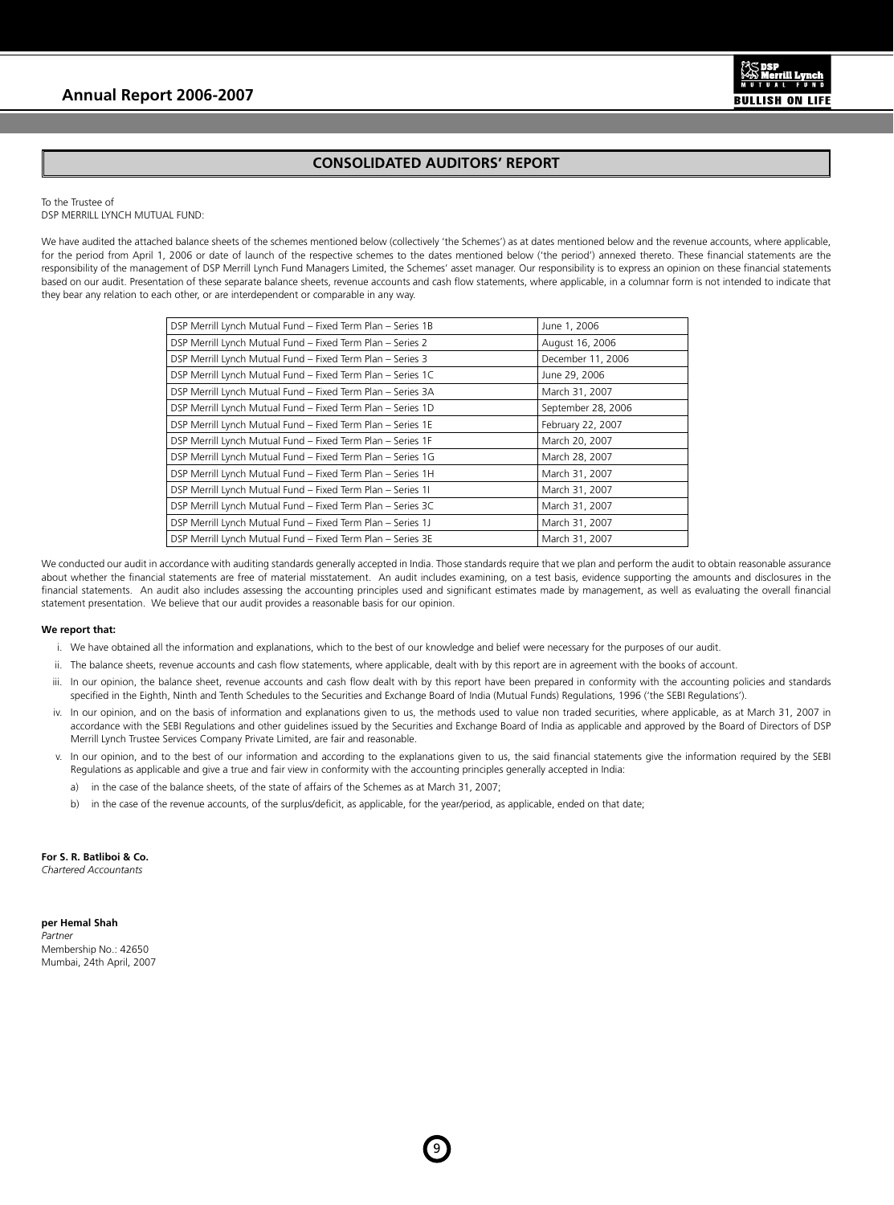# CONSOLIDATED AUDITORS' REPORT

To the Trustee of
DSP MERRILL LYNCH MUTUAL FUND:

We have audited the attached balance sheets of the schemes mentioned below (collectively 'the Schemes') as at dates mentioned below and the revenue accounts, where applicable, for the period from April 1, 2006 or date of launch of the respective schemes to the dates mentioned below ('the period') annexed thereto. These financial statements are the responsibility of the management of DSP Merrill Lynch Fund Managers Limited, the Schemes' asset manager. Our responsibility is to express an opinion on these financial statements based on our audit. Presentation of these separate balance sheets, revenue accounts and cash flow statements, where applicable, in a columnar form is not intended to indicate that they bear any relation to each other, or are interdependent or comparable in any way.

| | |
|---|---|
| DSP Merrill Lynch Mutual Fund – Fixed Term Plan – Series 1B | June 1, 2006 |
| DSP Merrill Lynch Mutual Fund – Fixed Term Plan – Series 2 | August 16, 2006 |
| DSP Merrill Lynch Mutual Fund – Fixed Term Plan – Series 3 | December 11, 2006 |
| DSP Merrill Lynch Mutual Fund – Fixed Term Plan – Series 1C | June 29, 2006 |
| DSP Merrill Lynch Mutual Fund – Fixed Term Plan – Series 3A | March 31, 2007 |
| DSP Merrill Lynch Mutual Fund – Fixed Term Plan – Series 1D | September 28, 2006 |
| DSP Merrill Lynch Mutual Fund – Fixed Term Plan – Series 1E | February 22, 2007 |
| DSP Merrill Lynch Mutual Fund – Fixed Term Plan – Series 1F | March 20, 2007 |
| DSP Merrill Lynch Mutual Fund – Fixed Term Plan – Series 1G | March 28, 2007 |
| DSP Merrill Lynch Mutual Fund – Fixed Term Plan – Series 1H | March 31, 2007 |
| DSP Merrill Lynch Mutual Fund – Fixed Term Plan – Series 1I | March 31, 2007 |
| DSP Merrill Lynch Mutual Fund – Fixed Term Plan – Series 3C | March 31, 2007 |
| DSP Merrill Lynch Mutual Fund – Fixed Term Plan – Series 1J | March 31, 2007 |
| DSP Merrill Lynch Mutual Fund – Fixed Term Plan – Series 3E | March 31, 2007 |

We conducted our audit in accordance with auditing standards generally accepted in India. Those standards require that we plan and perform the audit to obtain reasonable assurance about whether the financial statements are free of material misstatement. An audit includes examining, on a test basis, evidence supporting the amounts and disclosures in the financial statements. An audit also includes assessing the accounting principles used and significant estimates made by management, as well as evaluating the overall financial statement presentation. We believe that our audit provides a reasonable basis for our opinion.

**We report that:**

i. We have obtained all the information and explanations, which to the best of our knowledge and belief were necessary for the purposes of our audit.

ii. The balance sheets, revenue accounts and cash flow statements, where applicable, dealt with by this report are in agreement with the books of account.

iii. In our opinion, the balance sheet, revenue accounts and cash flow dealt with by this report have been prepared in conformity with the accounting policies and standards specified in the Eighth, Ninth and Tenth Schedules to the Securities and Exchange Board of India (Mutual Funds) Regulations, 1996 ('the SEBI Regulations').

iv. In our opinion, and on the basis of information and explanations given to us, the methods used to value non traded securities, where applicable, as at March 31, 2007 in accordance with the SEBI Regulations and other guidelines issued by the Securities and Exchange Board of India as applicable and approved by the Board of Directors of DSP Merrill Lynch Trustee Services Company Private Limited, are fair and reasonable.

v. In our opinion, and to the best of our information and according to the explanations given to us, the said financial statements give the information required by the SEBI Regulations as applicable and give a true and fair view in conformity with the accounting principles generally accepted in India:

   a) in the case of the balance sheets, of the state of affairs of the Schemes as at March 31, 2007;

   b) in the case of the revenue accounts, of the surplus/deficit, as applicable, for the year/period, as applicable, ended on that date;

**For S. R. Batliboi & Co.**
*Chartered Accountants*

**per Hemal Shah**
*Partner*
Membership No.: 42650
Mumbai, 24th April, 2007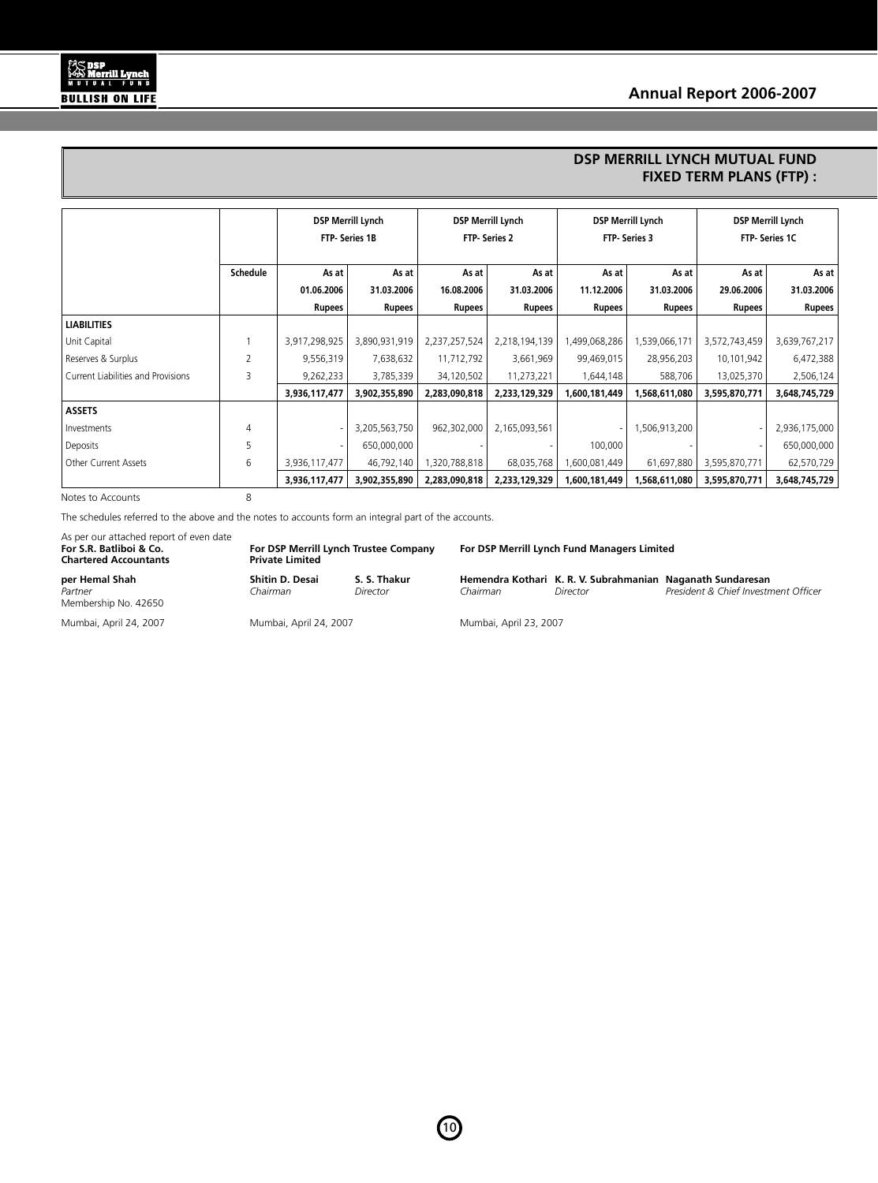## DSP MERRILL LYNCH MUTUAL FUND
## FIXED TERM PLANS (FTP) :

| | Schedule | DSP Merrill Lynch FTP- Series 1B | | DSP Merrill Lynch FTP- Series 2 | | DSP Merrill Lynch FTP- Series 3 | | DSP Merrill Lynch FTP- Series 1C | |
|---|---|---|---|---|---|---|---|---|---|
| | | As at 01.06.2006 Rupees | As at 31.03.2006 Rupees | As at 16.08.2006 Rupees | As at 31.03.2006 Rupees | As at 11.12.2006 Rupees | As at 31.03.2006 Rupees | As at 29.06.2006 Rupees | As at 31.03.2006 Rupees |
| **LIABILITIES** | | | | | | | | | |
| Unit Capital | 1 | 3,917,298,925 | 3,890,931,919 | 2,237,257,524 | 2,218,194,139 | 1,499,068,286 | 1,539,066,171 | 3,572,743,459 | 3,639,767,217 |
| Reserves & Surplus | 2 | 9,556,319 | 7,638,632 | 11,712,792 | 3,661,969 | 99,469,015 | 28,956,203 | 10,101,942 | 6,472,388 |
| Current Liabilities and Provisions | 3 | 9,262,233 | 3,785,339 | 34,120,502 | 11,273,221 | 1,644,148 | 588,706 | 13,025,370 | 2,506,124 |
| | | **3,936,117,477** | **3,902,355,890** | **2,283,090,818** | **2,233,129,329** | **1,600,181,449** | **1,568,611,080** | **3,595,870,771** | **3,648,745,729** |
| **ASSETS** | | | | | | | | | |
| Investments | 4 | - | 3,205,563,750 | 962,302,000 | 2,165,093,561 | - | 1,506,913,200 | - | 2,936,175,000 |
| Deposits | 5 | - | 650,000,000 | - | - | 100,000 | - | - | 650,000,000 |
| Other Current Assets | 6 | 3,936,117,477 | 46,792,140 | 1,320,788,818 | 68,035,768 | 1,600,081,449 | 61,697,880 | 3,595,870,771 | 62,570,729 |
| | | **3,936,117,477** | **3,902,355,890** | **2,283,090,818** | **2,233,129,329** | **1,600,181,449** | **1,568,611,080** | **3,595,870,771** | **3,648,745,729** |

Notes to Accounts 8

The schedules referred to the above and the notes to accounts form an integral part of the accounts.

As per our attached report of even date
**For S.R. Batliboi & Co.**
**Chartered Accountants**

**per Hemal Shah**
*Partner*
Membership No. 42650

Mumbai, April 24, 2007

**For DSP Merrill Lynch Trustee Company Private Limited**

**Shitin D. Desai** — *Chairman*
**S. S. Thakur** — *Director*

Mumbai, April 24, 2007

**For DSP Merrill Lynch Fund Managers Limited**

**Hemendra Kothari** — *Chairman*
**K. R. V. Subrahmanian** — *Director*
**Naganath Sundaresan** — *President & Chief Investment Officer*

Mumbai, April 23, 2007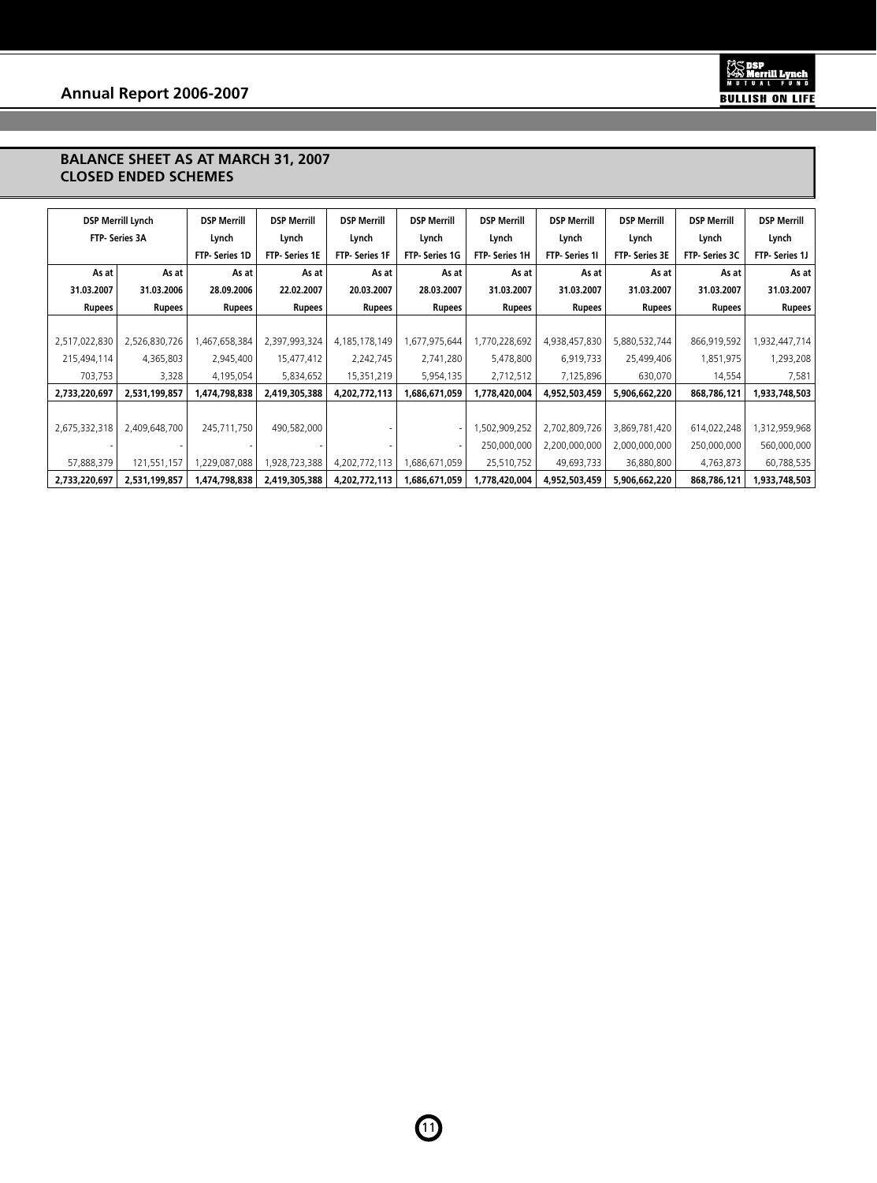## BALANCE SHEET AS AT MARCH 31, 2007
## CLOSED ENDED SCHEMES

| DSP Merrill Lynch FTP- Series 3A | | DSP Merrill Lynch FTP- Series 1D | DSP Merrill Lynch FTP- Series 1E | DSP Merrill Lynch FTP- Series 1F | DSP Merrill Lynch FTP- Series 1G | DSP Merrill Lynch FTP- Series 1H | DSP Merrill Lynch FTP- Series 1I | DSP Merrill Lynch FTP- Series 3E | DSP Merrill Lynch FTP- Series 3C | DSP Merrill Lynch FTP- Series 1J |
|---|---|---|---|---|---|---|---|---|---|---|
| **As at 31.03.2007 Rupees** | **As at 31.03.2006 Rupees** | **As at 28.09.2006 Rupees** | **As at 22.02.2007 Rupees** | **As at 20.03.2007 Rupees** | **As at 28.03.2007 Rupees** | **As at 31.03.2007 Rupees** | **As at 31.03.2007 Rupees** | **As at 31.03.2007 Rupees** | **As at 31.03.2007 Rupees** | **As at 31.03.2007 Rupees** |
| | | | | | | | | | | |
| 2,517,022,830 | 2,526,830,726 | 1,467,658,384 | 2,397,993,324 | 4,185,178,149 | 1,677,975,644 | 1,770,228,692 | 4,938,457,830 | 5,880,532,744 | 866,919,592 | 1,932,447,714 |
| 215,494,114 | 4,365,803 | 2,945,400 | 15,477,412 | 2,242,745 | 2,741,280 | 5,478,800 | 6,919,733 | 25,499,406 | 1,851,975 | 1,293,208 |
| 703,753 | 3,328 | 4,195,054 | 5,834,652 | 15,351,219 | 5,954,135 | 2,712,512 | 7,125,896 | 630,070 | 14,554 | 7,581 |
| **2,733,220,697** | **2,531,199,857** | **1,474,798,838** | **2,419,305,388** | **4,202,772,113** | **1,686,671,059** | **1,778,420,004** | **4,952,503,459** | **5,906,662,220** | **868,786,121** | **1,933,748,503** |
| | | | | | | | | | | |
| 2,675,332,318 | 2,409,648,700 | 245,711,750 | 490,582,000 | - | - | 1,502,909,252 | 2,702,809,726 | 3,869,781,420 | 614,022,248 | 1,312,959,968 |
| - | - | - | - | - | - | 250,000,000 | 2,200,000,000 | 2,000,000,000 | 250,000,000 | 560,000,000 |
| 57,888,379 | 121,551,157 | 1,229,087,088 | 1,928,723,388 | 4,202,772,113 | 1,686,671,059 | 25,510,752 | 49,693,733 | 36,880,800 | 4,763,873 | 60,788,535 |
| **2,733,220,697** | **2,531,199,857** | **1,474,798,838** | **2,419,305,388** | **4,202,772,113** | **1,686,671,059** | **1,778,420,004** | **4,952,503,459** | **5,906,662,220** | **868,786,121** | **1,933,748,503** |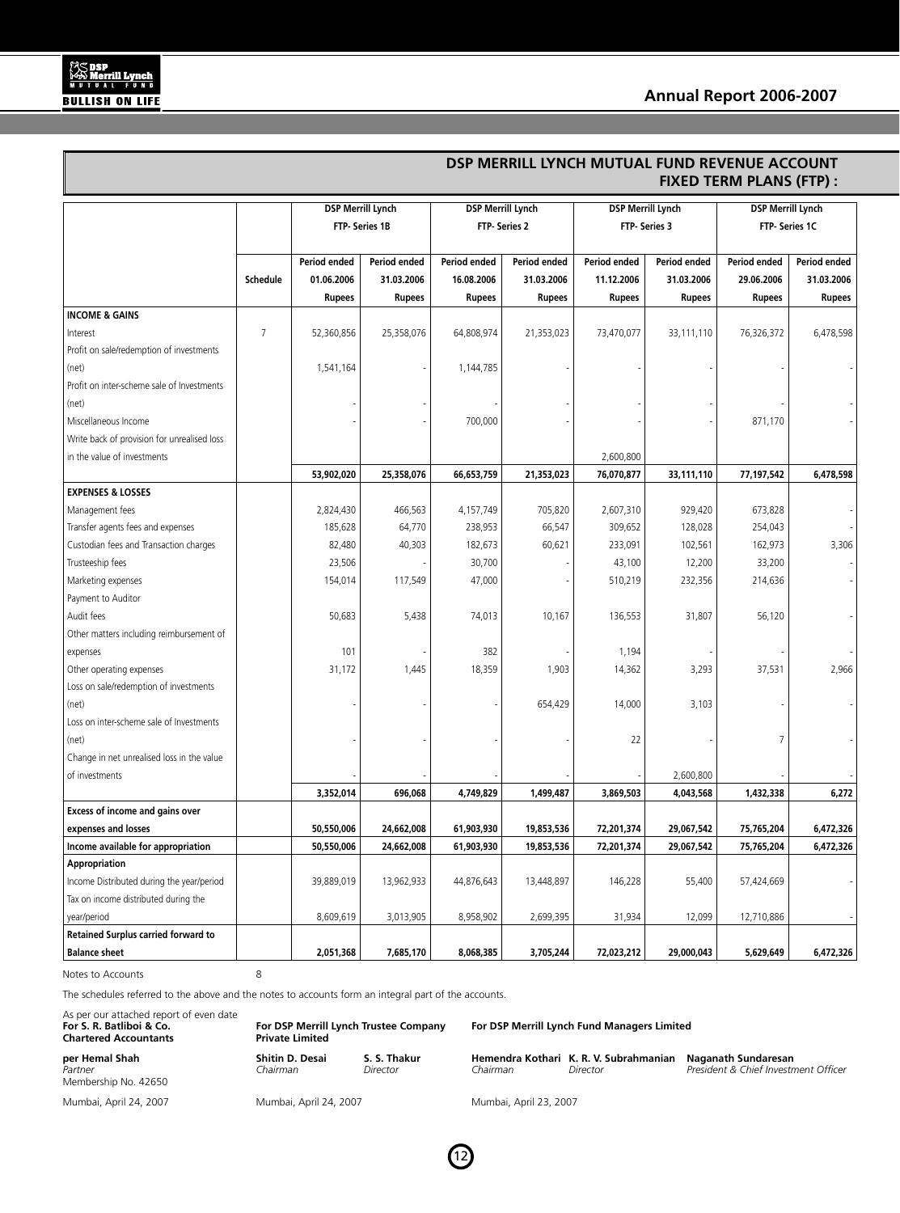## DSP MERRILL LYNCH MUTUAL FUND REVENUE ACCOUNT FIXED TERM PLANS (FTP) :

| | | DSP Merrill Lynch FTP- Series 1B | | DSP Merrill Lynch FTP- Series 2 | | DSP Merrill Lynch FTP- Series 3 | | DSP Merrill Lynch FTP- Series 1C | |
|---|---|---|---|---|---|---|---|---|---|
| | Schedule | Period ended 01.06.2006 Rupees | Period ended 31.03.2006 Rupees | Period ended 16.08.2006 Rupees | Period ended 31.03.2006 Rupees | Period ended 11.12.2006 Rupees | Period ended 31.03.2006 Rupees | Period ended 29.06.2006 Rupees | Period ended 31.03.2006 Rupees |
| **INCOME & GAINS** | | | | | | | | | |
| Interest | 7 | 52,360,856 | 25,358,076 | 64,808,974 | 21,353,023 | 73,470,077 | 33,111,110 | 76,326,372 | 6,478,598 |
| Profit on sale/redemption of investments (net) | | 1,541,164 | - | 1,144,785 | - | - | - | - | - |
| Profit on inter-scheme sale of Investments (net) | | - | - | - | - | - | - | - | - |
| Miscellaneous Income | | - | - | 700,000 | - | - | - | 871,170 | - |
| Write back of provision for unrealised loss in the value of investments | | | | | | 2,600,800 | | | |
| | | **53,902,020** | **25,358,076** | **66,653,759** | **21,353,023** | **76,070,877** | **33,111,110** | **77,197,542** | **6,478,598** |
| **EXPENSES & LOSSES** | | | | | | | | | |
| Management fees | | 2,824,430 | 466,563 | 4,157,749 | 705,820 | 2,607,310 | 929,420 | 673,828 | - |
| Transfer agents fees and expenses | | 185,628 | 64,770 | 238,953 | 66,547 | 309,652 | 128,028 | 254,043 | - |
| Custodian fees and Transaction charges | | 82,480 | 40,303 | 182,673 | 60,621 | 233,091 | 102,561 | 162,973 | 3,306 |
| Trusteeship fees | | 23,506 | - | 30,700 | - | 43,100 | 12,200 | 33,200 | - |
| Marketing expenses | | 154,014 | 117,549 | 47,000 | - | 510,219 | 232,356 | 214,636 | - |
| Payment to Auditor | | | | | | | | | |
| Audit fees | | 50,683 | 5,438 | 74,013 | 10,167 | 136,553 | 31,807 | 56,120 | - |
| Other matters including reimbursement of expenses | | 101 | - | 382 | - | 1,194 | - | - | - |
| Other operating expenses | | 31,172 | 1,445 | 18,359 | 1,903 | 14,362 | 3,293 | 37,531 | 2,966 |
| Loss on sale/redemption of investments (net) | | - | - | - | 654,429 | 14,000 | 3,103 | - | - |
| Loss on inter-scheme sale of Investments (net) | | - | - | - | - | 22 | - | 7 | - |
| Change in net unrealised loss in the value of investments | | - | - | - | - | - | 2,600,800 | - | - |
| | | **3,352,014** | **696,068** | **4,749,829** | **1,499,487** | **3,869,503** | **4,043,568** | **1,432,338** | **6,272** |
| **Excess of income and gains over expenses and losses** | | **50,550,006** | **24,662,008** | **61,903,930** | **19,853,536** | **72,201,374** | **29,067,542** | **75,765,204** | **6,472,326** |
| **Income available for appropriation** | | **50,550,006** | **24,662,008** | **61,903,930** | **19,853,536** | **72,201,374** | **29,067,542** | **75,765,204** | **6,472,326** |
| **Appropriation** | | | | | | | | | |
| Income Distributed during the year/period | | 39,889,019 | 13,962,933 | 44,876,643 | 13,448,897 | 146,228 | 55,400 | 57,424,669 | - |
| Tax on income distributed during the year/period | | 8,609,619 | 3,013,905 | 8,958,902 | 2,699,395 | 31,934 | 12,099 | 12,710,886 | - |
| **Retained Surplus carried forward to Balance sheet** | | **2,051,368** | **7,685,170** | **8,068,385** | **3,705,244** | **72,023,212** | **29,000,043** | **5,629,649** | **6,472,326** |

Notes to Accounts 8

The schedules referred to the above and the notes to accounts form an integral part of the accounts.

As per our attached report of even date
**For S. R. Batliboi & Co.**
**Chartered Accountants**

**per Hemal Shah**
*Partner*
Membership No. 42650

Mumbai, April 24, 2007

**For DSP Merrill Lynch Trustee Company Private Limited**

**Shitin D. Desai** *Chairman*
**S. S. Thakur** *Director*

Mumbai, April 24, 2007

**For DSP Merrill Lynch Fund Managers Limited**

**Hemendra Kothari** *Chairman*
**K. R. V. Subrahmanian** *Director*
**Naganath Sundaresan** *President & Chief Investment Officer*

Mumbai, April 23, 2007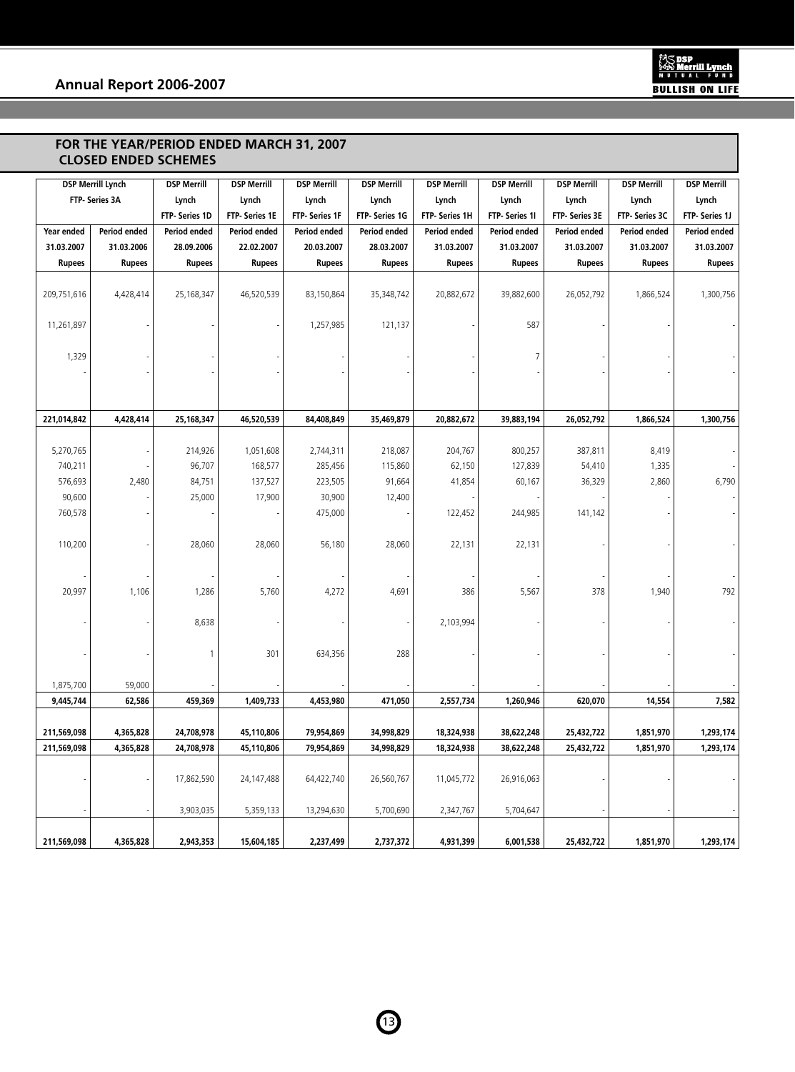## FOR THE YEAR/PERIOD ENDED MARCH 31, 2007
### CLOSED ENDED SCHEMES

| DSP Merrill Lynch FTP- Series 3A | | DSP Merrill Lynch FTP- Series 1D | DSP Merrill Lynch FTP- Series 1E | DSP Merrill Lynch FTP- Series 1F | DSP Merrill Lynch FTP- Series 1G | DSP Merrill Lynch FTP- Series 1H | DSP Merrill Lynch FTP- Series 1I | DSP Merrill Lynch FTP- Series 3E | DSP Merrill Lynch FTP- Series 3C | DSP Merrill Lynch FTP- Series 1J |
|---|---|---|---|---|---|---|---|---|---|---|
| Year ended 31.03.2007 | Period ended 31.03.2006 | Period ended 28.09.2006 | Period ended 22.02.2007 | Period ended 20.03.2007 | Period ended 28.03.2007 | Period ended 31.03.2007 | Period ended 31.03.2007 | Period ended 31.03.2007 | Period ended 31.03.2007 | Period ended 31.03.2007 |
| Rupees | Rupees | Rupees | Rupees | Rupees | Rupees | Rupees | Rupees | Rupees | Rupees | Rupees |
| 209,751,616 | 4,428,414 | 25,168,347 | 46,520,539 | 83,150,864 | 35,348,742 | 20,882,672 | 39,882,600 | 26,052,792 | 1,866,524 | 1,300,756 |
| 11,261,897 | - | - | - | 1,257,985 | 121,137 | - | 587 | - | - | - |
| 1,329 | - | - | - | - | - | - | 7 | - | - | - |
| - | - | - | - | - | - | - | - | - | - | - |
| **221,014,842** | **4,428,414** | **25,168,347** | **46,520,539** | **84,408,849** | **35,469,879** | **20,882,672** | **39,883,194** | **26,052,792** | **1,866,524** | **1,300,756** |
| 5,270,765 | - | 214,926 | 1,051,608 | 2,744,311 | 218,087 | 204,767 | 800,257 | 387,811 | 8,419 | - |
| 740,211 | - | 96,707 | 168,577 | 285,456 | 115,860 | 62,150 | 127,839 | 54,410 | 1,335 | - |
| 576,693 | 2,480 | 84,751 | 137,527 | 223,505 | 91,664 | 41,854 | 60,167 | 36,329 | 2,860 | 6,790 |
| 90,600 | - | 25,000 | 17,900 | 30,900 | 12,400 | - | - | - | - | - |
| 760,578 | - | - | - | 475,000 | - | 122,452 | 244,985 | 141,142 | - | - |
| 110,200 | - | 28,060 | 28,060 | 56,180 | 28,060 | 22,131 | 22,131 | - | - | - |
| - | - | - | - | - | - | - | - | - | - | - |
| 20,997 | 1,106 | 1,286 | 5,760 | 4,272 | 4,691 | 386 | 5,567 | 378 | 1,940 | 792 |
| - | - | 8,638 | - | - | - | 2,103,994 | - | - | - | - |
| - | - | 1 | 301 | 634,356 | 288 | - | - | - | - | - |
| 1,875,700 | 59,000 | - | - | - | - | - | - | - | - | - |
| **9,445,744** | **62,586** | **459,369** | **1,409,733** | **4,453,980** | **471,050** | **2,557,734** | **1,260,946** | **620,070** | **14,554** | **7,582** |
| **211,569,098** | **4,365,828** | **24,708,978** | **45,110,806** | **79,954,869** | **34,998,829** | **18,324,938** | **38,622,248** | **25,432,722** | **1,851,970** | **1,293,174** |
| **211,569,098** | **4,365,828** | **24,708,978** | **45,110,806** | **79,954,869** | **34,998,829** | **18,324,938** | **38,622,248** | **25,432,722** | **1,851,970** | **1,293,174** |
| - | - | 17,862,590 | 24,147,488 | 64,422,740 | 26,560,767 | 11,045,772 | 26,916,063 | - | - | - |
| - | - | 3,903,035 | 5,359,133 | 13,294,630 | 5,700,690 | 2,347,767 | 5,704,647 | - | - | - |
| **211,569,098** | **4,365,828** | **2,943,353** | **15,604,185** | **2,237,499** | **2,737,372** | **4,931,399** | **6,001,538** | **25,432,722** | **1,851,970** | **1,293,174** |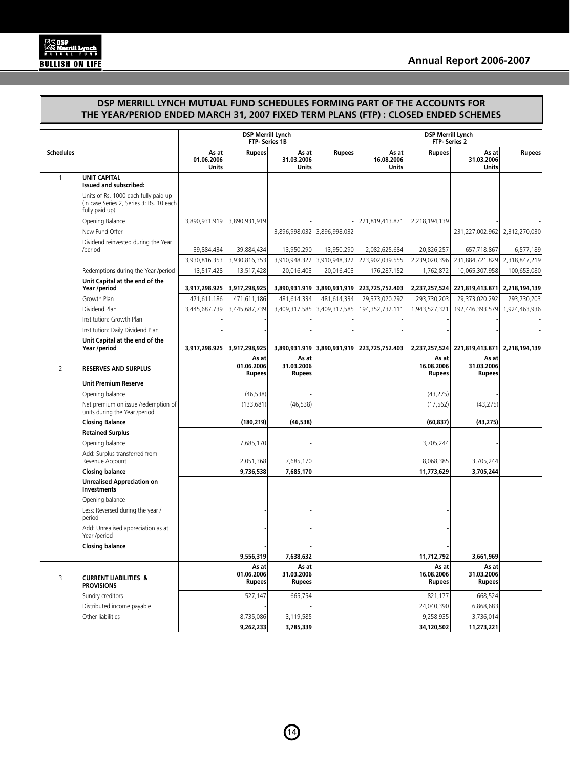## DSP MERRILL LYNCH MUTUAL FUND SCHEDULES FORMING PART OF THE ACCOUNTS FOR THE YEAR/PERIOD ENDED MARCH 31, 2007 FIXED TERM PLANS (FTP) : CLOSED ENDED SCHEMES

| | | DSP Merrill Lynch FTP- Series 1B | | | | DSP Merrill Lynch FTP- Series 2 | | | |
|---|---|---|---|---|---|---|---|---|---|
| **Schedules** | | **As at 01.06.2006 Units** | **Rupees** | **As at 31.03.2006 Units** | **Rupees** | **As at 16.08.2006 Units** | **Rupees** | **As at 31.03.2006 Units** | **Rupees** |
| 1 | **UNIT CAPITAL Issued and subscribed:** | | | | | | | | |
| | Units of Rs. 1000 each fully paid up (in case Series 2, Series 3: Rs. 10 each fully paid up) | | | | | | | | |
| | Opening Balance | 3,890,931.919 | 3,890,931,919 | - | - | 221,819,413.871 | 2,218,194,139 | - | - |
| | New Fund Offer | - | - | 3,896,998.032 | 3,896,998,032 | - | - | 231,227,002.962 | 2,312,270,030 |
| | Dividend reinvested during the Year /period | 39,884.434 | 39,884,434 | 13,950.290 | 13,950,290 | 2,082,625.684 | 20,826,257 | 657,718.867 | 6,577,189 |
| | | 3,930,816.353 | 3,930,816,353 | 3,910,948.322 | 3,910,948,322 | 223,902,039.555 | 2,239,020,396 | 231,884,721.829 | 2,318,847,219 |
| | Redemptions during the Year /period | 13,517.428 | 13,517,428 | 20,016.403 | 20,016,403 | 176,287.152 | 1,762,872 | 10,065,307.958 | 100,653,080 |
| | **Unit Capital at the end of the Year /period** | **3,917,298.925** | **3,917,298,925** | **3,890,931.919** | **3,890,931,919** | **223,725,752.403** | **2,237,257,524** | **221,819,413.871** | **2,218,194,139** |
| | Growth Plan | 471,611.186 | 471,611,186 | 481,614.334 | 481,614,334 | 29,373,020.292 | 293,730,203 | 29,373,020.292 | 293,730,203 |
| | Dividend Plan | 3,445,687.739 | 3,445,687,739 | 3,409,317.585 | 3,409,317,585 | 194,352,732.111 | 1,943,527,321 | 192,446,393.579 | 1,924,463,936 |
| | Institution: Growth Plan | - | - | - | - | - | - | - | - |
| | Institution: Daily Dividend Plan | - | - | - | - | - | - | - | - |
| | **Unit Capital at the end of the Year /period** | **3,917,298.925** | **3,917,298,925** | **3,890,931.919** | **3,890,931,919** | **223,725,752.403** | **2,237,257,524** | **221,819,413.871** | **2,218,194,139** |
| 2 | **RESERVES AND SURPLUS** | | **As at 01.06.2006 Rupees** | **As at 31.03.2006 Rupees** | | | **As at 16.08.2006 Rupees** | **As at 31.03.2006 Rupees** | |
| | **Unit Premium Reserve** | | | | | | | | |
| | Opening balance | | (46,538) | - | | | (43,275) | - | |
| | Net premium on issue /redemption of units during the Year /period | | (133,681) | (46,538) | | | (17,562) | (43,275) | |
| | **Closing Balance** | | **(180,219)** | **(46,538)** | | | **(60,837)** | **(43,275)** | |
| | **Retained Surplus** | | | | | | | | |
| | Opening balance | | 7,685,170 | - | | | 3,705,244 | - | |
| | Add: Surplus transferred from Revenue Account | | 2,051,368 | 7,685,170 | | | 8,068,385 | 3,705,244 | |
| | **Closing balance** | | **9,736,538** | **7,685,170** | | | **11,773,629** | **3,705,244** | |
| | **Unrealised Appreciation on Investments** | | | | | | | | |
| | Opening balance | | - | - | | | - | | |
| | Less: Reversed during the year / period | | - | - | | | - | | |
| | Add: Unrealised appreciation as at Year /period | | - | - | | | - | | |
| | **Closing balance** | | - | - | | | - | | |
| | | | **9,556,319** | **7,638,632** | | | **11,712,792** | **3,661,969** | |
| 3 | **CURRENT LIABILITIES & PROVISIONS** | | **As at 01.06.2006 Rupees** | **As at 31.03.2006 Rupees** | | | **As at 16.08.2006 Rupees** | **As at 31.03.2006 Rupees** | |
| | Sundry creditors | | 527,147 | 665,754 | | | 821,177 | 668,524 | |
| | Distributed income payable | | - | - | | | 24,040,390 | 6,868,683 | |
| | Other liabilities | | 8,735,086 | 3,119,585 | | | 9,258,935 | 3,736,014 | |
| | | | **9,262,233** | **3,785,339** | | | **34,120,502** | **11,273,221** | |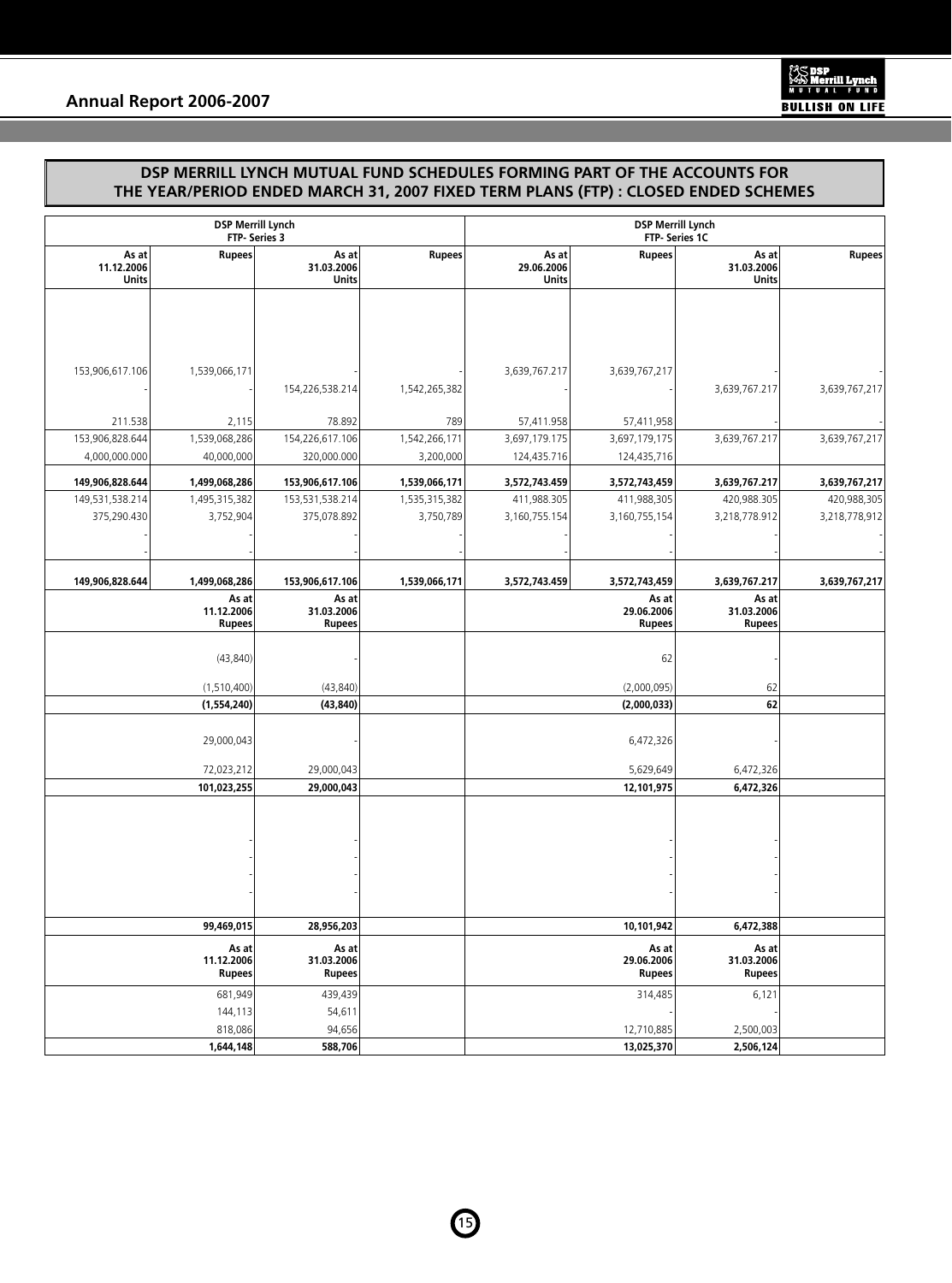## DSP MERRILL LYNCH MUTUAL FUND SCHEDULES FORMING PART OF THE ACCOUNTS FOR THE YEAR/PERIOD ENDED MARCH 31, 2007 FIXED TERM PLANS (FTP) : CLOSED ENDED SCHEMES

| DSP Merrill Lynch FTP- Series 3 | | | | DSP Merrill Lynch FTP- Series 1C | | | |
|---|---|---|---|---|---|---|---|
| As at 11.12.2006 Units | Rupees | As at 31.03.2006 Units | Rupees | As at 29.06.2006 Units | Rupees | As at 31.03.2006 Units | Rupees |
| 153,906,617.106 | 1,539,066,171 | - | - | 3,639,767.217 | 3,639,767,217 | - | - |
| - | - | 154,226,538.214 | 1,542,265,382 | - | - | 3,639,767.217 | 3,639,767,217 |
| 211.538 | 2,115 | 78.892 | 789 | 57,411.958 | 57,411,958 | - | - |
| 153,906,828.644 | 1,539,068,286 | 154,226,617.106 | 1,542,266,171 | 3,697,179.175 | 3,697,179,175 | 3,639,767.217 | 3,639,767,217 |
| 4,000,000.000 | 40,000,000 | 320,000.000 | 3,200,000 | 124,435.716 | 124,435,716 | | |
| **149,906,828.644** | **1,499,068,286** | **153,906,617.106** | **1,539,066,171** | **3,572,743.459** | **3,572,743,459** | **3,639,767.217** | **3,639,767,217** |
| 149,531,538.214 | 1,495,315,382 | 153,531,538.214 | 1,535,315,382 | 411,988.305 | 411,988,305 | 420,988.305 | 420,988,305 |
| 375,290.430 | 3,752,904 | 375,078.892 | 3,750,789 | 3,160,755.154 | 3,160,755,154 | 3,218,778.912 | 3,218,778,912 |
| - | - | - | - | - | - | - | - |
| - | - | - | - | - | - | - | - |
| **149,906,828.644** | **1,499,068,286** | **153,906,617.106** | **1,539,066,171** | **3,572,743.459** | **3,572,743,459** | **3,639,767.217** | **3,639,767,217** |

| | As at 11.12.2006 Rupees | As at 31.03.2006 Rupees | | As at 29.06.2006 Rupees | As at 31.03.2006 Rupees |
|---|---|---|---|---|---|
| | (43,840) | - | | 62 | - |
| | (1,510,400) | (43,840) | | (2,000,095) | 62 |
| | **(1,554,240)** | **(43,840)** | | **(2,000,033)** | **62** |
| | 29,000,043 | - | | 6,472,326 | - |
| | 72,023,212 | 29,000,043 | | 5,629,649 | 6,472,326 |
| | **101,023,255** | **29,000,043** | | **12,101,975** | **6,472,326** |
| | - | - | | - | - |
| | - | - | | - | - |
| | - | - | | - | - |
| | - | - | | - | - |
| | **99,469,015** | **28,956,203** | | **10,101,942** | **6,472,388** |

| | As at 11.12.2006 Rupees | As at 31.03.2006 Rupees | | As at 29.06.2006 Rupees | As at 31.03.2006 Rupees |
|---|---|---|---|---|---|
| | 681,949 | 439,439 | | 314,485 | 6,121 |
| | 144,113 | 54,611 | | - | - |
| | 818,086 | 94,656 | | 12,710,885 | 2,500,003 |
| | **1,644,148** | **588,706** | | **13,025,370** | **2,506,124** |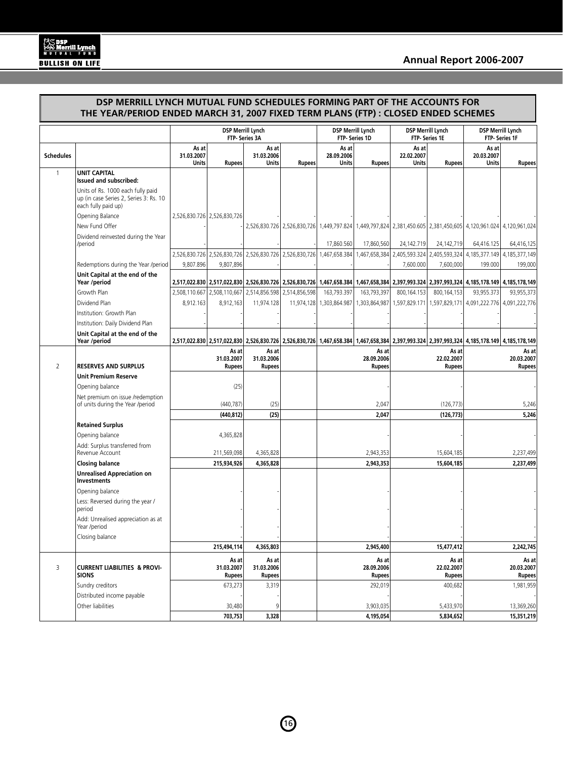## DSP MERRILL LYNCH MUTUAL FUND SCHEDULES FORMING PART OF THE ACCOUNTS FOR THE YEAR/PERIOD ENDED MARCH 31, 2007 FIXED TERM PLANS (FTP) : CLOSED ENDED SCHEMES

| | | DSP Merrill Lynch FTP- Series 3A | | | | DSP Merrill Lynch FTP- Series 1D | | DSP Merrill Lynch FTP- Series 1E | | DSP Merrill Lynch FTP- Series 1F | |
|---|---|---|---|---|---|---|---|---|---|---|---|
| **Schedules** | | **As at 31.03.2007 Units** | **Rupees** | **As at 31.03.2006 Units** | **Rupees** | **As at 28.09.2006 Units** | **Rupees** | **As at 22.02.2007 Units** | **Rupees** | **As at 20.03.2007 Units** | **Rupees** |
| 1 | **UNIT CAPITAL Issued and subscribed:** | | | | | | | | | | |
| | Units of Rs. 1000 each fully paid up (in case Series 2, Series 3: Rs. 10 each fully paid up) | | | | | | | | | | |
| | Opening Balance | 2,526,830.726 | 2,526,830,726 | - | - | - | - | - | - | - | - |
| | New Fund Offer | - | - | 2,526,830.726 | 2,526,830,726 | 1,449,797.824 | 1,449,797,824 | 2,381,450.605 | 2,381,450,605 | 4,120,961.024 | 4,120,961,024 |
| | Dividend reinvested during the Year /period | - | - | - | - | 17,860.560 | 17,860,560 | 24,142.719 | 24,142,719 | 64,416.125 | 64,416,125 |
| | | 2,526,830.726 | 2,526,830,726 | 2,526,830.726 | 2,526,830,726 | 1,467,658.384 | 1,467,658,384 | 2,405,593.324 | 2,405,593,324 | 4,185,377.149 | 4,185,377,149 |
| | Redemptions during the Year /period | 9,807.896 | 9,807,896 | - | - | - | - | 7,600.000 | 7,600,000 | 199.000 | 199,000 |
| | **Unit Capital at the end of the Year /period** | **2,517,022.830** | **2,517,022,830** | **2,526,830.726** | **2,526,830,726** | **1,467,658.384** | **1,467,658,384** | **2,397,993.324** | **2,397,993,324** | **4,185,178.149** | **4,185,178,149** |
| | Growth Plan | 2,508,110.667 | 2,508,110,667 | 2,514,856.598 | 2,514,856,598 | 163,793.397 | 163,793,397 | 800,164.153 | 800,164,153 | 93,955.373 | 93,955,373 |
| | Dividend Plan | 8,912.163 | 8,912,163 | 11,974.128 | 11,974,128 | 1,303,864.987 | 1,303,864,987 | 1,597,829.171 | 1,597,829,171 | 4,091,222.776 | 4,091,222,776 |
| | Institution: Growth Plan | - | - | - | - | - | - | - | - | - | - |
| | Institution: Daily Dividend Plan | - | - | - | - | - | - | - | - | - | - |
| | **Unit Capital at the end of the Year /period** | **2,517,022.830** | **2,517,022,830** | **2,526,830.726** | **2,526,830,726** | **1,467,658.384** | **1,467,658,384** | **2,397,993.324** | **2,397,993,324** | **4,185,178.149** | **4,185,178,149** |
| 2 | **RESERVES AND SURPLUS** | | **As at 31.03.2007 Rupees** | **As at 31.03.2006 Rupees** | | | **As at 28.09.2006 Rupees** | | **As at 22.02.2007 Rupees** | | **As at 20.03.2007 Rupees** |
| | **Unit Premium Reserve** | | | | | | | | | | |
| | Opening balance | | (25) | | | | - | | - | | - |
| | Net premium on issue /redemption of units during the Year /period | | (440,787) | (25) | | | 2,047 | | (126,773) | | 5,246 |
| | | | **(440,812)** | **(25)** | | | **2,047** | | **(126,773)** | | **5,246** |
| | **Retained Surplus** | | | | | | | | | | |
| | Opening balance | | 4,365,828 | | | | - | | - | | - |
| | Add: Surplus transferred from Revenue Account | | 211,569,098 | 4,365,828 | | | 2,943,353 | | 15,604,185 | | 2,237,499 |
| | **Closing balance** | | **215,934,926** | **4,365,828** | | | **2,943,353** | | **15,604,185** | | **2,237,499** |
| | **Unrealised Appreciation on Investments** | | | | | | | | | | |
| | Opening balance | | - | - | | | - | | - | | - |
| | Less: Reversed during the year / period | | - | - | | | - | | - | | - |
| | Add: Unrealised appreciation as at Year /period | | - | - | | | - | | - | | - |
| | Closing balance | | - | - | | | - | | - | | - |
| | | | **215,494,114** | **4,365,803** | | | **2,945,400** | | **15,477,412** | | **2,242,745** |
| 3 | **CURRENT LIABILITIES & PROVISIONS** | | **As at 31.03.2007 Rupees** | **As at 31.03.2006 Rupees** | | | **As at 28.09.2006 Rupees** | | **As at 22.02.2007 Rupees** | | **As at 20.03.2007 Rupees** |
| | Sundry creditors | | 673,273 | 3,319 | | | 292,019 | | 400,682 | | 1,981,959 |
| | Distributed income payable | | - | - | | | - | | - | | - |
| | Other liabilities | | 30,480 | 9 | | | 3,903,035 | | 5,433,970 | | 13,369,260 |
| | | | **703,753** | **3,328** | | | **4,195,054** | | **5,834,652** | | **15,351,219** |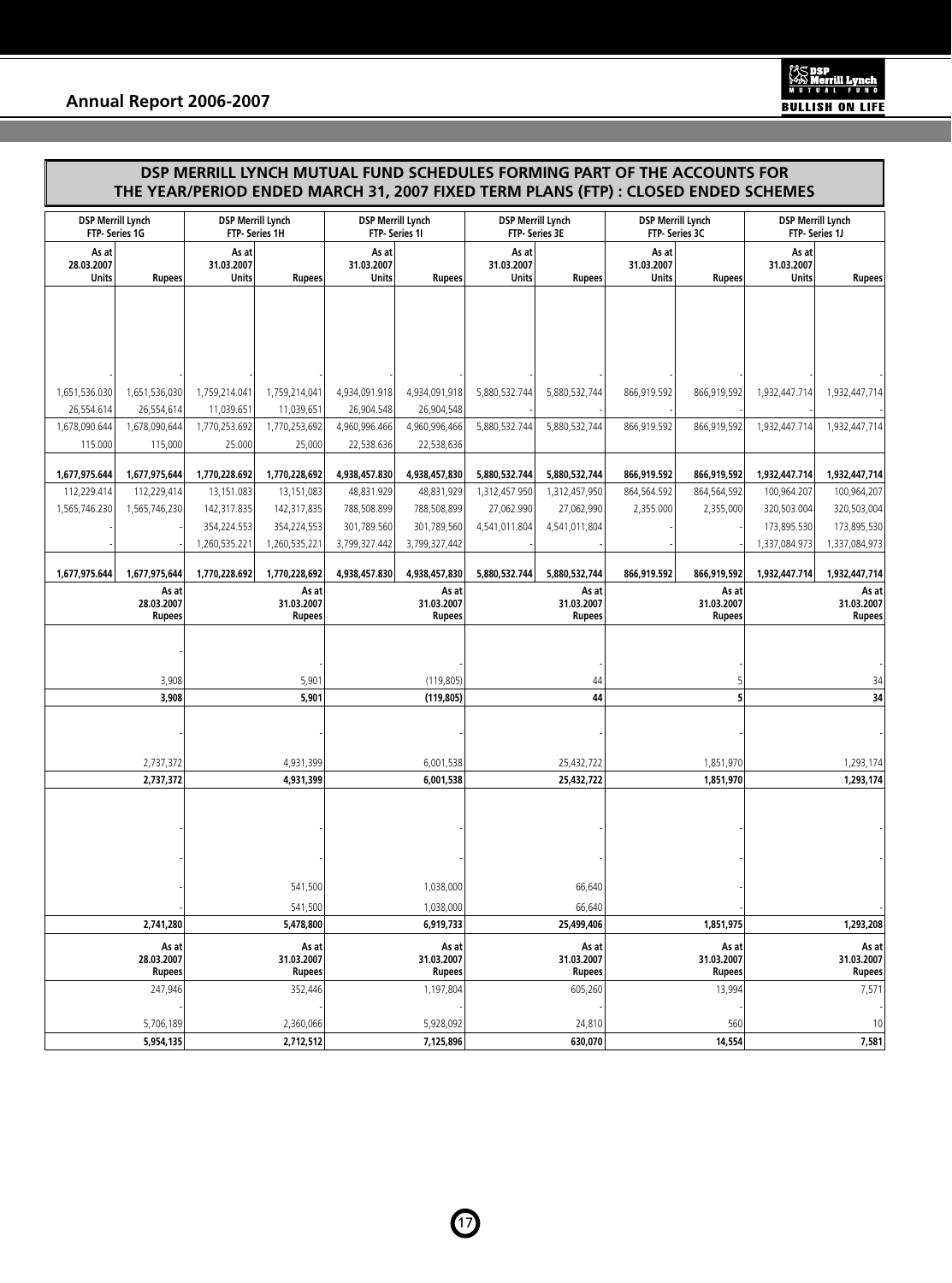## DSP MERRILL LYNCH MUTUAL FUND SCHEDULES FORMING PART OF THE ACCOUNTS FOR THE YEAR/PERIOD ENDED MARCH 31, 2007 FIXED TERM PLANS (FTP) : CLOSED ENDED SCHEMES

| DSP Merrill Lynch FTP- Series 1G | | DSP Merrill Lynch FTP- Series 1H | | DSP Merrill Lynch FTP- Series 1I | | DSP Merrill Lynch FTP- Series 3E | | DSP Merrill Lynch FTP- Series 3C | | DSP Merrill Lynch FTP- Series 1J | |
|---|---|---|---|---|---|---|---|---|---|---|---|
| As at 28.03.2007 Units | Rupees | As at 31.03.2007 Units | Rupees | As at 31.03.2007 Units | Rupees | As at 31.03.2007 Units | Rupees | As at 31.03.2007 Units | Rupees | As at 31.03.2007 Units | Rupees |
| - | - | - | - | - | - | - | - | - | - | - | - |
| 1,651,536.030 | 1,651,536,030 | 1,759,214.041 | 1,759,214,041 | 4,934,091.918 | 4,934,091,918 | 5,880,532.744 | 5,880,532,744 | 866,919.592 | 866,919,592 | 1,932,447.714 | 1,932,447,714 |
| 26,554.614 | 26,554,614 | 11,039.651 | 11,039,651 | 26,904.548 | 26,904,548 | - | - | - | - | - | - |
| 1,678,090.644 | 1,678,090,644 | 1,770,253.692 | 1,770,253,692 | 4,960,996.466 | 4,960,996,466 | 5,880,532.744 | 5,880,532,744 | 866,919.592 | 866,919,592 | 1,932,447.714 | 1,932,447,714 |
| 115.000 | 115,000 | 25.000 | 25,000 | 22,538.636 | 22,538,636 | | | | | | |
| **1,677,975.644** | **1,677,975,644** | **1,770,228.692** | **1,770,228,692** | **4,938,457.830** | **4,938,457,830** | **5,880,532.744** | **5,880,532,744** | **866,919.592** | **866,919,592** | **1,932,447.714** | **1,932,447,714** |
| 112,229.414 | 112,229,414 | 13,151.083 | 13,151,083 | 48,831.929 | 48,831,929 | 1,312,457.950 | 1,312,457,950 | 864,564.592 | 864,564,592 | 100,964.207 | 100,964,207 |
| 1,565,746.230 | 1,565,746,230 | 142,317.835 | 142,317,835 | 788,508.899 | 788,508,899 | 27,062.990 | 27,062,990 | 2,355.000 | 2,355,000 | 320,503.004 | 320,503,004 |
| - | - | 354,224.553 | 354,224,553 | 301,789.560 | 301,789,560 | 4,541,011.804 | 4,541,011,804 | - | - | 173,895.530 | 173,895,530 |
| - | - | 1,260,535.221 | 1,260,535,221 | 3,799,327.442 | 3,799,327,442 | - | - | - | - | 1,337,084.973 | 1,337,084,973 |
| **1,677,975.644** | **1,677,975,644** | **1,770,228.692** | **1,770,228,692** | **4,938,457.830** | **4,938,457,830** | **5,880,532.744** | **5,880,532,744** | **866,919.592** | **866,919,592** | **1,932,447.714** | **1,932,447,714** |

| DSP Merrill Lynch FTP- Series 1G | DSP Merrill Lynch FTP- Series 1H | DSP Merrill Lynch FTP- Series 1I | DSP Merrill Lynch FTP- Series 3E | DSP Merrill Lynch FTP- Series 3C | DSP Merrill Lynch FTP- Series 1J |
|---|---|---|---|---|---|
| As at 28.03.2007 Rupees | As at 31.03.2007 Rupees | As at 31.03.2007 Rupees | As at 31.03.2007 Rupees | As at 31.03.2007 Rupees | As at 31.03.2007 Rupees |
| - | - | - | - | - | - |
| 3,908 | 5,901 | (119,805) | 44 | 5 | 34 |
| **3,908** | **5,901** | **(119,805)** | **44** | **5** | **34** |
| - | - | - | - | - | - |
| 2,737,372 | 4,931,399 | 6,001,538 | 25,432,722 | 1,851,970 | 1,293,174 |
| **2,737,372** | **4,931,399** | **6,001,538** | **25,432,722** | **1,851,970** | **1,293,174** |
| - | - | - | - | - | - |
| - | - | - | - | - | - |
| - | 541,500 | 1,038,000 | 66,640 | - | |
| - | 541,500 | 1,038,000 | 66,640 | | - |
| **2,741,280** | **5,478,800** | **6,919,733** | **25,499,406** | **1,851,975** | **1,293,208** |

| DSP Merrill Lynch FTP- Series 1G | DSP Merrill Lynch FTP- Series 1H | DSP Merrill Lynch FTP- Series 1I | DSP Merrill Lynch FTP- Series 3E | DSP Merrill Lynch FTP- Series 3C | DSP Merrill Lynch FTP- Series 1J |
|---|---|---|---|---|---|
| As at 28.03.2007 Rupees | As at 31.03.2007 Rupees | As at 31.03.2007 Rupees | As at 31.03.2007 Rupees | As at 31.03.2007 Rupees | As at 31.03.2007 Rupees |
| 247,946 | 352,446 | 1,197,804 | 605,260 | 13,994 | 7,571 |
| - | - | - | - | - | - |
| 5,706,189 | 2,360,066 | 5,928,092 | 24,810 | 560 | 10 |
| **5,954,135** | **2,712,512** | **7,125,896** | **630,070** | **14,554** | **7,581** |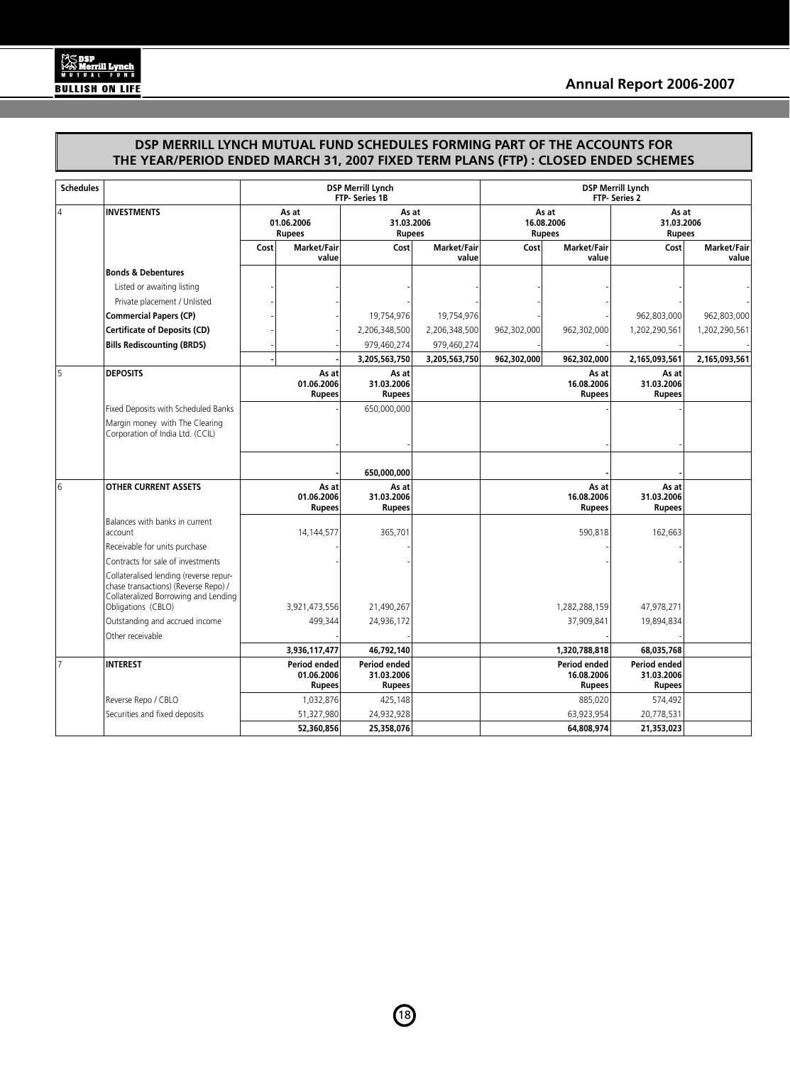## DSP MERRILL LYNCH MUTUAL FUND SCHEDULES FORMING PART OF THE ACCOUNTS FOR THE YEAR/PERIOD ENDED MARCH 31, 2007 FIXED TERM PLANS (FTP) : CLOSED ENDED SCHEMES

| Schedules | | DSP Merrill Lynch FTP- Series 1B | | | | DSP Merrill Lynch FTP- Series 2 | | | |
|---|---|---|---|---|---|---|---|---|---|
| 4 | **INVESTMENTS** | As at 01.06.2006 Rupees | | As at 31.03.2006 Rupees | | As at 16.08.2006 Rupees | | As at 31.03.2006 Rupees | |
| | | Cost | Market/Fair value | Cost | Market/Fair value | Cost | Market/Fair value | Cost | Market/Fair value |
| | **Bonds & Debentures** | | | | | | | | |
| | Listed or awaiting listing | - | - | - | - | - | - | - | - |
| | Private placement / Unlisted | - | - | - | - | - | - | - | - |
| | **Commercial Papers (CP)** | - | - | 19,754,976 | 19,754,976 | - | - | 962,803,000 | 962,803,000 |
| | **Certificate of Deposits (CD)** | - | - | 2,206,348,500 | 2,206,348,500 | 962,302,000 | 962,302,000 | 1,202,290,561 | 1,202,290,561 |
| | **Bills Rediscounting (BRDS)** | - | - | 979,460,274 | 979,460,274 | - | - | - | - |
| | | - | - | **3,205,563,750** | **3,205,563,750** | **962,302,000** | **962,302,000** | **2,165,093,561** | **2,165,093,561** |
| 5 | **DEPOSITS** | | As at 01.06.2006 Rupees | As at 31.03.2006 Rupees | | | As at 16.08.2006 Rupees | As at 31.03.2006 Rupees | |
| | Fixed Deposits with Scheduled Banks | | - | 650,000,000 | | | - | - | |
| | Margin money with The Clearing Corporation of India Ltd. (CCIL) | | - | - | | | - | - | |
| | | | - | **650,000,000** | | | - | - | |
| 6 | **OTHER CURRENT ASSETS** | | As at 01.06.2006 Rupees | As at 31.03.2006 Rupees | | | As at 16.08.2006 Rupees | As at 31.03.2006 Rupees | |
| | Balances with banks in current account | | 14,144,577 | 365,701 | | | 590,818 | 162,663 | |
| | Receivable for units purchase | | - | - | | | - | - | |
| | Contracts for sale of investments | | - | - | | | - | - | |
| | Collateralised lending (reverse repurchase transactions) (Reverse Repo) / Collateralized Borrowing and Lending Obligations (CBLO) | | 3,921,473,556 | 21,490,267 | | | 1,282,288,159 | 47,978,271 | |
| | Outstanding and accrued income | | 499,344 | 24,936,172 | | | 37,909,841 | 19,894,834 | |
| | Other receivable | | - | - | | | - | - | |
| | | | **3,936,117,477** | **46,792,140** | | | **1,320,788,818** | **68,035,768** | |
| 7 | **INTEREST** | | Period ended 01.06.2006 Rupees | Period ended 31.03.2006 Rupees | | | Period ended 16.08.2006 Rupees | Period ended 31.03.2006 Rupees | |
| | Reverse Repo / CBLO | | 1,032,876 | 425,148 | | | 885,020 | 574,492 | |
| | Securities and fixed deposits | | 51,327,980 | 24,932,928 | | | 63,923,954 | 20,778,531 | |
| | | | **52,360,856** | **25,358,076** | | | **64,808,974** | **21,353,023** | |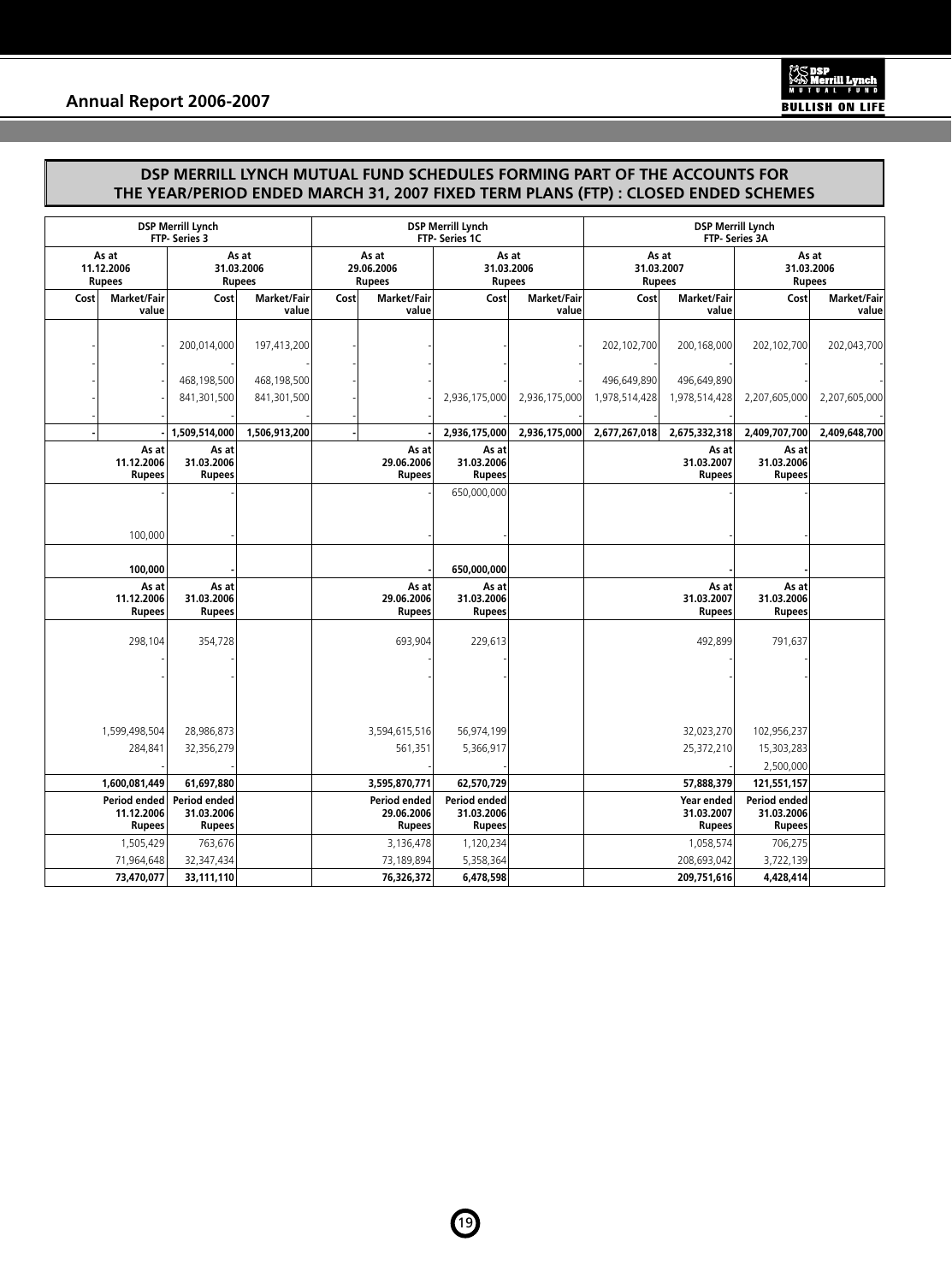## DSP MERRILL LYNCH MUTUAL FUND SCHEDULES FORMING PART OF THE ACCOUNTS FOR THE YEAR/PERIOD ENDED MARCH 31, 2007 FIXED TERM PLANS (FTP) : CLOSED ENDED SCHEMES

| DSP Merrill Lynch FTP- Series 3 | | | | DSP Merrill Lynch FTP- Series 1C | | | | DSP Merrill Lynch FTP- Series 3A | | | |
|---|---|---|---|---|---|---|---|---|---|---|---|
| As at 11.12.2006 Rupees | | As at 31.03.2006 Rupees | | As at 29.06.2006 Rupees | | As at 31.03.2006 Rupees | | As at 31.03.2007 Rupees | | As at 31.03.2006 Rupees | |
| Cost | Market/Fair value | Cost | Market/Fair value | Cost | Market/Fair value | Cost | Market/Fair value | Cost | Market/Fair value | Cost | Market/Fair value |
| - | - | 200,014,000 | 197,413,200 | - | - | - | - | 202,102,700 | 200,168,000 | 202,102,700 | 202,043,700 |
| - | - | - | - | - | - | - | - | - | - | - | - |
| - | - | 468,198,500 | 468,198,500 | - | - | - | - | 496,649,890 | 496,649,890 | - | - |
| - | - | 841,301,500 | 841,301,500 | - | - | 2,936,175,000 | 2,936,175,000 | 1,978,514,428 | 1,978,514,428 | 2,207,605,000 | 2,207,605,000 |
| - | - | - | - | - | - | - | - | - | - | - | - |
| **-** | **-** | **1,509,514,000** | **1,506,913,200** | **-** | **-** | **2,936,175,000** | **2,936,175,000** | **2,677,267,018** | **2,675,332,318** | **2,409,707,700** | **2,409,648,700** |

| DSP Merrill Lynch FTP- Series 3 | | DSP Merrill Lynch FTP- Series 1C | | DSP Merrill Lynch FTP- Series 3A | |
|---|---|---|---|---|---|
| As at 11.12.2006 Rupees | As at 31.03.2006 Rupees | As at 29.06.2006 Rupees | As at 31.03.2006 Rupees | As at 31.03.2007 Rupees | As at 31.03.2006 Rupees |
| - | - | - | 650,000,000 | - | - |
| 100,000 | - | - | - | - | - |
| **100,000** | **-** | **-** | **650,000,000** | **-** | **-** |

| DSP Merrill Lynch FTP- Series 3 | | DSP Merrill Lynch FTP- Series 1C | | DSP Merrill Lynch FTP- Series 3A | |
|---|---|---|---|---|---|
| As at 11.12.2006 Rupees | As at 31.03.2006 Rupees | As at 29.06.2006 Rupees | As at 31.03.2006 Rupees | As at 31.03.2007 Rupees | As at 31.03.2006 Rupees |
| 298,104 | 354,728 | 693,904 | 229,613 | 492,899 | 791,637 |
| - | - | - | - | - | - |
| - | - | - | - | - | - |
| 1,599,498,504 | 28,986,873 | 3,594,615,516 | 56,974,199 | 32,023,270 | 102,956,237 |
| 284,841 | 32,356,279 | 561,351 | 5,366,917 | 25,372,210 | 15,303,283 |
| - | - | - | - | - | 2,500,000 |
| **1,600,081,449** | **61,697,880** | **3,595,870,771** | **62,570,729** | **57,888,379** | **121,551,157** |

| DSP Merrill Lynch FTP- Series 3 | | DSP Merrill Lynch FTP- Series 1C | | DSP Merrill Lynch FTP- Series 3A | |
|---|---|---|---|---|---|
| Period ended 11.12.2006 Rupees | Period ended 31.03.2006 Rupees | Period ended 29.06.2006 Rupees | Period ended 31.03.2006 Rupees | Year ended 31.03.2007 Rupees | Period ended 31.03.2006 Rupees |
| 1,505,429 | 763,676 | 3,136,478 | 1,120,234 | 1,058,574 | 706,275 |
| 71,964,648 | 32,347,434 | 73,189,894 | 5,358,364 | 208,693,042 | 3,722,139 |
| **73,470,077** | **33,111,110** | **76,326,372** | **6,478,598** | **209,751,616** | **4,428,414** |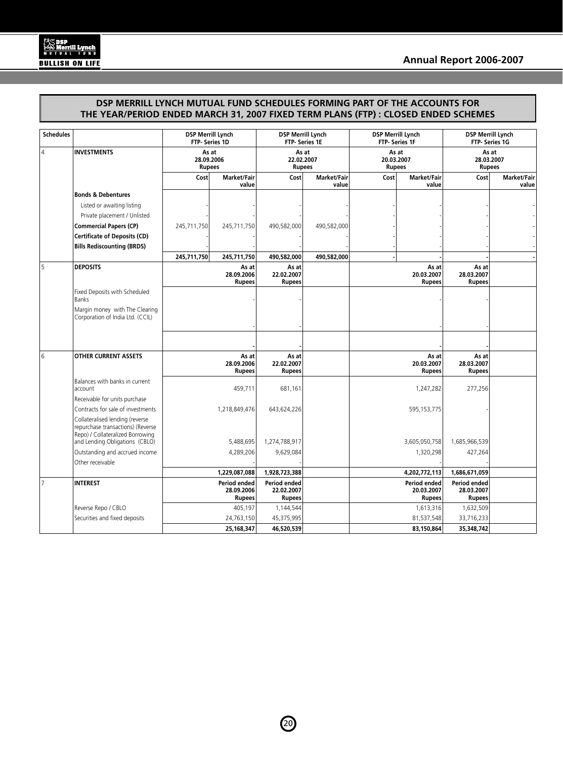## DSP MERRILL LYNCH MUTUAL FUND SCHEDULES FORMING PART OF THE ACCOUNTS FOR THE YEAR/PERIOD ENDED MARCH 31, 2007 FIXED TERM PLANS (FTP) : CLOSED ENDED SCHEMES

| Schedules | | DSP Merrill Lynch FTP- Series 1D | | DSP Merrill Lynch FTP- Series 1E | | DSP Merrill Lynch FTP- Series 1F | | DSP Merrill Lynch FTP- Series 1G | |
|---|---|---|---|---|---|---|---|---|---|
| 4 | **INVESTMENTS** | As at 28.09.2006 Rupees | | As at 22.02.2007 Rupees | | As at 20.03.2007 Rupees | | As at 28.03.2007 Rupees | |
| | | Cost | Market/Fair value | Cost | Market/Fair value | Cost | Market/Fair value | Cost | Market/Fair value |
| | **Bonds & Debentures** | | | | | | | | |
| | Listed or awaiting listing | - | - | - | - | - | - | - | - |
| | Private placement / Unlisted | - | - | - | - | - | - | - | - |
| | **Commercial Papers (CP)** | 245,711,750 | 245,711,750 | 490,582,000 | 490,582,000 | - | - | - | - |
| | **Certificate of Deposits (CD)** | - | - | - | - | - | - | - | - |
| | **Bills Rediscounting (BRDS)** | - | - | - | - | - | - | - | - |
| | | **245,711,750** | **245,711,750** | **490,582,000** | **490,582,000** | **-** | **-** | **-** | **-** |
| 5 | **DEPOSITS** | | As at 28.09.2006 Rupees | As at 22.02.2007 Rupees | | | As at 20.03.2007 Rupees | As at 28.03.2007 Rupees | |
| | Fixed Deposits with Scheduled Banks | | - | - | | | - | - | |
| | Margin money with The Clearing Corporation of India Ltd. (CCIL) | | - | - | | | - | - | |
| | | | **-** | **-** | | | **-** | **-** | |
| 6 | **OTHER CURRENT ASSETS** | | As at 28.09.2006 Rupees | As at 22.02.2007 Rupees | | | As at 20.03.2007 Rupees | As at 28.03.2007 Rupees | |
| | Balances with banks in current account | | 459,711 | 681,161 | | | 1,247,282 | 277,256 | |
| | Receivable for units purchase | | | | | | | | |
| | Contracts for sale of investments | | 1,218,849,476 | 643,624,226 | | | 595,153,775 | - | |
| | Collateralised lending (reverse repurchase transactions) (Reverse Repo) / Collateralized Borrowing and Lending Obligations (CBLO) | | 5,488,695 | 1,274,788,917 | | | 3,605,050,758 | 1,685,966,539 | |
| | Outstanding and accrued income | | 4,289,206 | 9,629,084 | | | 1,320,298 | 427,264 | |
| | Other receivable | | - | - | | | - | - | |
| | | | **1,229,087,088** | **1,928,723,388** | | | **4,202,772,113** | **1,686,671,059** | |
| 7 | **INTEREST** | | Period ended 28.09.2006 Rupees | Period ended 22.02.2007 Rupees | | | Period ended 20.03.2007 Rupees | Period ended 28.03.2007 Rupees | |
| | Reverse Repo / CBLO | | 405,197 | 1,144,544 | | | 1,613,316 | 1,632,509 | |
| | Securities and fixed deposits | | 24,763,150 | 45,375,995 | | | 81,537,548 | 33,716,233 | |
| | | | **25,168,347** | **46,520,539** | | | **83,150,864** | **35,348,742** | |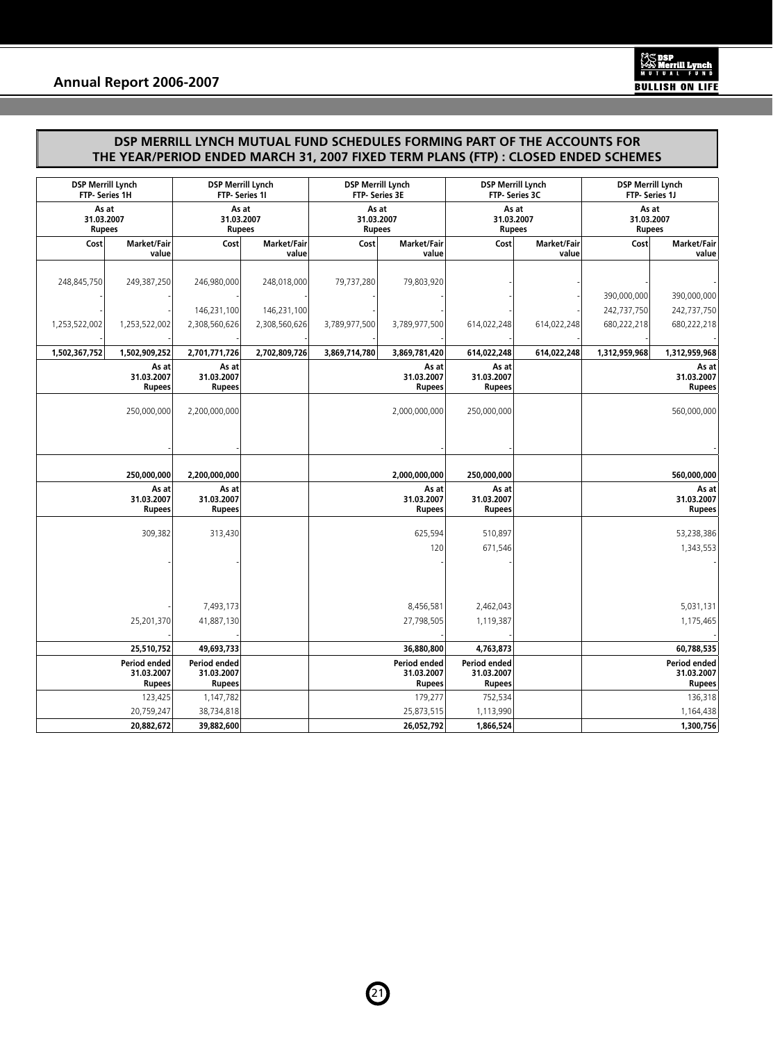## DSP MERRILL LYNCH MUTUAL FUND SCHEDULES FORMING PART OF THE ACCOUNTS FOR THE YEAR/PERIOD ENDED MARCH 31, 2007 FIXED TERM PLANS (FTP) : CLOSED ENDED SCHEMES

| DSP Merrill Lynch FTP- Series 1H | | DSP Merrill Lynch FTP- Series 1I | | DSP Merrill Lynch FTP- Series 3E | | DSP Merrill Lynch FTP- Series 3C | | DSP Merrill Lynch FTP- Series 1J | |
|---|---|---|---|---|---|---|---|---|---|
| As at 31.03.2007 Rupees | | As at 31.03.2007 Rupees | | As at 31.03.2007 Rupees | | As at 31.03.2007 Rupees | | As at 31.03.2007 Rupees | |
| Cost | Market/Fair value | Cost | Market/Fair value | Cost | Market/Fair value | Cost | Market/Fair value | Cost | Market/Fair value |
| 248,845,750 | 249,387,250 | 246,980,000 | 248,018,000 | 79,737,280 | 79,803,920 | - | - | - | - |
| - | - | - | - | - | - | - | - | 390,000,000 | 390,000,000 |
| - | - | 146,231,100 | 146,231,100 | - | - | - | - | 242,737,750 | 242,737,750 |
| 1,253,522,002 | 1,253,522,002 | 2,308,560,626 | 2,308,560,626 | 3,789,977,500 | 3,789,977,500 | 614,022,248 | 614,022,248 | 680,222,218 | 680,222,218 |
| - | - | - | - | - | - | - | - | - | - |
| **1,502,367,752** | **1,502,909,252** | **2,701,771,726** | **2,702,809,726** | **3,869,714,780** | **3,869,781,420** | **614,022,248** | **614,022,248** | **1,312,959,968** | **1,312,959,968** |
| | **As at 31.03.2007 Rupees** | **As at 31.03.2007 Rupees** | | | **As at 31.03.2007 Rupees** | **As at 31.03.2007 Rupees** | | | **As at 31.03.2007 Rupees** |
| | 250,000,000 | 2,200,000,000 | | | 2,000,000,000 | 250,000,000 | | | 560,000,000 |
| | - | - | | | - | - | | | - |
| | **250,000,000** | **2,200,000,000** | | | **2,000,000,000** | **250,000,000** | | | **560,000,000** |
| | **As at 31.03.2007 Rupees** | **As at 31.03.2007 Rupees** | | | **As at 31.03.2007 Rupees** | **As at 31.03.2007 Rupees** | | | **As at 31.03.2007 Rupees** |
| | 309,382 | 313,430 | | | 625,594 | 510,897 | | | 53,238,386 |
| | | | | | 120 | 671,546 | | | 1,343,553 |
| | - | - | | | - | - | | | - |
| | - | 7,493,173 | | | 8,456,581 | 2,462,043 | | | 5,031,131 |
| | 25,201,370 | 41,887,130 | | | 27,798,505 | 1,119,387 | | | 1,175,465 |
| | - | - | | | - | - | | | - |
| | **25,510,752** | **49,693,733** | | | **36,880,800** | **4,763,873** | | | **60,788,535** |
| | **Period ended 31.03.2007 Rupees** | **Period ended 31.03.2007 Rupees** | | | **Period ended 31.03.2007 Rupees** | **Period ended 31.03.2007 Rupees** | | | **Period ended 31.03.2007 Rupees** |
| | 123,425 | 1,147,782 | | | 179,277 | 752,534 | | | 136,318 |
| | 20,759,247 | 38,734,818 | | | 25,873,515 | 1,113,990 | | | 1,164,438 |
| | **20,882,672** | **39,882,600** | | | **26,052,792** | **1,866,524** | | | **1,300,756** |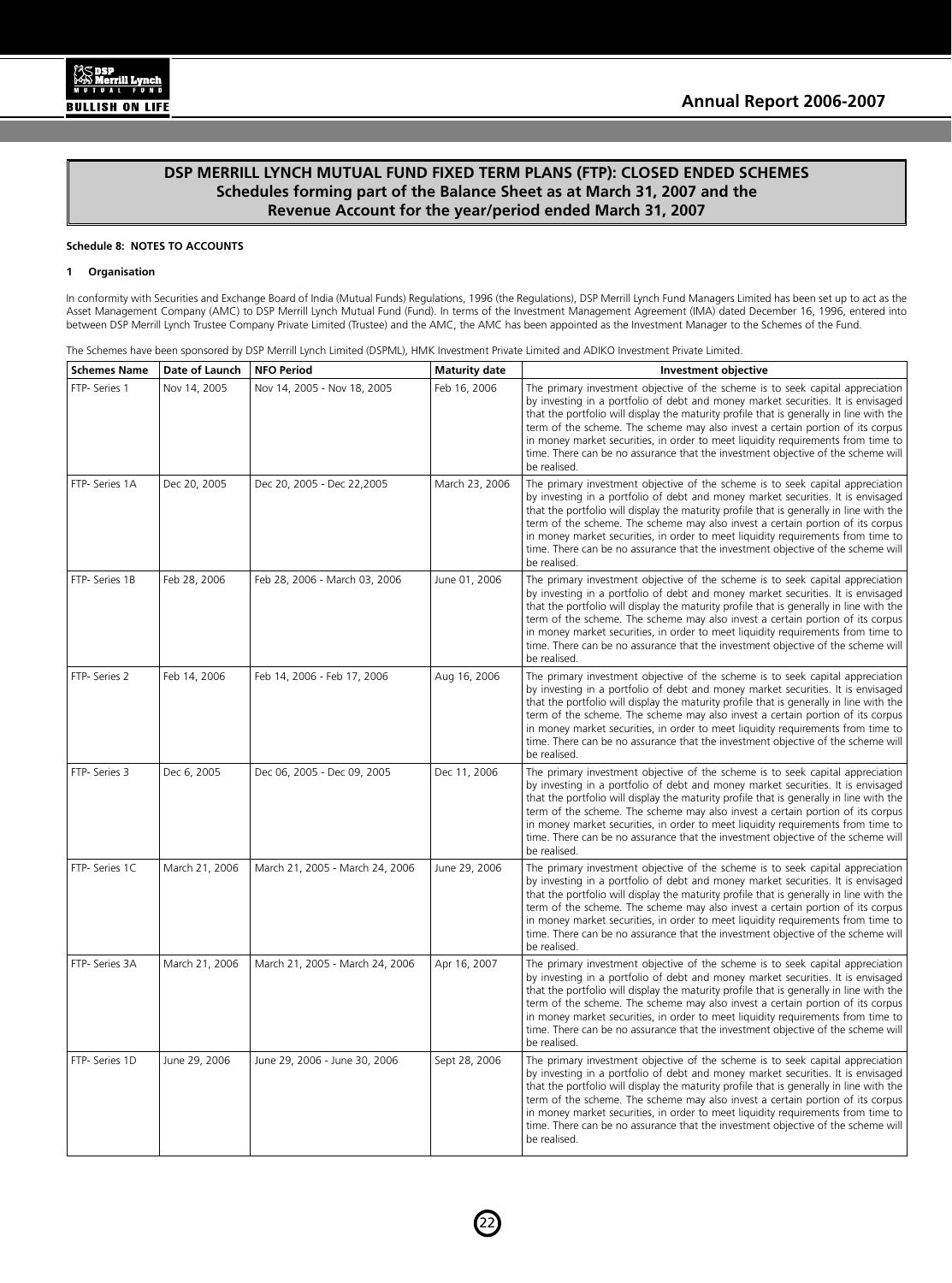## DSP MERRILL LYNCH MUTUAL FUND FIXED TERM PLANS (FTP): CLOSED ENDED SCHEMES
## Schedules forming part of the Balance Sheet as at March 31, 2007 and the Revenue Account for the year/period ended March 31, 2007

**Schedule 8: NOTES TO ACCOUNTS**

**1 Organisation**

In conformity with Securities and Exchange Board of India (Mutual Funds) Regulations, 1996 (the Regulations), DSP Merrill Lynch Fund Managers Limited has been set up to act as the Asset Management Company (AMC) to DSP Merrill Lynch Mutual Fund (Fund). In terms of the Investment Management Agreement (IMA) dated December 16, 1996, entered into between DSP Merrill Lynch Trustee Company Private Limited (Trustee) and the AMC, the AMC has been appointed as the Investment Manager to the Schemes of the Fund.

The Schemes have been sponsored by DSP Merrill Lynch Limited (DSPML), HMK Investment Private Limited and ADIKO Investment Private Limited.

| Schemes Name | Date of Launch | NFO Period | Maturity date | Investment objective |
|---|---|---|---|---|
| FTP- Series 1 | Nov 14, 2005 | Nov 14, 2005 - Nov 18, 2005 | Feb 16, 2006 | The primary investment objective of the scheme is to seek capital appreciation by investing in a portfolio of debt and money market securities. It is envisaged that the portfolio will display the maturity profile that is generally in line with the term of the scheme. The scheme may also invest a certain portion of its corpus in money market securities, in order to meet liquidity requirements from time to time. There can be no assurance that the investment objective of the scheme will be realised. |
| FTP- Series 1A | Dec 20, 2005 | Dec 20, 2005 - Dec 22,2005 | March 23, 2006 | The primary investment objective of the scheme is to seek capital appreciation by investing in a portfolio of debt and money market securities. It is envisaged that the portfolio will display the maturity profile that is generally in line with the term of the scheme. The scheme may also invest a certain portion of its corpus in money market securities, in order to meet liquidity requirements from time to time. There can be no assurance that the investment objective of the scheme will be realised. |
| FTP- Series 1B | Feb 28, 2006 | Feb 28, 2006 - March 03, 2006 | June 01, 2006 | The primary investment objective of the scheme is to seek capital appreciation by investing in a portfolio of debt and money market securities. It is envisaged that the portfolio will display the maturity profile that is generally in line with the term of the scheme. The scheme may also invest a certain portion of its corpus in money market securities, in order to meet liquidity requirements from time to time. There can be no assurance that the investment objective of the scheme will be realised. |
| FTP- Series 2 | Feb 14, 2006 | Feb 14, 2006 - Feb 17, 2006 | Aug 16, 2006 | The primary investment objective of the scheme is to seek capital appreciation by investing in a portfolio of debt and money market securities. It is envisaged that the portfolio will display the maturity profile that is generally in line with the term of the scheme. The scheme may also invest a certain portion of its corpus in money market securities, in order to meet liquidity requirements from time to time. There can be no assurance that the investment objective of the scheme will be realised. |
| FTP- Series 3 | Dec 6, 2005 | Dec 06, 2005 - Dec 09, 2005 | Dec 11, 2006 | The primary investment objective of the scheme is to seek capital appreciation by investing in a portfolio of debt and money market securities. It is envisaged that the portfolio will display the maturity profile that is generally in line with the term of the scheme. The scheme may also invest a certain portion of its corpus in money market securities, in order to meet liquidity requirements from time to time. There can be no assurance that the investment objective of the scheme will be realised. |
| FTP- Series 1C | March 21, 2006 | March 21, 2005 - March 24, 2006 | June 29, 2006 | The primary investment objective of the scheme is to seek capital appreciation by investing in a portfolio of debt and money market securities. It is envisaged that the portfolio will display the maturity profile that is generally in line with the term of the scheme. The scheme may also invest a certain portion of its corpus in money market securities, in order to meet liquidity requirements from time to time. There can be no assurance that the investment objective of the scheme will be realised. |
| FTP- Series 3A | March 21, 2006 | March 21, 2005 - March 24, 2006 | Apr 16, 2007 | The primary investment objective of the scheme is to seek capital appreciation by investing in a portfolio of debt and money market securities. It is envisaged that the portfolio will display the maturity profile that is generally in line with the term of the scheme. The scheme may also invest a certain portion of its corpus in money market securities, in order to meet liquidity requirements from time to time. There can be no assurance that the investment objective of the scheme will be realised. |
| FTP- Series 1D | June 29, 2006 | June 29, 2006 - June 30, 2006 | Sept 28, 2006 | The primary investment objective of the scheme is to seek capital appreciation by investing in a portfolio of debt and money market securities. It is envisaged that the portfolio will display the maturity profile that is generally in line with the term of the scheme. The scheme may also invest a certain portion of its corpus in money market securities, in order to meet liquidity requirements from time to time. There can be no assurance that the investment objective of the scheme will be realised. |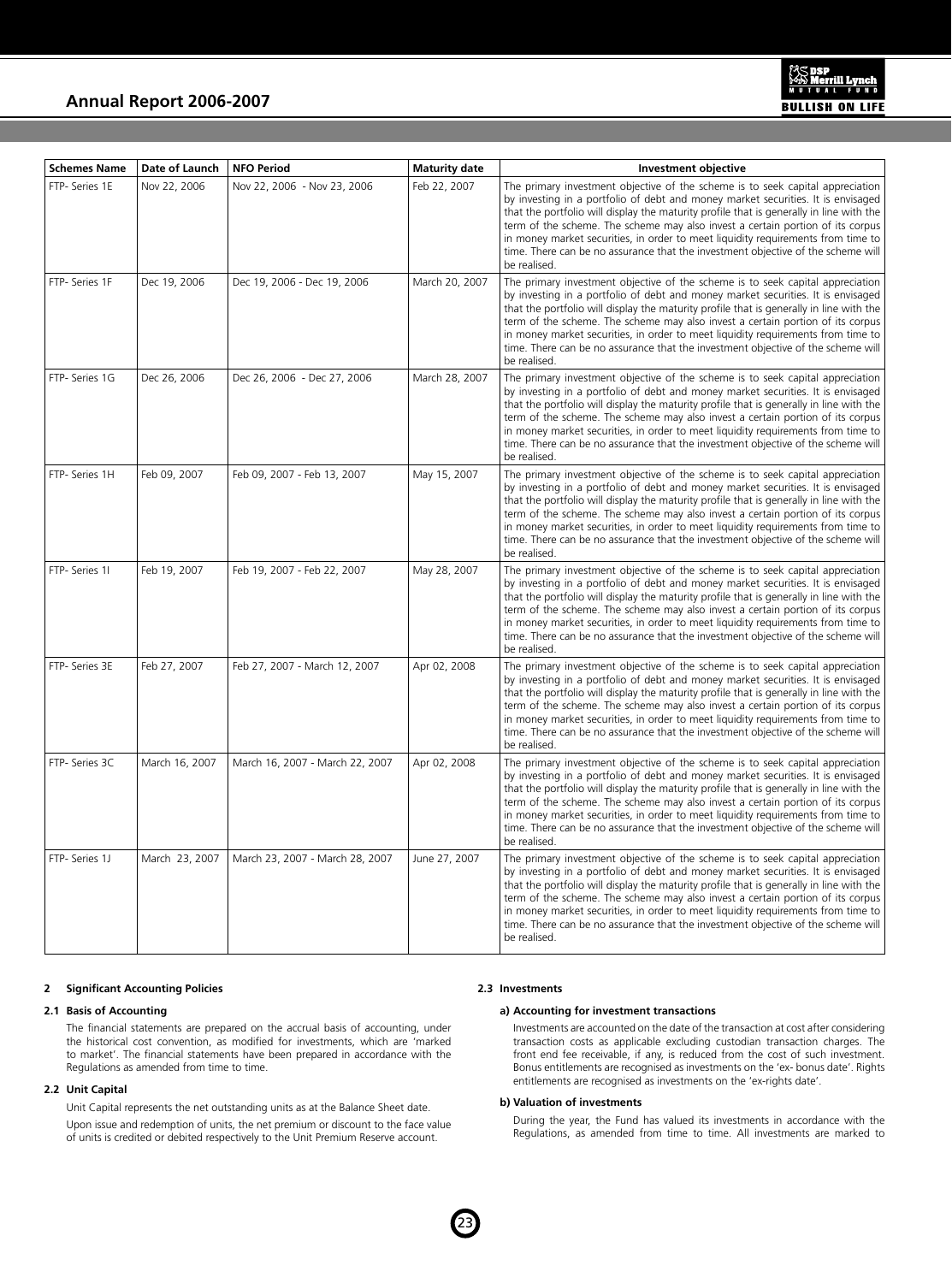| Schemes Name | Date of Launch | NFO Period | Maturity date | Investment objective |
|---|---|---|---|---|
| FTP- Series 1E | Nov 22, 2006 | Nov 22, 2006 - Nov 23, 2006 | Feb 22, 2007 | The primary investment objective of the scheme is to seek capital appreciation by investing in a portfolio of debt and money market securities. It is envisaged that the portfolio will display the maturity profile that is generally in line with the term of the scheme. The scheme may also invest a certain portion of its corpus in money market securities, in order to meet liquidity requirements from time to time. There can be no assurance that the investment objective of the scheme will be realised. |
| FTP- Series 1F | Dec 19, 2006 | Dec 19, 2006 - Dec 19, 2006 | March 20, 2007 | The primary investment objective of the scheme is to seek capital appreciation by investing in a portfolio of debt and money market securities. It is envisaged that the portfolio will display the maturity profile that is generally in line with the term of the scheme. The scheme may also invest a certain portion of its corpus in money market securities, in order to meet liquidity requirements from time to time. There can be no assurance that the investment objective of the scheme will be realised. |
| FTP- Series 1G | Dec 26, 2006 | Dec 26, 2006 - Dec 27, 2006 | March 28, 2007 | The primary investment objective of the scheme is to seek capital appreciation by investing in a portfolio of debt and money market securities. It is envisaged that the portfolio will display the maturity profile that is generally in line with the term of the scheme. The scheme may also invest a certain portion of its corpus in money market securities, in order to meet liquidity requirements from time to time. There can be no assurance that the investment objective of the scheme will be realised. |
| FTP- Series 1H | Feb 09, 2007 | Feb 09, 2007 - Feb 13, 2007 | May 15, 2007 | The primary investment objective of the scheme is to seek capital appreciation by investing in a portfolio of debt and money market securities. It is envisaged that the portfolio will display the maturity profile that is generally in line with the term of the scheme. The scheme may also invest a certain portion of its corpus in money market securities, in order to meet liquidity requirements from time to time. There can be no assurance that the investment objective of the scheme will be realised. |
| FTP- Series 1I | Feb 19, 2007 | Feb 19, 2007 - Feb 22, 2007 | May 28, 2007 | The primary investment objective of the scheme is to seek capital appreciation by investing in a portfolio of debt and money market securities. It is envisaged that the portfolio will display the maturity profile that is generally in line with the term of the scheme. The scheme may also invest a certain portion of its corpus in money market securities, in order to meet liquidity requirements from time to time. There can be no assurance that the investment objective of the scheme will be realised. |
| FTP- Series 3E | Feb 27, 2007 | Feb 27, 2007 - March 12, 2007 | Apr 02, 2008 | The primary investment objective of the scheme is to seek capital appreciation by investing in a portfolio of debt and money market securities. It is envisaged that the portfolio will display the maturity profile that is generally in line with the term of the scheme. The scheme may also invest a certain portion of its corpus in money market securities, in order to meet liquidity requirements from time to time. There can be no assurance that the investment objective of the scheme will be realised. |
| FTP- Series 3C | March 16, 2007 | March 16, 2007 - March 22, 2007 | Apr 02, 2008 | The primary investment objective of the scheme is to seek capital appreciation by investing in a portfolio of debt and money market securities. It is envisaged that the portfolio will display the maturity profile that is generally in line with the term of the scheme. The scheme may also invest a certain portion of its corpus in money market securities, in order to meet liquidity requirements from time to time. There can be no assurance that the investment objective of the scheme will be realised. |
| FTP- Series 1J | March 23, 2007 | March 23, 2007 - March 28, 2007 | June 27, 2007 | The primary investment objective of the scheme is to seek capital appreciation by investing in a portfolio of debt and money market securities. It is envisaged that the portfolio will display the maturity profile that is generally in line with the term of the scheme. The scheme may also invest a certain portion of its corpus in money market securities, in order to meet liquidity requirements from time to time. There can be no assurance that the investment objective of the scheme will be realised. |

## 2 Significant Accounting Policies

### 2.1 Basis of Accounting

The financial statements are prepared on the accrual basis of accounting, under the historical cost convention, as modified for investments, which are 'marked to market'. The financial statements have been prepared in accordance with the Regulations as amended from time to time.

### 2.2 Unit Capital

Unit Capital represents the net outstanding units as at the Balance Sheet date.

Upon issue and redemption of units, the net premium or discount to the face value of units is credited or debited respectively to the Unit Premium Reserve account.

### 2.3 Investments

**a) Accounting for investment transactions**

Investments are accounted on the date of the transaction at cost after considering transaction costs as applicable excluding custodian transaction charges. The front end fee receivable, if any, is reduced from the cost of such investment. Bonus entitlements are recognised as investments on the 'ex- bonus date'. Rights entitlements are recognised as investments on the 'ex-rights date'.

**b) Valuation of investments**

During the year, the Fund has valued its investments in accordance with the Regulations, as amended from time to time. All investments are marked to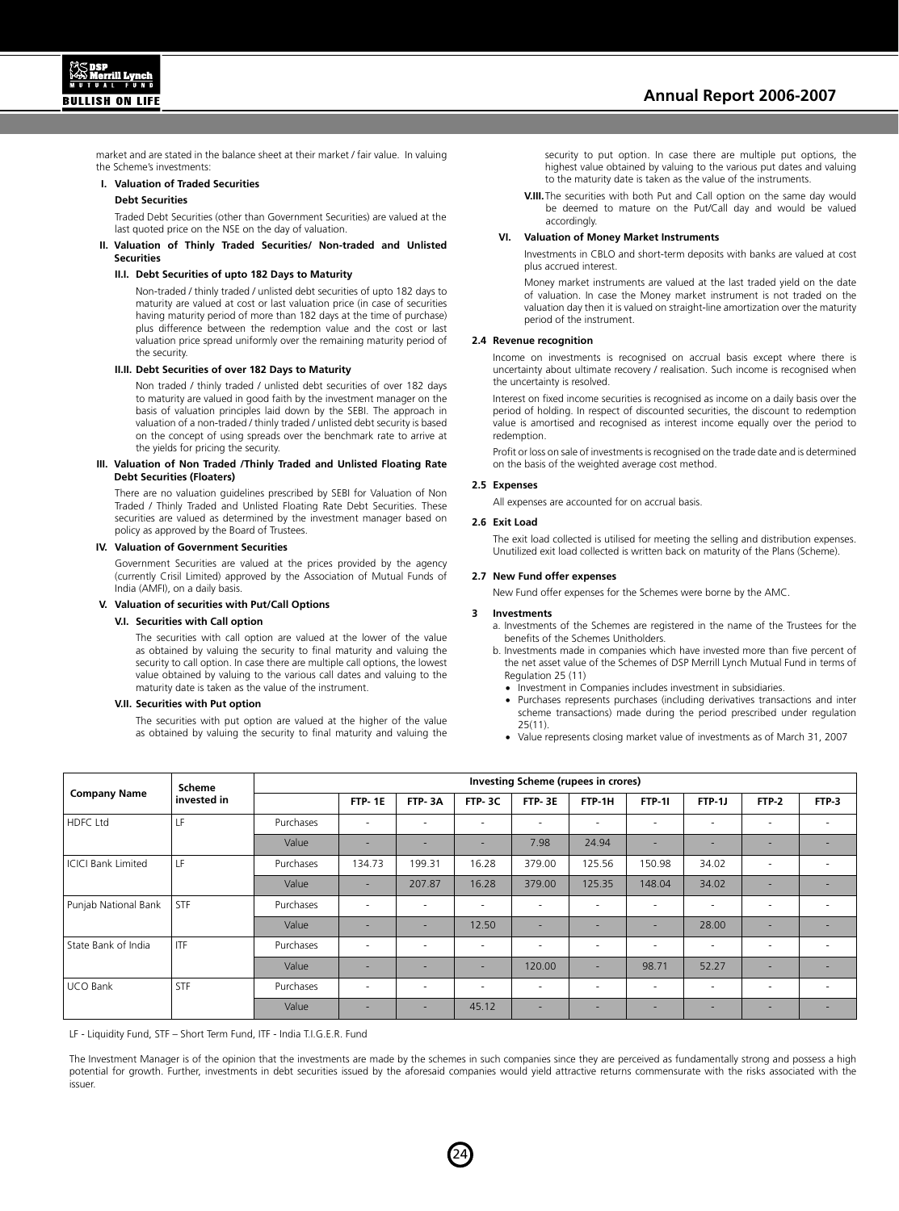market and are stated in the balance sheet at their market / fair value. In valuing the Scheme's investments:

**I. Valuation of Traded Securities**

**Debt Securities**

Traded Debt Securities (other than Government Securities) are valued at the last quoted price on the NSE on the day of valuation.

**II. Valuation of Thinly Traded Securities/ Non-traded and Unlisted Securities**

**II.I. Debt Securities of upto 182 Days to Maturity**

Non-traded / thinly traded / unlisted debt securities of upto 182 days to maturity are valued at cost or last valuation price (in case of securities having maturity period of more than 182 days at the time of purchase) plus difference between the redemption value and the cost or last valuation price spread uniformly over the remaining maturity period of the security.

**II.II. Debt Securities of over 182 Days to Maturity**

Non traded / thinly traded / unlisted debt securities of over 182 days to maturity are valued in good faith by the investment manager on the basis of valuation principles laid down by the SEBI. The approach in valuation of a non-traded / thinly traded / unlisted debt security is based on the concept of using spreads over the benchmark rate to arrive at the yields for pricing the security.

**III. Valuation of Non Traded /Thinly Traded and Unlisted Floating Rate Debt Securities (Floaters)**

There are no valuation guidelines prescribed by SEBI for Valuation of Non Traded / Thinly Traded and Unlisted Floating Rate Debt Securities. These securities are valued as determined by the investment manager based on policy as approved by the Board of Trustees.

**IV. Valuation of Government Securities**

Government Securities are valued at the prices provided by the agency (currently Crisil Limited) approved by the Association of Mutual Funds of India (AMFI), on a daily basis.

**V. Valuation of securities with Put/Call Options**

**V.I. Securities with Call option**

The securities with call option are valued at the lower of the value as obtained by valuing the security to final maturity and valuing the security to call option. In case there are multiple call options, the lowest value obtained by valuing to the various call dates and valuing to the maturity date is taken as the value of the instrument.

**V.II. Securities with Put option**

The securities with put option are valued at the higher of the value as obtained by valuing the security to final maturity and valuing the security to put option. In case there are multiple put options, the highest value obtained by valuing to the various put dates and valuing to the maturity date is taken as the value of the instruments.

**V.III.** The securities with both Put and Call option on the same day would be deemed to mature on the Put/Call day and would be valued accordingly.

**VI. Valuation of Money Market Instruments**

Investments in CBLO and short-term deposits with banks are valued at cost plus accrued interest.

Money market instruments are valued at the last traded yield on the date of valuation. In case the Money market instrument is not traded on the valuation day then it is valued on straight-line amortization over the maturity period of the instrument.

**2.4 Revenue recognition**

Income on investments is recognised on accrual basis except where there is uncertainty about ultimate recovery / realisation. Such income is recognised when the uncertainty is resolved.

Interest on fixed income securities is recognised as income on a daily basis over the period of holding. In respect of discounted securities, the discount to redemption value is amortised and recognised as interest income equally over the period to redemption.

Profit or loss on sale of investments is recognised on the trade date and is determined on the basis of the weighted average cost method.

**2.5 Expenses**

All expenses are accounted for on accrual basis.

**2.6 Exit Load**

The exit load collected is utilised for meeting the selling and distribution expenses. Unutilized exit load collected is written back on maturity of the Plans (Scheme).

**2.7 New Fund offer expenses**

New Fund offer expenses for the Schemes were borne by the AMC.

**3 Investments**

a. Investments of the Schemes are registered in the name of the Trustees for the benefits of the Schemes Unitholders.

b. Investments made in companies which have invested more than five percent of the net asset value of the Schemes of DSP Merrill Lynch Mutual Fund in terms of Regulation 25 (11)

- Investment in Companies includes investment in subsidiaries.
- Purchases represents purchases (including derivatives transactions and inter scheme transactions) made during the period prescribed under regulation 25(11).
- Value represents closing market value of investments as of March 31, 2007

| Company Name | Scheme invested in | Investing Scheme (rupees in crores) | | | | | | | | | |
|---|---|---|---|---|---|---|---|---|---|---|---|
| | | | FTP- 1E | FTP- 3A | FTP- 3C | FTP- 3E | FTP-1H | FTP-1I | FTP-1J | FTP-2 | FTP-3 |
| HDFC Ltd | LF | Purchases | - | - | - | - | - | - | - | - | - |
| | | Value | - | - | - | 7.98 | 24.94 | - | - | - | - |
| ICICI Bank Limited | LF | Purchases | 134.73 | 199.31 | 16.28 | 379.00 | 125.56 | 150.98 | 34.02 | - | - |
| | | Value | - | 207.87 | 16.28 | 379.00 | 125.35 | 148.04 | 34.02 | - | - |
| Punjab National Bank | STF | Purchases | - | - | - | - | - | - | - | - | - |
| | | Value | - | - | 12.50 | - | - | - | 28.00 | - | - |
| State Bank of India | ITF | Purchases | - | - | - | - | - | - | - | - | - |
| | | Value | - | - | - | 120.00 | - | 98.71 | 52.27 | - | - |
| UCO Bank | STF | Purchases | - | - | - | - | - | - | - | - | - |
| | | Value | - | - | 45.12 | - | - | - | - | - | - |

LF - Liquidity Fund, STF – Short Term Fund, ITF - India T.I.G.E.R. Fund

The Investment Manager is of the opinion that the investments are made by the schemes in such companies since they are perceived as fundamentally strong and possess a high potential for growth. Further, investments in debt securities issued by the aforesaid companies would yield attractive returns commensurate with the risks associated with the issuer.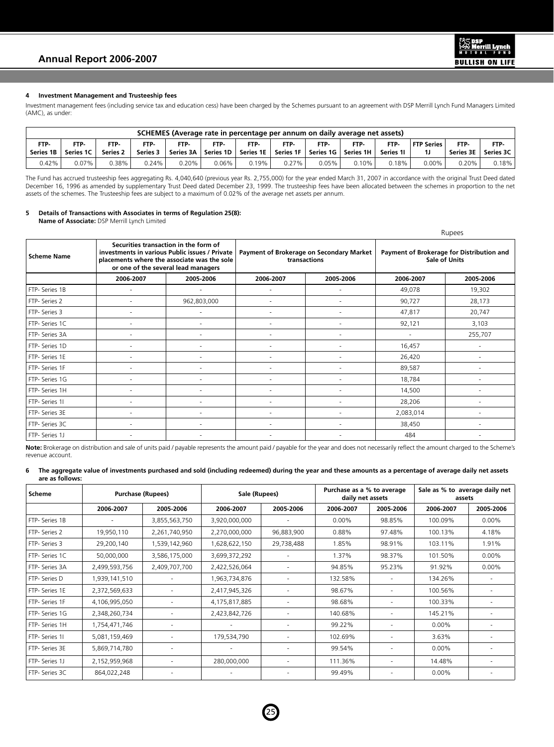## 4 Investment Management and Trusteeship fees

Investment management fees (including service tax and education cess) have been charged by the Schemes pursuant to an agreement with DSP Merrill Lynch Fund Managers Limited (AMC), as under:

| SCHEMES (Average rate in percentage per annum on daily average net assets) | | | | | | | | | | | | | |
|---|---|---|---|---|---|---|---|---|---|---|---|---|---|
| FTP-Series 1B | FTP-Series 1C | FTP-Series 2 | FTP-Series 3 | FTP-Series 3A | FTP-Series 1D | FTP-Series 1E | FTP-Series 1F | FTP-Series 1G | FTP-Series 1H | FTP-Series 1I | FTP Series 1J | FTP-Series 3E | FTP-Series 3C |
| 0.42% | 0.07% | 0.38% | 0.24% | 0.20% | 0.06% | 0.19% | 0.27% | 0.05% | 0.10% | 0.18% | 0.00% | 0.20% | 0.18% |

The Fund has accrued trusteeship fees aggregating Rs. 4,040,640 (previous year Rs. 2,755,000) for the year ended March 31, 2007 in accordance with the original Trust Deed dated December 16, 1996 as amended by supplementary Trust Deed dated December 23, 1999. The trusteeship fees have been allocated between the schemes in proportion to the net assets of the schemes. The Trusteeship fees are subject to a maximum of 0.02% of the average net assets per annum.

## 5 Details of Transactions with Associates in terms of Regulation 25(8):

**Name of Associate:** DSP Merrill Lynch Limited

Rupees

| Scheme Name | Securities transaction in the form of investments in various Public issues / Private placements where the associate was the sole or one of the several lead managers | | Payment of Brokerage on Secondary Market transactions | | Payment of Brokerage for Distribution and Sale of Units | |
|---|---|---|---|---|---|---|
| | 2006-2007 | 2005-2006 | 2006-2007 | 2005-2006 | 2006-2007 | 2005-2006 |
| FTP- Series 1B | - | - | - | - | 49,078 | 19,302 |
| FTP- Series 2 | - | 962,803,000 | - | - | 90,727 | 28,173 |
| FTP- Series 3 | - | - | - | - | 47,817 | 20,747 |
| FTP- Series 1C | - | - | - | - | 92,121 | 3,103 |
| FTP- Series 3A | - | - | - | - | - | 255,707 |
| FTP- Series 1D | - | - | - | - | 16,457 | - |
| FTP- Series 1E | - | - | - | - | 26,420 | - |
| FTP- Series 1F | - | - | - | - | 89,587 | - |
| FTP- Series 1G | - | - | - | - | 18,784 | - |
| FTP- Series 1H | - | - | - | - | 14,500 | - |
| FTP- Series 1I | - | - | - | - | 28,206 | - |
| FTP- Series 3E | - | - | - | - | 2,083,014 | - |
| FTP- Series 3C | - | - | - | - | 38,450 | - |
| FTP- Series 1J | - | - | - | - | 484 | - |

**Note:** Brokerage on distribution and sale of units paid / payable represents the amount paid / payable for the year and does not necessarily reflect the amount charged to the Scheme's revenue account.

## 6 The aggregate value of investments purchased and sold (including redeemed) during the year and these amounts as a percentage of average daily net assets are as follows:

| Scheme | Purchase (Rupees) | | Sale (Rupees) | | Purchase as a % to average daily net assets | | Sale as % to average daily net assets | |
|---|---|---|---|---|---|---|---|---|
| | 2006-2007 | 2005-2006 | 2006-2007 | 2005-2006 | 2006-2007 | 2005-2006 | 2006-2007 | 2005-2006 |
| FTP- Series 1B | - | 3,855,563,750 | 3,920,000,000 | - | 0.00% | 98.85% | 100.09% | 0.00% |
| FTP- Series 2 | 19,950,110 | 2,261,740,950 | 2,270,000,000 | 96,883,900 | 0.88% | 97.48% | 100.13% | 4.18% |
| FTP- Series 3 | 29,200,140 | 1,539,142,960 | 1,628,622,150 | 29,738,488 | 1.85% | 98.91% | 103.11% | 1.91% |
| FTP- Series 1C | 50,000,000 | 3,586,175,000 | 3,699,372,292 | - | 1.37% | 98.37% | 101.50% | 0.00% |
| FTP- Series 3A | 2,499,593,756 | 2,409,707,700 | 2,422,526,064 | - | 94.85% | 95.23% | 91.92% | 0.00% |
| FTP- Series D | 1,939,141,510 | - | 1,963,734,876 | - | 132.58% | - | 134.26% | - |
| FTP- Series 1E | 2,372,569,633 | - | 2,417,945,326 | - | 98.67% | - | 100.56% | - |
| FTP- Series 1F | 4,106,995,050 | - | 4,175,817,885 | - | 98.68% | - | 100.33% | - |
| FTP- Series 1G | 2,348,260,734 | - | 2,423,842,726 | - | 140.68% | - | 145.21% | - |
| FTP- Series 1H | 1,754,471,746 | - | - | - | 99.22% | - | 0.00% | - |
| FTP- Series 1I | 5,081,159,469 | - | 179,534,790 | - | 102.69% | - | 3.63% | - |
| FTP- Series 3E | 5,869,714,780 | - | - | - | 99.54% | - | 0.00% | - |
| FTP- Series 1J | 2,152,959,968 | - | 280,000,000 | - | 111.36% | - | 14.48% | - |
| FTP- Series 3C | 864,022,248 | - | - | - | 99.49% | - | 0.00% | - |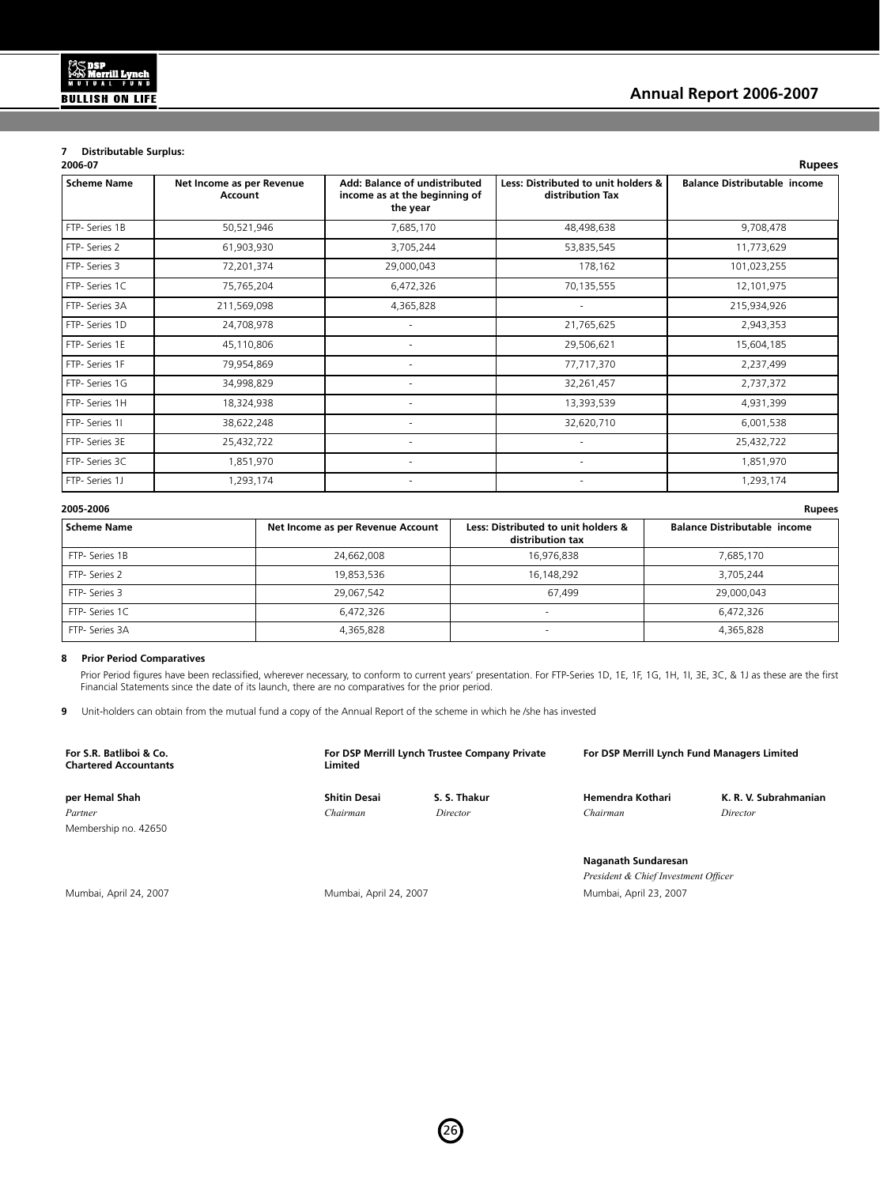**7 Distributable Surplus:**

**2006-07** **Rupees**

| Scheme Name | Net Income as per Revenue Account | Add: Balance of undistributed income as at the beginning of the year | Less: Distributed to unit holders & distribution Tax | Balance Distributable income |
|---|---|---|---|---|
| FTP- Series 1B | 50,521,946 | 7,685,170 | 48,498,638 | 9,708,478 |
| FTP- Series 2 | 61,903,930 | 3,705,244 | 53,835,545 | 11,773,629 |
| FTP- Series 3 | 72,201,374 | 29,000,043 | 178,162 | 101,023,255 |
| FTP- Series 1C | 75,765,204 | 6,472,326 | 70,135,555 | 12,101,975 |
| FTP- Series 3A | 211,569,098 | 4,365,828 | - | 215,934,926 |
| FTP- Series 1D | 24,708,978 | - | 21,765,625 | 2,943,353 |
| FTP- Series 1E | 45,110,806 | - | 29,506,621 | 15,604,185 |
| FTP- Series 1F | 79,954,869 | - | 77,717,370 | 2,237,499 |
| FTP- Series 1G | 34,998,829 | - | 32,261,457 | 2,737,372 |
| FTP- Series 1H | 18,324,938 | - | 13,393,539 | 4,931,399 |
| FTP- Series 1I | 38,622,248 | - | 32,620,710 | 6,001,538 |
| FTP- Series 3E | 25,432,722 | - | - | 25,432,722 |
| FTP- Series 3C | 1,851,970 | - | - | 1,851,970 |
| FTP- Series 1J | 1,293,174 | - | - | 1,293,174 |

**2005-2006** **Rupees**

| Scheme Name | Net Income as per Revenue Account | Less: Distributed to unit holders & distribution tax | Balance Distributable income |
|---|---|---|---|
| FTP- Series 1B | 24,662,008 | 16,976,838 | 7,685,170 |
| FTP- Series 2 | 19,853,536 | 16,148,292 | 3,705,244 |
| FTP- Series 3 | 29,067,542 | 67,499 | 29,000,043 |
| FTP- Series 1C | 6,472,326 | - | 6,472,326 |
| FTP- Series 3A | 4,365,828 | - | 4,365,828 |

**8 Prior Period Comparatives**

Prior Period figures have been reclassified, wherever necessary, to conform to current years' presentation. For FTP-Series 1D, 1E, 1F, 1G, 1H, 1I, 3E, 3C, & 1J as these are the first Financial Statements since the date of its launch, there are no comparatives for the prior period.

**9** Unit-holders can obtain from the mutual fund a copy of the Annual Report of the scheme in which he /she has invested

**For S.R. Batliboi & Co.**
**Chartered Accountants**

**per Hemal Shah**
*Partner*
Membership no. 42650

Mumbai, April 24, 2007

**For DSP Merrill Lynch Trustee Company Private Limited**

**Shitin Desai** — *Chairman*
**S. S. Thakur** — *Director*

Mumbai, April 24, 2007

**For DSP Merrill Lynch Fund Managers Limited**

**Hemendra Kothari** — *Chairman*
**K. R. V. Subrahmanian** — *Director*

**Naganath Sundaresan**
*President & Chief Investment Officer*

Mumbai, April 23, 2007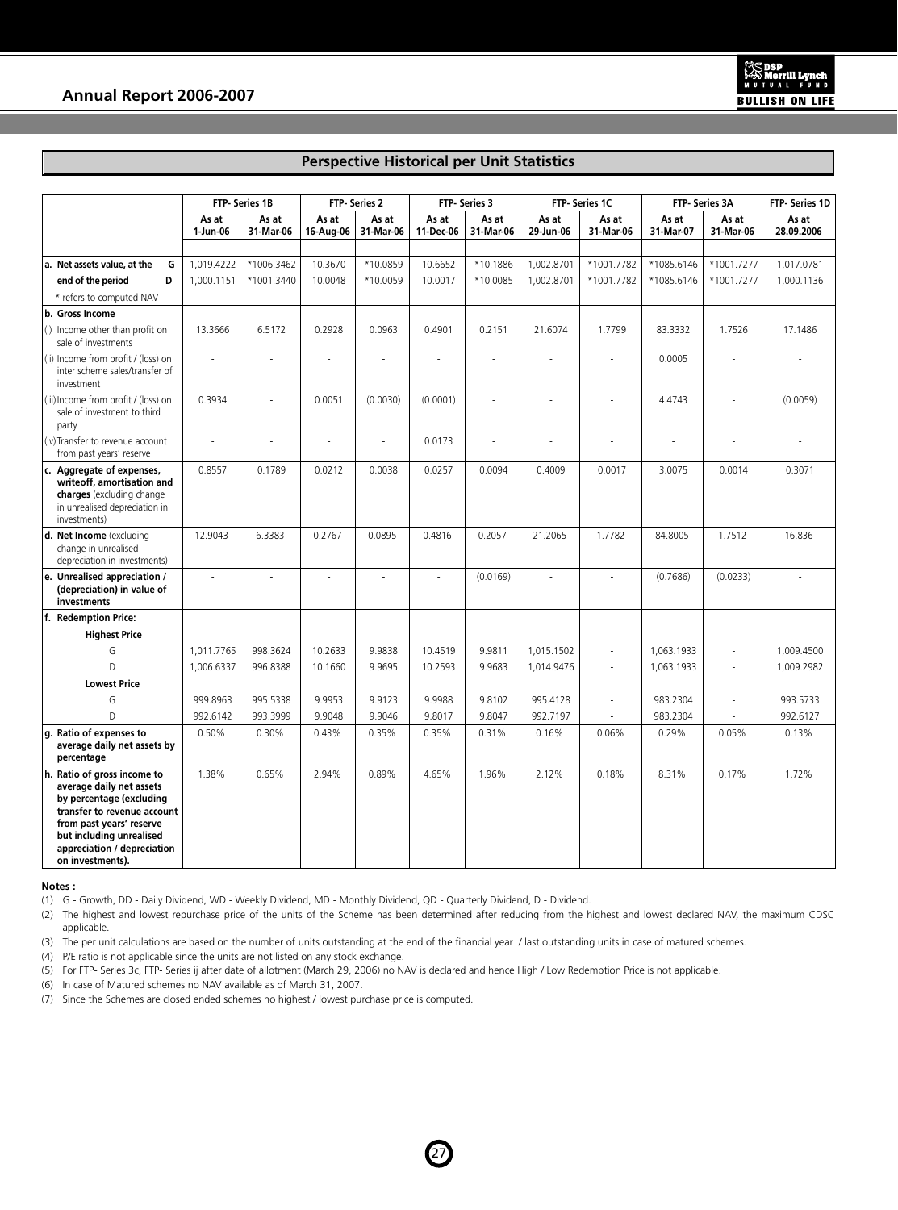## Perspective Historical per Unit Statistics

| | FTP- Series 1B | | FTP- Series 2 | | FTP- Series 3 | | FTP- Series 1C | | FTP- Series 3A | | FTP- Series 1D |
|---|---|---|---|---|---|---|---|---|---|---|---|
| | As at 1-Jun-06 | As at 31-Mar-06 | As at 16-Aug-06 | As at 31-Mar-06 | As at 11-Dec-06 | As at 31-Mar-06 | As at 29-Jun-06 | As at 31-Mar-06 | As at 31-Mar-07 | As at 31-Mar-06 | As at 28.09.2006 |
| **a. Net assets value, at the G** | 1,019.4222 | *1006.3462 | 10.3670 | *10.0859 | 10.6652 | *10.1886 | 1,002.8701 | *1001.7782 | *1085.6146 | *1001.7277 | 1,017.0781 |
| **end of the period D** | 1,000.1151 | *1001.3440 | 10.0048 | *10.0059 | 10.0017 | *10.0085 | 1,002.8701 | *1001.7782 | *1085.6146 | *1001.7277 | 1,000.1136 |
| * refers to computed NAV | | | | | | | | | | | |
| **b. Gross Income** | | | | | | | | | | | |
| (i) Income other than profit on sale of investments | 13.3666 | 6.5172 | 0.2928 | 0.0963 | 0.4901 | 0.2151 | 21.6074 | 1.7799 | 83.3332 | 1.7526 | 17.1486 |
| (ii) Income from profit / (loss) on inter scheme sales/transfer of investment | - | - | - | - | - | - | - | - | 0.0005 | - | - |
| (iii) Income from profit / (loss) on sale of investment to third party | 0.3934 | - | 0.0051 | (0.0030) | (0.0001) | - | - | - | 4.4743 | - | (0.0059) |
| (iv) Transfer to revenue account from past years' reserve | - | - | - | - | 0.0173 | - | - | - | - | - | - |
| **c. Aggregate of expenses, writeoff, amortisation and charges** (excluding change in unrealised depreciation in investments) | 0.8557 | 0.1789 | 0.0212 | 0.0038 | 0.0257 | 0.0094 | 0.4009 | 0.0017 | 3.0075 | 0.0014 | 0.3071 |
| **d. Net Income** (excluding change in unrealised depreciation in investments) | 12.9043 | 6.3383 | 0.2767 | 0.0895 | 0.4816 | 0.2057 | 21.2065 | 1.7782 | 84.8005 | 1.7512 | 16.836 |
| **e. Unrealised appreciation / (depreciation) in value of investments** | - | - | - | - | - | (0.0169) | - | - | (0.7686) | (0.0233) | - |
| **f. Redemption Price:** | | | | | | | | | | | |
| **Highest Price** | | | | | | | | | | | |
| G | 1,011.7765 | 998.3624 | 10.2633 | 9.9838 | 10.4519 | 9.9811 | 1,015.1502 | - | 1,063.1933 | - | 1,009.4500 |
| D | 1,006.6337 | 996.8388 | 10.1660 | 9.9695 | 10.2593 | 9.9683 | 1,014.9476 | - | 1,063.1933 | - | 1,009.2982 |
| **Lowest Price** | | | | | | | | | | | |
| G | 999.8963 | 995.5338 | 9.9953 | 9.9123 | 9.9988 | 9.8102 | 995.4128 | - | 983.2304 | - | 993.5733 |
| D | 992.6142 | 993.3999 | 9.9048 | 9.9046 | 9.8017 | 9.8047 | 992.7197 | - | 983.2304 | - | 992.6127 |
| **g. Ratio of expenses to average daily net assets by percentage** | 0.50% | 0.30% | 0.43% | 0.35% | 0.35% | 0.31% | 0.16% | 0.06% | 0.29% | 0.05% | 0.13% |
| **h. Ratio of gross income to average daily net assets by percentage (excluding transfer to revenue account from past years' reserve but including unrealised appreciation / depreciation on investments).** | 1.38% | 0.65% | 2.94% | 0.89% | 4.65% | 1.96% | 2.12% | 0.18% | 8.31% | 0.17% | 1.72% |

**Notes :**

(1) G - Growth, DD - Daily Dividend, WD - Weekly Dividend, MD - Monthly Dividend, QD - Quarterly Dividend, D - Dividend.

(2) The highest and lowest repurchase price of the units of the Scheme has been determined after reducing from the highest and lowest declared NAV, the maximum CDSC applicable.

(3) The per unit calculations are based on the number of units outstanding at the end of the financial year / last outstanding units in case of matured schemes.

(4) P/E ratio is not applicable since the units are not listed on any stock exchange.

(5) For FTP- Series 3c, FTP- Series ij after date of allotment (March 29, 2006) no NAV is declared and hence High / Low Redemption Price is not applicable.

(6) In case of Matured schemes no NAV available as of March 31, 2007.

(7) Since the Schemes are closed ended schemes no highest / lowest purchase price is computed.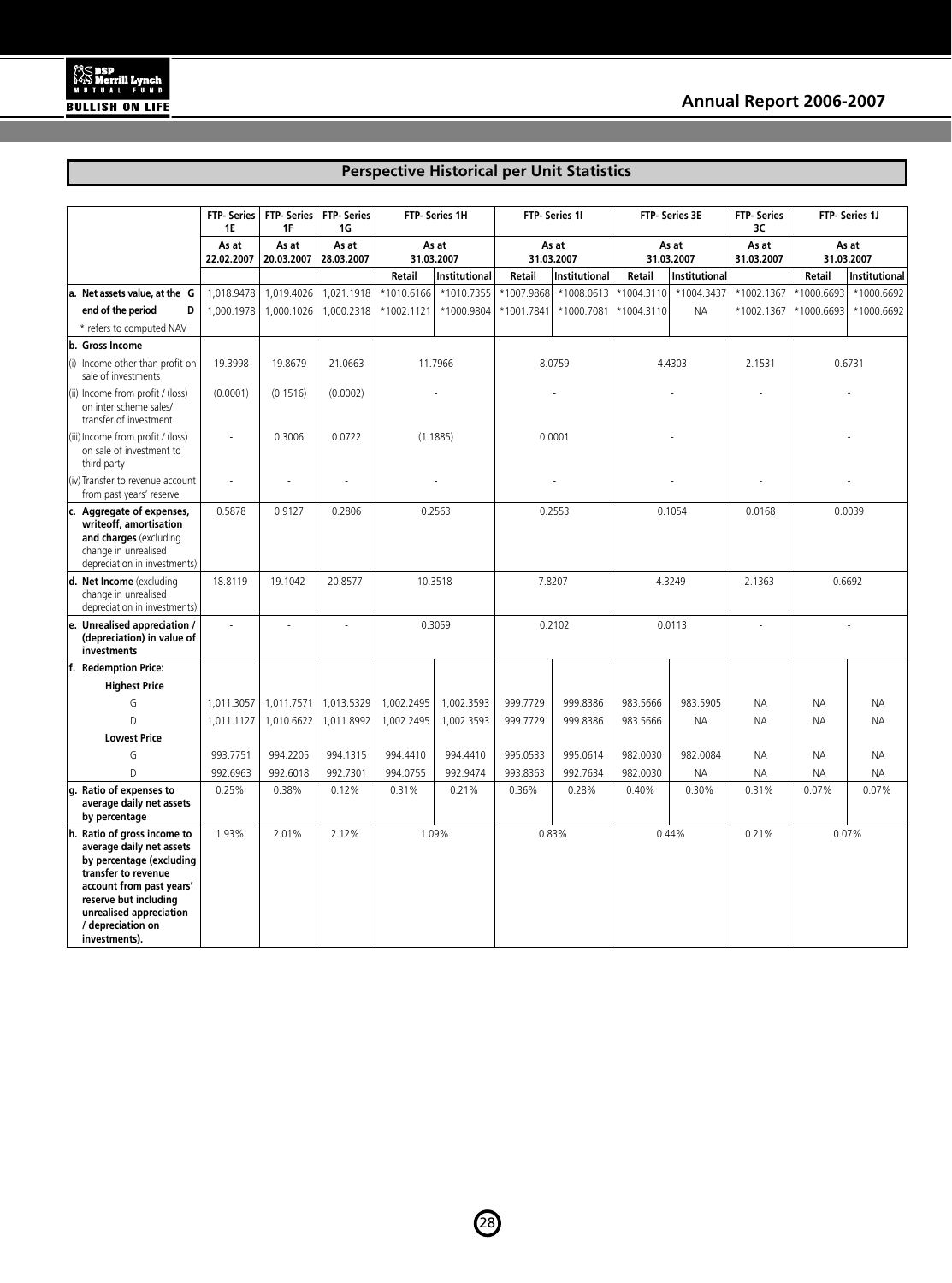## Perspective Historical per Unit Statistics

| | FTP- Series 1E | FTP- Series 1F | FTP- Series 1G | FTP- Series 1H | | FTP- Series 1I | | FTP- Series 3E | | FTP- Series 3C | FTP- Series 1J | |
|---|---|---|---|---|---|---|---|---|---|---|---|---|
| | As at 22.02.2007 | As at 20.03.2007 | As at 28.03.2007 | As at 31.03.2007 | | As at 31.03.2007 | | As at 31.03.2007 | | As at 31.03.2007 | As at 31.03.2007 | |
| | | | | Retail | Institutional | Retail | Institutional | Retail | Institutional | | Retail | Institutional |
| **a. Net assets value, at the G** | 1,018.9478 | 1,019.4026 | 1,021.1918 | *1010.6166 | *1010.7355 | *1007.9868 | *1008.0613 | *1004.3110 | *1004.3437 | *1002.1367 | *1000.6693 | *1000.6692 |
| **end of the period D** | 1,000.1978 | 1,000.1026 | 1,000.2318 | *1002.1121 | *1000.9804 | *1001.7841 | *1000.7081 | *1004.3110 | NA | *1002.1367 | *1000.6693 | *1000.6692 |
| * refers to computed NAV | | | | | | | | | | | | |
| **b. Gross Income** | | | | | | | | | | | | |
| (i) Income other than profit on sale of investments | 19.3998 | 19.8679 | 21.0663 | 11.7966 | | 8.0759 | | 4.4303 | | 2.1531 | 0.6731 | |
| (ii) Income from profit / (loss) on inter scheme sales/ transfer of investment | (0.0001) | (0.1516) | (0.0002) | - | | - | | - | | - | - | |
| (iii) Income from profit / (loss) on sale of investment to third party | - | 0.3006 | 0.0722 | (1.1885) | | 0.0001 | | - | | | - | |
| (iv) Transfer to revenue account from past years' reserve | - | - | - | - | | - | | - | | - | - | |
| **c. Aggregate of expenses, writeoff, amortisation and charges** (excluding change in unrealised depreciation in investments) | 0.5878 | 0.9127 | 0.2806 | 0.2563 | | 0.2553 | | 0.1054 | | 0.0168 | 0.0039 | |
| **d. Net Income** (excluding change in unrealised depreciation in investments) | 18.8119 | 19.1042 | 20.8577 | 10.3518 | | 7.8207 | | 4.3249 | | 2.1363 | 0.6692 | |
| **e. Unrealised appreciation / (depreciation) in value of investments** | - | - | - | 0.3059 | | 0.2102 | | 0.0113 | | - | - | |
| **f. Redemption Price:** | | | | | | | | | | | | |
| **Highest Price** | | | | | | | | | | | | |
| G | 1,011.3057 | 1,011.7571 | 1,013.5329 | 1,002.2495 | 1,002.3593 | 999.7729 | 999.8386 | 983.5666 | 983.5905 | NA | NA | NA |
| D | 1,011.1127 | 1,010.6622 | 1,011.8992 | 1,002.2495 | 1,002.3593 | 999.7729 | 999.8386 | 983.5666 | NA | NA | NA | NA |
| **Lowest Price** | | | | | | | | | | | | |
| G | 993.7751 | 994.2205 | 994.1315 | 994.4410 | 994.4410 | 995.0533 | 995.0614 | 982.0030 | 982.0084 | NA | NA | NA |
| D | 992.6963 | 992.6018 | 992.7301 | 994.0755 | 992.9474 | 993.8363 | 992.7634 | 982.0030 | NA | NA | NA | NA |
| **g. Ratio of expenses to average daily net assets by percentage** | 0.25% | 0.38% | 0.12% | 0.31% | 0.21% | 0.36% | 0.28% | 0.40% | 0.30% | 0.31% | 0.07% | 0.07% |
| **h. Ratio of gross income to average daily net assets by percentage (excluding transfer to revenue account from past years' reserve but including unrealised appreciation / depreciation on investments).** | 1.93% | 2.01% | 2.12% | 1.09% | | 0.83% | | 0.44% | | 0.21% | 0.07% | |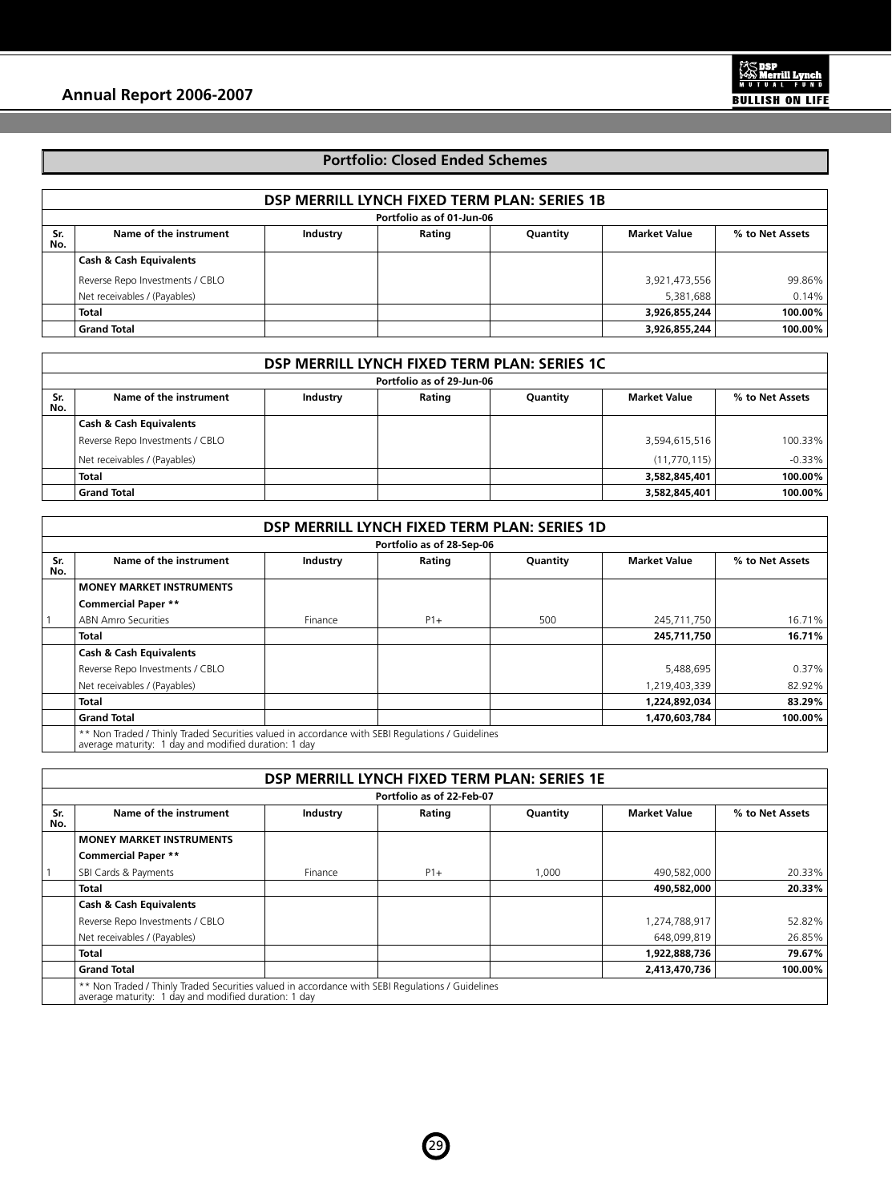## Portfolio: Closed Ended Schemes

### DSP MERRILL LYNCH FIXED TERM PLAN: SERIES 1B

Portfolio as of 01-Jun-06

| Sr. No. | Name of the instrument | Industry | Rating | Quantity | Market Value | % to Net Assets |
|---|---|---|---|---|---|---|
| | **Cash & Cash Equivalents** | | | | | |
| | Reverse Repo Investments / CBLO | | | | 3,921,473,556 | 99.86% |
| | Net receivables / (Payables) | | | | 5,381,688 | 0.14% |
| | **Total** | | | | **3,926,855,244** | **100.00%** |
| | **Grand Total** | | | | **3,926,855,244** | **100.00%** |

### DSP MERRILL LYNCH FIXED TERM PLAN: SERIES 1C

Portfolio as of 29-Jun-06

| Sr. No. | Name of the instrument | Industry | Rating | Quantity | Market Value | % to Net Assets |
|---|---|---|---|---|---|---|
| | **Cash & Cash Equivalents** | | | | | |
| | Reverse Repo Investments / CBLO | | | | 3,594,615,516 | 100.33% |
| | Net receivables / (Payables) | | | | (11,770,115) | -0.33% |
| | **Total** | | | | **3,582,845,401** | **100.00%** |
| | **Grand Total** | | | | **3,582,845,401** | **100.00%** |

### DSP MERRILL LYNCH FIXED TERM PLAN: SERIES 1D

Portfolio as of 28-Sep-06

| Sr. No. | Name of the instrument | Industry | Rating | Quantity | Market Value | % to Net Assets |
|---|---|---|---|---|---|---|
| | **MONEY MARKET INSTRUMENTS** | | | | | |
| | **Commercial Paper \*\*** | | | | | |
| 1 | ABN Amro Securities | Finance | P1+ | 500 | 245,711,750 | 16.71% |
| | **Total** | | | | **245,711,750** | **16.71%** |
| | **Cash & Cash Equivalents** | | | | | |
| | Reverse Repo Investments / CBLO | | | | 5,488,695 | 0.37% |
| | Net receivables / (Payables) | | | | 1,219,403,339 | 82.92% |
| | **Total** | | | | **1,224,892,034** | **83.29%** |
| | **Grand Total** | | | | **1,470,603,784** | **100.00%** |
| | ** Non Traded / Thinly Traded Securities valued in accordance with SEBI Regulations / Guidelines<br>average maturity: 1 day and modified duration: 1 day | | | | | |

### DSP MERRILL LYNCH FIXED TERM PLAN: SERIES 1E

Portfolio as of 22-Feb-07

| Sr. No. | Name of the instrument | Industry | Rating | Quantity | Market Value | % to Net Assets |
|---|---|---|---|---|---|---|
| | **MONEY MARKET INSTRUMENTS** | | | | | |
| | **Commercial Paper \*\*** | | | | | |
| 1 | SBI Cards & Payments | Finance | P1+ | 1,000 | 490,582,000 | 20.33% |
| | **Total** | | | | **490,582,000** | **20.33%** |
| | **Cash & Cash Equivalents** | | | | | |
| | Reverse Repo Investments / CBLO | | | | 1,274,788,917 | 52.82% |
| | Net receivables / (Payables) | | | | 648,099,819 | 26.85% |
| | **Total** | | | | **1,922,888,736** | **79.67%** |
| | **Grand Total** | | | | **2,413,470,736** | **100.00%** |
| | ** Non Traded / Thinly Traded Securities valued in accordance with SEBI Regulations / Guidelines<br>average maturity: 1 day and modified duration: 1 day | | | | | |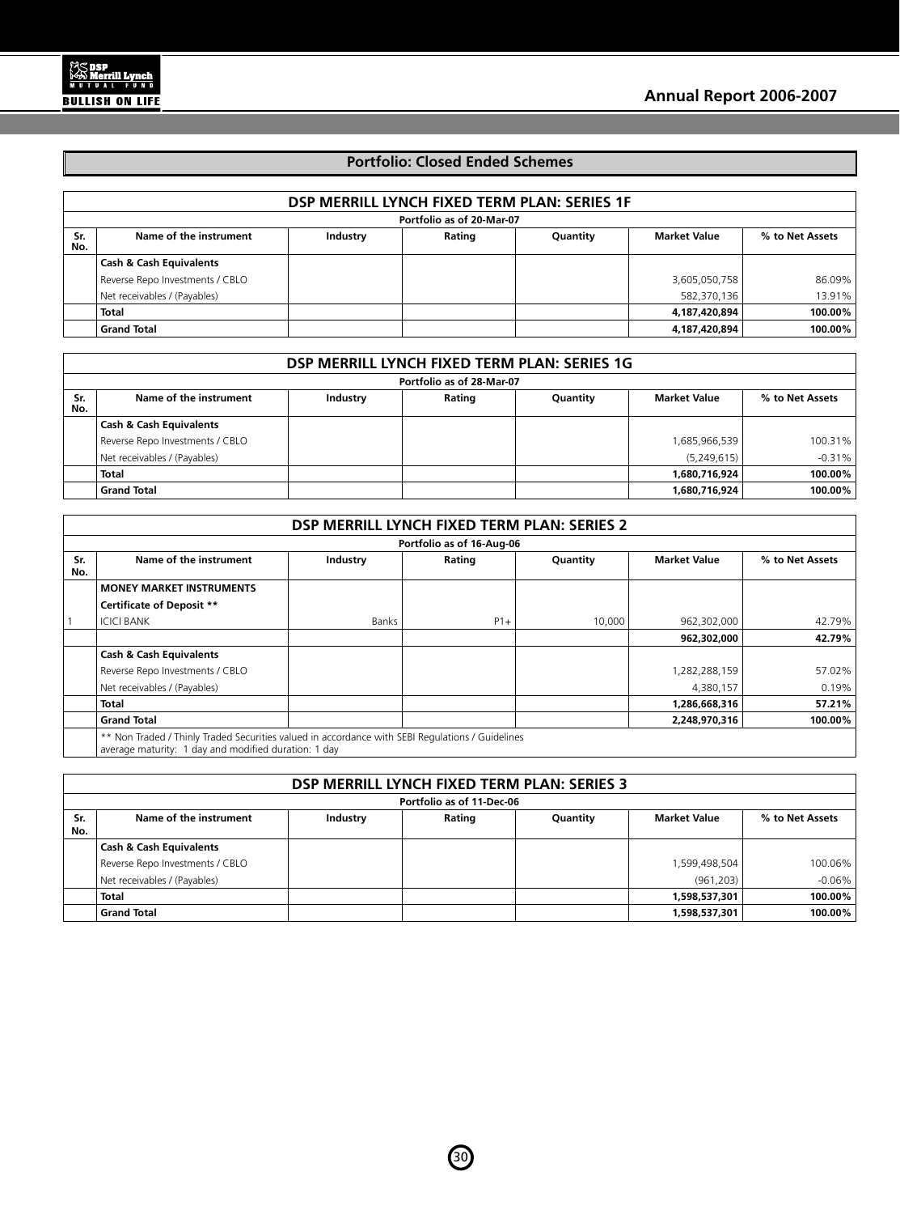## Portfolio: Closed Ended Schemes

| DSP MERRILL LYNCH FIXED TERM PLAN: SERIES 1F | | | | | | |
|---|---|---|---|---|---|---|
| Portfolio as of 20-Mar-07 | | | | | | |
| Sr. No. | Name of the instrument | Industry | Rating | Quantity | Market Value | % to Net Assets |
| | **Cash & Cash Equivalents** | | | | | |
| | Reverse Repo Investments / CBLO | | | | 3,605,050,758 | 86.09% |
| | Net receivables / (Payables) | | | | 582,370,136 | 13.91% |
| | **Total** | | | | **4,187,420,894** | **100.00%** |
| | **Grand Total** | | | | **4,187,420,894** | **100.00%** |

| DSP MERRILL LYNCH FIXED TERM PLAN: SERIES 1G | | | | | | |
|---|---|---|---|---|---|---|
| Portfolio as of 28-Mar-07 | | | | | | |
| Sr. No. | Name of the instrument | Industry | Rating | Quantity | Market Value | % to Net Assets |
| | **Cash & Cash Equivalents** | | | | | |
| | Reverse Repo Investments / CBLO | | | | 1,685,966,539 | 100.31% |
| | Net receivables / (Payables) | | | | (5,249,615) | -0.31% |
| | **Total** | | | | **1,680,716,924** | **100.00%** |
| | **Grand Total** | | | | **1,680,716,924** | **100.00%** |

| DSP MERRILL LYNCH FIXED TERM PLAN: SERIES 2 | | | | | | |
|---|---|---|---|---|---|---|
| Portfolio as of 16-Aug-06 | | | | | | |
| Sr. No. | Name of the instrument | Industry | Rating | Quantity | Market Value | % to Net Assets |
| | **MONEY MARKET INSTRUMENTS** | | | | | |
| | **Certificate of Deposit \*\*** | | | | | |
| 1 | ICICI BANK | Banks | P1+ | 10,000 | 962,302,000 | 42.79% |
| | | | | | **962,302,000** | **42.79%** |
| | **Cash & Cash Equivalents** | | | | | |
| | Reverse Repo Investments / CBLO | | | | 1,282,288,159 | 57.02% |
| | Net receivables / (Payables) | | | | 4,380,157 | 0.19% |
| | **Total** | | | | **1,286,668,316** | **57.21%** |
| | **Grand Total** | | | | **2,248,970,316** | **100.00%** |
| | ** Non Traded / Thinly Traded Securities valued in accordance with SEBI Regulations / Guidelines<br>average maturity: 1 day and modified duration: 1 day | | | | | |

| DSP MERRILL LYNCH FIXED TERM PLAN: SERIES 3 | | | | | | |
|---|---|---|---|---|---|---|
| Portfolio as of 11-Dec-06 | | | | | | |
| Sr. No. | Name of the instrument | Industry | Rating | Quantity | Market Value | % to Net Assets |
| | **Cash & Cash Equivalents** | | | | | |
| | Reverse Repo Investments / CBLO | | | | 1,599,498,504 | 100.06% |
| | Net receivables / (Payables) | | | | (961,203) | -0.06% |
| | **Total** | | | | **1,598,537,301** | **100.00%** |
| | **Grand Total** | | | | **1,598,537,301** | **100.00%** |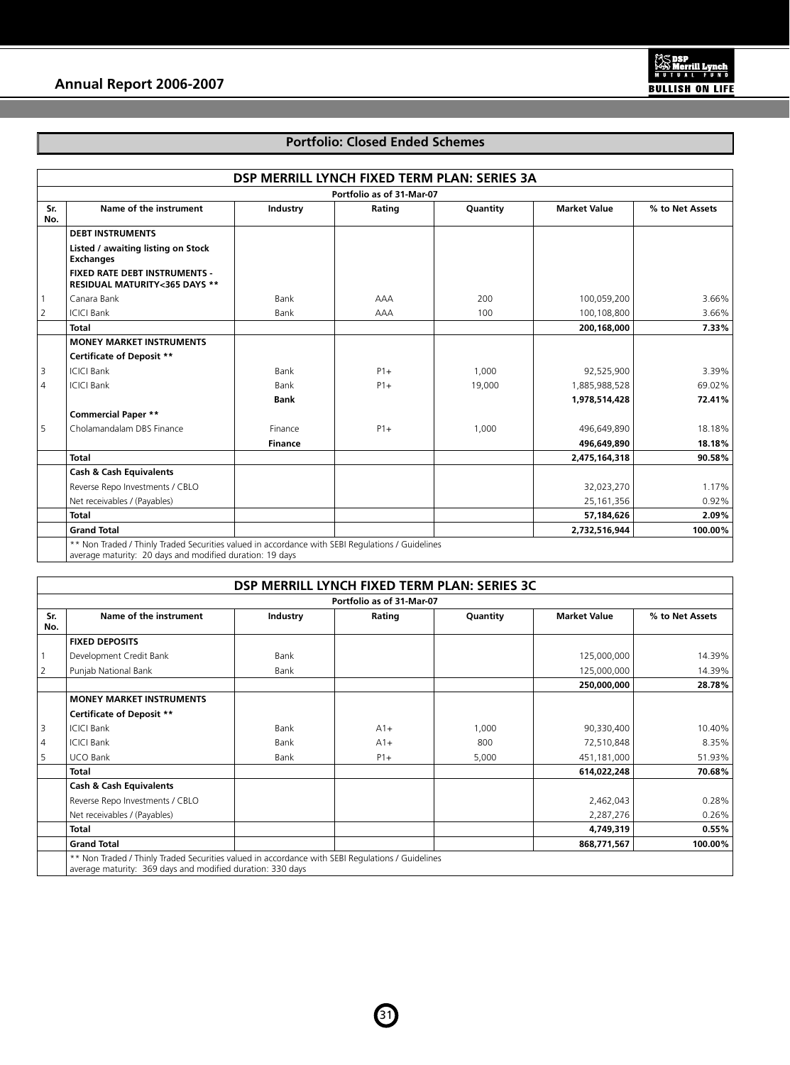## Portfolio: Closed Ended Schemes

### DSP MERRILL LYNCH FIXED TERM PLAN: SERIES 3A

Portfolio as of 31-Mar-07

| Sr. No. | Name of the instrument | Industry | Rating | Quantity | Market Value | % to Net Assets |
|---|---|---|---|---|---|---|
| | **DEBT INSTRUMENTS** | | | | | |
| | **Listed / awaiting listing on Stock Exchanges** | | | | | |
| | **FIXED RATE DEBT INSTRUMENTS - RESIDUAL MATURITY<365 DAYS \*\*** | | | | | |
| 1 | Canara Bank | Bank | AAA | 200 | 100,059,200 | 3.66% |
| 2 | ICICI Bank | Bank | AAA | 100 | 100,108,800 | 3.66% |
| | **Total** | | | | **200,168,000** | **7.33%** |
| | **MONEY MARKET INSTRUMENTS** | | | | | |
| | **Certificate of Deposit \*\*** | | | | | |
| 3 | ICICI Bank | Bank | P1+ | 1,000 | 92,525,900 | 3.39% |
| 4 | ICICI Bank | Bank | P1+ | 19,000 | 1,885,988,528 | 69.02% |
| | | **Bank** | | | **1,978,514,428** | **72.41%** |
| | **Commercial Paper \*\*** | | | | | |
| 5 | Cholamandalam DBS Finance | Finance | P1+ | 1,000 | 496,649,890 | 18.18% |
| | | **Finance** | | | **496,649,890** | **18.18%** |
| | **Total** | | | | **2,475,164,318** | **90.58%** |
| | **Cash & Cash Equivalents** | | | | | |
| | Reverse Repo Investments / CBLO | | | | 32,023,270 | 1.17% |
| | Net receivables / (Payables) | | | | 25,161,356 | 0.92% |
| | **Total** | | | | **57,184,626** | **2.09%** |
| | **Grand Total** | | | | **2,732,516,944** | **100.00%** |

** Non Traded / Thinly Traded Securities valued in accordance with SEBI Regulations / Guidelines
average maturity: 20 days and modified duration: 19 days

### DSP MERRILL LYNCH FIXED TERM PLAN: SERIES 3C

Portfolio as of 31-Mar-07

| Sr. No. | Name of the instrument | Industry | Rating | Quantity | Market Value | % to Net Assets |
|---|---|---|---|---|---|---|
| | **FIXED DEPOSITS** | | | | | |
| 1 | Development Credit Bank | Bank | | | 125,000,000 | 14.39% |
| 2 | Punjab National Bank | Bank | | | 125,000,000 | 14.39% |
| | | | | | **250,000,000** | **28.78%** |
| | **MONEY MARKET INSTRUMENTS** | | | | | |
| | **Certificate of Deposit \*\*** | | | | | |
| 3 | ICICI Bank | Bank | A1+ | 1,000 | 90,330,400 | 10.40% |
| 4 | ICICI Bank | Bank | A1+ | 800 | 72,510,848 | 8.35% |
| 5 | UCO Bank | Bank | P1+ | 5,000 | 451,181,000 | 51.93% |
| | **Total** | | | | **614,022,248** | **70.68%** |
| | **Cash & Cash Equivalents** | | | | | |
| | Reverse Repo Investments / CBLO | | | | 2,462,043 | 0.28% |
| | Net receivables / (Payables) | | | | 2,287,276 | 0.26% |
| | **Total** | | | | **4,749,319** | **0.55%** |
| | **Grand Total** | | | | **868,771,567** | **100.00%** |

** Non Traded / Thinly Traded Securities valued in accordance with SEBI Regulations / Guidelines
average maturity: 369 days and modified duration: 330 days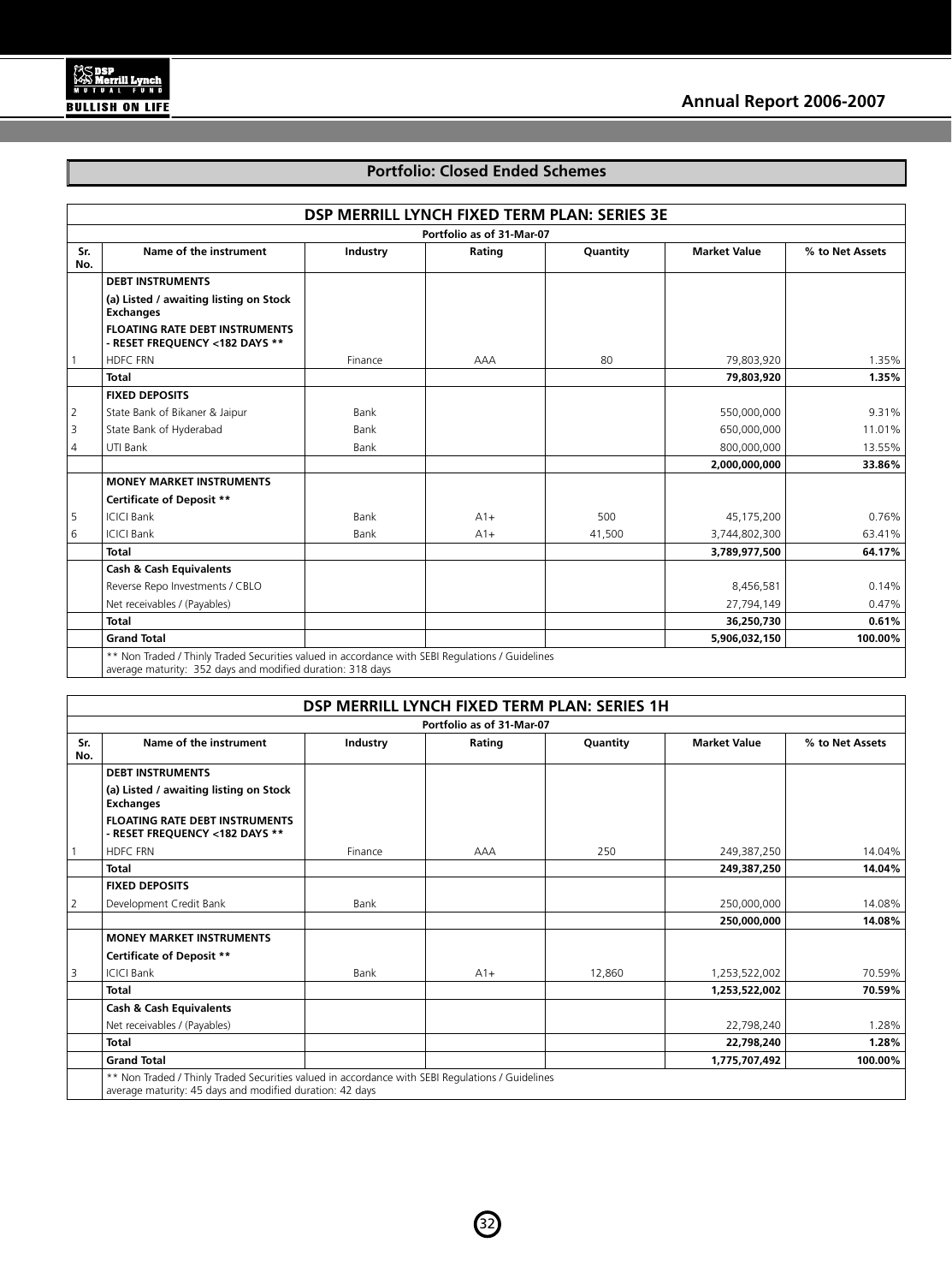## Portfolio: Closed Ended Schemes

### DSP MERRILL LYNCH FIXED TERM PLAN: SERIES 3E

Portfolio as of 31-Mar-07

| Sr. No. | Name of the instrument | Industry | Rating | Quantity | Market Value | % to Net Assets |
|---|---|---|---|---|---|---|
| | **DEBT INSTRUMENTS** | | | | | |
| | **(a) Listed / awaiting listing on Stock Exchanges** | | | | | |
| | **FLOATING RATE DEBT INSTRUMENTS - RESET FREQUENCY <182 DAYS \*\*** | | | | | |
| 1 | HDFC FRN | Finance | AAA | 80 | 79,803,920 | 1.35% |
| | **Total** | | | | **79,803,920** | **1.35%** |
| | **FIXED DEPOSITS** | | | | | |
| 2 | State Bank of Bikaner & Jaipur | Bank | | | 550,000,000 | 9.31% |
| 3 | State Bank of Hyderabad | Bank | | | 650,000,000 | 11.01% |
| 4 | UTI Bank | Bank | | | 800,000,000 | 13.55% |
| | | | | | **2,000,000,000** | **33.86%** |
| | **MONEY MARKET INSTRUMENTS** | | | | | |
| | **Certificate of Deposit \*\*** | | | | | |
| 5 | ICICI Bank | Bank | A1+ | 500 | 45,175,200 | 0.76% |
| 6 | ICICI Bank | Bank | A1+ | 41,500 | 3,744,802,300 | 63.41% |
| | **Total** | | | | **3,789,977,500** | **64.17%** |
| | **Cash & Cash Equivalents** | | | | | |
| | Reverse Repo Investments / CBLO | | | | 8,456,581 | 0.14% |
| | Net receivables / (Payables) | | | | 27,794,149 | 0.47% |
| | **Total** | | | | **36,250,730** | **0.61%** |
| | **Grand Total** | | | | **5,906,032,150** | **100.00%** |

** Non Traded / Thinly Traded Securities valued in accordance with SEBI Regulations / Guidelines
average maturity: 352 days and modified duration: 318 days

### DSP MERRILL LYNCH FIXED TERM PLAN: SERIES 1H

Portfolio as of 31-Mar-07

| Sr. No. | Name of the instrument | Industry | Rating | Quantity | Market Value | % to Net Assets |
|---|---|---|---|---|---|---|
| | **DEBT INSTRUMENTS** | | | | | |
| | **(a) Listed / awaiting listing on Stock Exchanges** | | | | | |
| | **FLOATING RATE DEBT INSTRUMENTS - RESET FREQUENCY <182 DAYS \*\*** | | | | | |
| 1 | HDFC FRN | Finance | AAA | 250 | 249,387,250 | 14.04% |
| | **Total** | | | | **249,387,250** | **14.04%** |
| | **FIXED DEPOSITS** | | | | | |
| 2 | Development Credit Bank | Bank | | | 250,000,000 | 14.08% |
| | | | | | **250,000,000** | **14.08%** |
| | **MONEY MARKET INSTRUMENTS** | | | | | |
| | **Certificate of Deposit \*\*** | | | | | |
| 3 | ICICI Bank | Bank | A1+ | 12,860 | 1,253,522,002 | 70.59% |
| | **Total** | | | | **1,253,522,002** | **70.59%** |
| | **Cash & Cash Equivalents** | | | | | |
| | Net receivables / (Payables) | | | | 22,798,240 | 1.28% |
| | **Total** | | | | **22,798,240** | **1.28%** |
| | **Grand Total** | | | | **1,775,707,492** | **100.00%** |

** Non Traded / Thinly Traded Securities valued in accordance with SEBI Regulations / Guidelines
average maturity: 45 days and modified duration: 42 days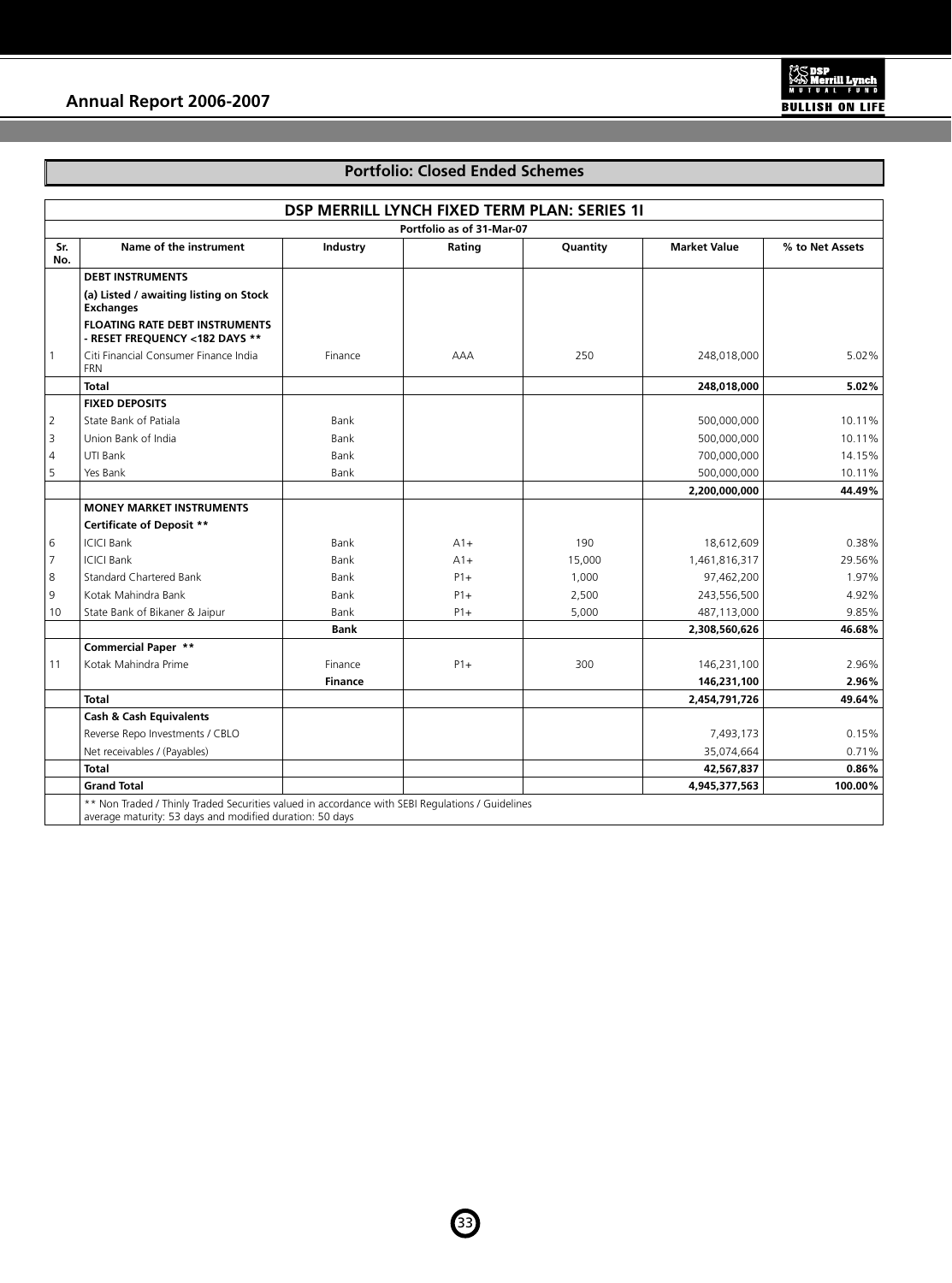## Portfolio: Closed Ended Schemes

### DSP MERRILL LYNCH FIXED TERM PLAN: SERIES 1I

Portfolio as of 31-Mar-07

| Sr. No. | Name of the instrument | Industry | Rating | Quantity | Market Value | % to Net Assets |
|---|---|---|---|---|---|---|
| | **DEBT INSTRUMENTS** | | | | | |
| | **(a) Listed / awaiting listing on Stock Exchanges** | | | | | |
| | **FLOATING RATE DEBT INSTRUMENTS - RESET FREQUENCY <182 DAYS \*\*** | | | | | |
| 1 | Citi Financial Consumer Finance India FRN | Finance | AAA | 250 | 248,018,000 | 5.02% |
| | **Total** | | | | **248,018,000** | **5.02%** |
| | **FIXED DEPOSITS** | | | | | |
| 2 | State Bank of Patiala | Bank | | | 500,000,000 | 10.11% |
| 3 | Union Bank of India | Bank | | | 500,000,000 | 10.11% |
| 4 | UTI Bank | Bank | | | 700,000,000 | 14.15% |
| 5 | Yes Bank | Bank | | | 500,000,000 | 10.11% |
| | | | | | **2,200,000,000** | **44.49%** |
| | **MONEY MARKET INSTRUMENTS** | | | | | |
| | **Certificate of Deposit \*\*** | | | | | |
| 6 | ICICI Bank | Bank | A1+ | 190 | 18,612,609 | 0.38% |
| 7 | ICICI Bank | Bank | A1+ | 15,000 | 1,461,816,317 | 29.56% |
| 8 | Standard Chartered Bank | Bank | P1+ | 1,000 | 97,462,200 | 1.97% |
| 9 | Kotak Mahindra Bank | Bank | P1+ | 2,500 | 243,556,500 | 4.92% |
| 10 | State Bank of Bikaner & Jaipur | Bank | P1+ | 5,000 | 487,113,000 | 9.85% |
| | | **Bank** | | | **2,308,560,626** | **46.68%** |
| | **Commercial Paper \*\*** | | | | | |
| 11 | Kotak Mahindra Prime | Finance | P1+ | 300 | 146,231,100 | 2.96% |
| | | **Finance** | | | **146,231,100** | **2.96%** |
| | **Total** | | | | **2,454,791,726** | **49.64%** |
| | **Cash & Cash Equivalents** | | | | | |
| | Reverse Repo Investments / CBLO | | | | 7,493,173 | 0.15% |
| | Net receivables / (Payables) | | | | 35,074,664 | 0.71% |
| | **Total** | | | | **42,567,837** | **0.86%** |
| | **Grand Total** | | | | **4,945,377,563** | **100.00%** |

** Non Traded / Thinly Traded Securities valued in accordance with SEBI Regulations / Guidelines
average maturity: 53 days and modified duration: 50 days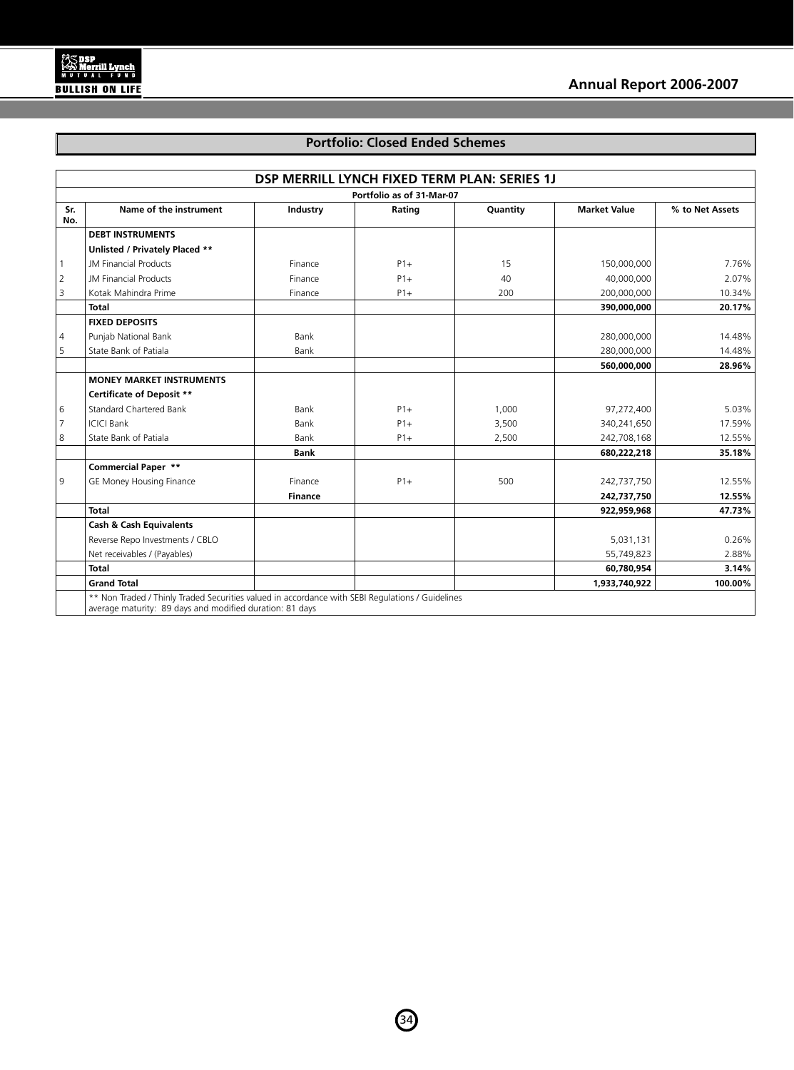## Portfolio: Closed Ended Schemes

### DSP MERRILL LYNCH FIXED TERM PLAN: SERIES 1J

Portfolio as of 31-Mar-07

| Sr. No. | Name of the instrument | Industry | Rating | Quantity | Market Value | % to Net Assets |
|---|---|---|---|---|---|---|
| | **DEBT INSTRUMENTS** | | | | | |
| | **Unlisted / Privately Placed \*\*** | | | | | |
| 1 | JM Financial Products | Finance | P1+ | 15 | 150,000,000 | 7.76% |
| 2 | JM Financial Products | Finance | P1+ | 40 | 40,000,000 | 2.07% |
| 3 | Kotak Mahindra Prime | Finance | P1+ | 200 | 200,000,000 | 10.34% |
| | **Total** | | | | **390,000,000** | **20.17%** |
| | **FIXED DEPOSITS** | | | | | |
| 4 | Punjab National Bank | Bank | | | 280,000,000 | 14.48% |
| 5 | State Bank of Patiala | Bank | | | 280,000,000 | 14.48% |
| | | | | | **560,000,000** | **28.96%** |
| | **MONEY MARKET INSTRUMENTS** | | | | | |
| | **Certificate of Deposit \*\*** | | | | | |
| 6 | Standard Chartered Bank | Bank | P1+ | 1,000 | 97,272,400 | 5.03% |
| 7 | ICICI Bank | Bank | P1+ | 3,500 | 340,241,650 | 17.59% |
| 8 | State Bank of Patiala | Bank | P1+ | 2,500 | 242,708,168 | 12.55% |
| | | **Bank** | | | **680,222,218** | **35.18%** |
| | **Commercial Paper \*\*** | | | | | |
| 9 | GE Money Housing Finance | Finance | P1+ | 500 | 242,737,750 | 12.55% |
| | | **Finance** | | | **242,737,750** | **12.55%** |
| | **Total** | | | | **922,959,968** | **47.73%** |
| | **Cash & Cash Equivalents** | | | | | |
| | Reverse Repo Investments / CBLO | | | | 5,031,131 | 0.26% |
| | Net receivables / (Payables) | | | | 55,749,823 | 2.88% |
| | **Total** | | | | **60,780,954** | **3.14%** |
| | **Grand Total** | | | | **1,933,740,922** | **100.00%** |

** Non Traded / Thinly Traded Securities valued in accordance with SEBI Regulations / Guidelines
average maturity: 89 days and modified duration: 81 days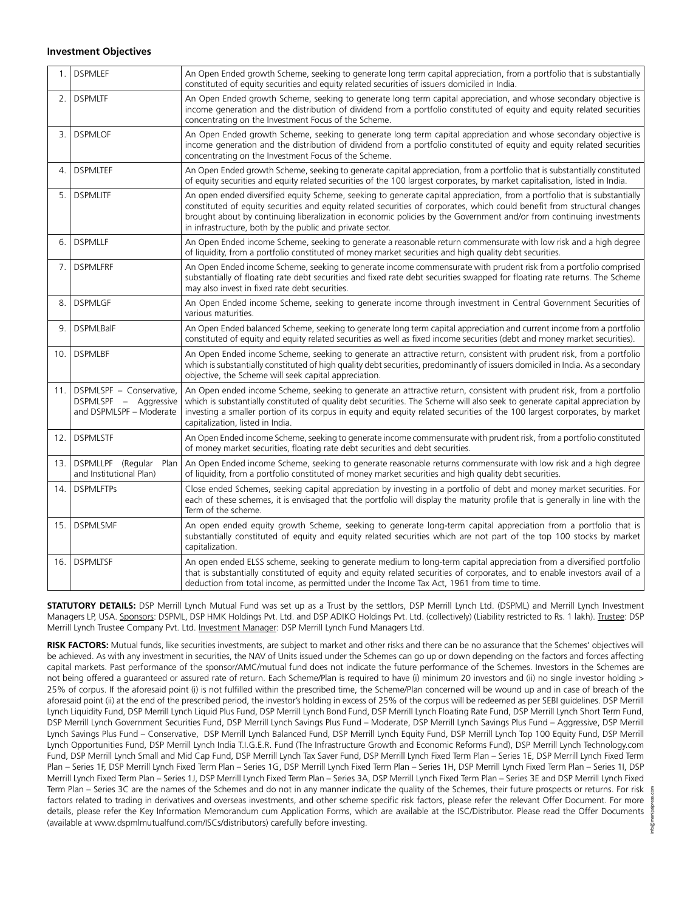## Investment Objectives

| | | |
|---|---|---|
| 1. | DSPMLEF | An Open Ended growth Scheme, seeking to generate long term capital appreciation, from a portfolio that is substantially constituted of equity securities and equity related securities of issuers domiciled in India. |
| 2. | DSPMLTF | An Open Ended growth Scheme, seeking to generate long term capital appreciation, and whose secondary objective is income generation and the distribution of dividend from a portfolio constituted of equity and equity related securities concentrating on the Investment Focus of the Scheme. |
| 3. | DSPMLOF | An Open Ended growth Scheme, seeking to generate long term capital appreciation and whose secondary objective is income generation and the distribution of dividend from a portfolio constituted of equity and equity related securities concentrating on the Investment Focus of the Scheme. |
| 4. | DSPMLTEF | An Open Ended growth Scheme, seeking to generate capital appreciation, from a portfolio that is substantially constituted of equity securities and equity related securities of the 100 largest corporates, by market capitalisation, listed in India. |
| 5. | DSPMLITF | An open ended diversified equity Scheme, seeking to generate capital appreciation, from a portfolio that is substantially constituted of equity securities and equity related securities of corporates, which could benefit from structural changes brought about by continuing liberalization in economic policies by the Government and/or from continuing investments in infrastructure, both by the public and private sector. |
| 6. | DSPMLLF | An Open Ended income Scheme, seeking to generate a reasonable return commensurate with low risk and a high degree of liquidity, from a portfolio constituted of money market securities and high quality debt securities. |
| 7. | DSPMLFRF | An Open Ended income Scheme, seeking to generate income commensurate with prudent risk from a portfolio comprised substantially of floating rate debt securities and fixed rate debt securities swapped for floating rate returns. The Scheme may also invest in fixed rate debt securities. |
| 8. | DSPMLGF | An Open Ended income Scheme, seeking to generate income through investment in Central Government Securities of various maturities. |
| 9. | DSPMLBalF | An Open Ended balanced Scheme, seeking to generate long term capital appreciation and current income from a portfolio constituted of equity and equity related securities as well as fixed income securities (debt and money market securities). |
| 10. | DSPMLBF | An Open Ended income Scheme, seeking to generate an attractive return, consistent with prudent risk, from a portfolio which is substantially constituted of high quality debt securities, predominantly of issuers domiciled in India. As a secondary objective, the Scheme will seek capital appreciation. |
| 11. | DSPMLSPF – Conservative, DSPMLSPF – Aggressive and DSPMLSPF – Moderate | An Open ended income Scheme, seeking to generate an attractive return, consistent with prudent risk, from a portfolio which is substantially constituted of quality debt securities. The Scheme will also seek to generate capital appreciation by investing a smaller portion of its corpus in equity and equity related securities of the 100 largest corporates, by market capitalization, listed in India. |
| 12. | DSPMLSTF | An Open Ended income Scheme, seeking to generate income commensurate with prudent risk, from a portfolio constituted of money market securities, floating rate debt securities and debt securities. |
| 13. | DSPMLLPF (Regular Plan and Institutional Plan) | An Open Ended income Scheme, seeking to generate reasonable returns commensurate with low risk and a high degree of liquidity, from a portfolio constituted of money market securities and high quality debt securities. |
| 14. | DSPMLFTPs | Close ended Schemes, seeking capital appreciation by investing in a portfolio of debt and money market securities. For each of these schemes, it is envisaged that the portfolio will display the maturity profile that is generally in line with the Term of the scheme. |
| 15. | DSPMLSMF | An open ended equity growth Scheme, seeking to generate long-term capital appreciation from a portfolio that is substantially constituted of equity and equity related securities which are not part of the top 100 stocks by market capitalization. |
| 16. | DSPMLTSF | An open ended ELSS scheme, seeking to generate medium to long-term capital appreciation from a diversified portfolio that is substantially constituted of equity and equity related securities of corporates, and to enable investors avail of a deduction from total income, as permitted under the Income Tax Act, 1961 from time to time. |

**STATUTORY DETAILS:** DSP Merrill Lynch Mutual Fund was set up as a Trust by the settlors, DSP Merrill Lynch Ltd. (DSPML) and Merrill Lynch Investment Managers LP, USA. Sponsors: DSPML, DSP HMK Holdings Pvt. Ltd. and DSP ADIKO Holdings Pvt. Ltd. (collectively) (Liability restricted to Rs. 1 lakh). Trustee: DSP Merrill Lynch Trustee Company Pvt. Ltd. Investment Manager: DSP Merrill Lynch Fund Managers Ltd.

**RISK FACTORS:** Mutual funds, like securities investments, are subject to market and other risks and there can be no assurance that the Schemes' objectives will be achieved. As with any investment in securities, the NAV of Units issued under the Schemes can go up or down depending on the factors and forces affecting capital markets. Past performance of the sponsor/AMC/mutual fund does not indicate the future performance of the Schemes. Investors in the Schemes are not being offered a guaranteed or assured rate of return. Each Scheme/Plan is required to have (i) minimum 20 investors and (ii) no single investor holding > 25% of corpus. If the aforesaid point (i) is not fulfilled within the prescribed time, the Scheme/Plan concerned will be wound up and in case of breach of the aforesaid point (ii) at the end of the prescribed period, the investor's holding in excess of 25% of the corpus will be redeemed as per SEBI guidelines. DSP Merrill Lynch Liquidity Fund, DSP Merrill Lynch Liquid Plus Fund, DSP Merrill Lynch Bond Fund, DSP Merrill Lynch Floating Rate Fund, DSP Merrill Lynch Short Term Fund, DSP Merrill Lynch Government Securities Fund, DSP Merrill Lynch Savings Plus Fund – Moderate, DSP Merrill Lynch Savings Plus Fund – Aggressive, DSP Merrill Lynch Savings Plus Fund – Conservative, DSP Merrill Lynch Balanced Fund, DSP Merrill Lynch Equity Fund, DSP Merrill Lynch Top 100 Equity Fund, DSP Merrill Lynch Opportunities Fund, DSP Merrill Lynch India T.I.G.E.R. Fund (The Infrastructure Growth and Economic Reforms Fund), DSP Merrill Lynch Technology.com Fund, DSP Merrill Lynch Small and Mid Cap Fund, DSP Merrill Lynch Tax Saver Fund, DSP Merrill Lynch Fixed Term Plan – Series 1E, DSP Merrill Lynch Fixed Term Plan – Series 1F, DSP Merrill Lynch Fixed Term Plan – Series 1G, DSP Merrill Lynch Fixed Term Plan – Series 1H, DSP Merrill Lynch Fixed Term Plan – Series 1I, DSP Merrill Lynch Fixed Term Plan – Series 1J, DSP Merrill Lynch Fixed Term Plan – Series 3A, DSP Merrill Lynch Fixed Term Plan – Series 3E and DSP Merrill Lynch Fixed Term Plan – Series 3C are the names of the Schemes and do not in any manner indicate the quality of the Schemes, their future prospects or returns. For risk factors related to trading in derivatives and overseas investments, and other scheme specific risk factors, please refer the relevant Offer Document. For more details, please refer the Key Information Memorandum cum Application Forms, which are available at the ISC/Distributor. Please read the Offer Documents (available at www.dspmlmutualfund.com/ISCs/distributors) carefully before investing.